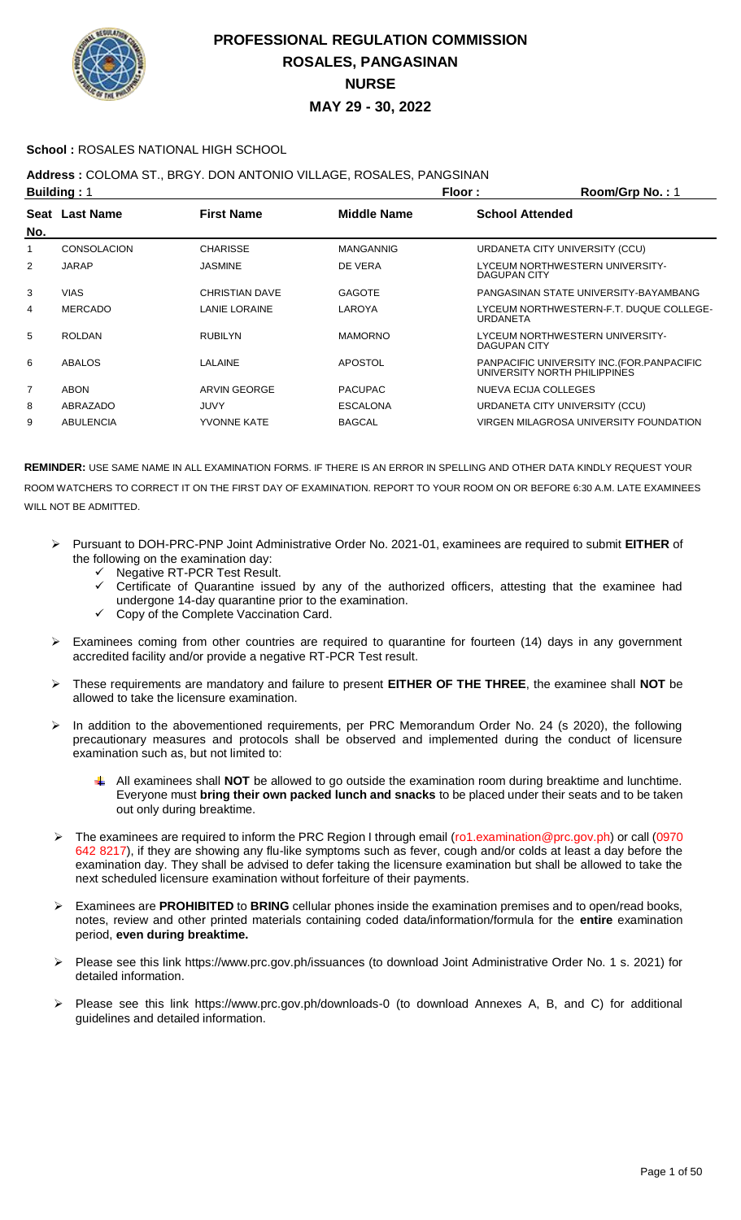# PROFESSIONAL REGULATION COMMISSION
## ROSALES, PANGASINAN
## NURSE
## MAY 29 - 30, 2022

**School :** ROSALES NATIONAL HIGH SCHOOL

**Address :** COLOMA ST., BRGY. DON ANTONIO VILLAGE, ROSALES, PANGSINAN

**Building :** 1 **Floor :** **Room/Grp No. :** 1

| Seat No. | Last Name | First Name | Middle Name | School Attended |
|---|---|---|---|---|
| 1 | CONSOLACION | CHARISSE | MANGANNIG | URDANETA CITY UNIVERSITY (CCU) |
| 2 | JARAP | JASMINE | DE VERA | LYCEUM NORTHWESTERN UNIVERSITY-DAGUPAN CITY |
| 3 | VIAS | CHRISTIAN DAVE | GAGOTE | PANGASINAN STATE UNIVERSITY-BAYAMBANG |
| 4 | MERCADO | LANIE LORAINE | LAROYA | LYCEUM NORTHWESTERN-F.T. DUQUE COLLEGE-URDANETA |
| 5 | ROLDAN | RUBILYN | MAMORNO | LYCEUM NORTHWESTERN UNIVERSITY-DAGUPAN CITY |
| 6 | ABALOS | LALAINE | APOSTOL | PANPACIFIC UNIVERSITY INC.(FOR.PANPACIFIC UNIVERSITY NORTH PHILIPPINES |
| 7 | ABON | ARVIN GEORGE | PACUPAC | NUEVA ECIJA COLLEGES |
| 8 | ABRAZADO | JUVY | ESCALONA | URDANETA CITY UNIVERSITY (CCU) |
| 9 | ABULENCIA | YVONNE KATE | BAGCAL | VIRGEN MILAGROSA UNIVERSITY FOUNDATION |

**REMINDER:** USE SAME NAME IN ALL EXAMINATION FORMS. IF THERE IS AN ERROR IN SPELLING AND OTHER DATA KINDLY REQUEST YOUR ROOM WATCHERS TO CORRECT IT ON THE FIRST DAY OF EXAMINATION. REPORT TO YOUR ROOM ON OR BEFORE 6:30 A.M. LATE EXAMINEES WILL NOT BE ADMITTED.

- Pursuant to DOH-PRC-PNP Joint Administrative Order No. 2021-01, examinees are required to submit **EITHER** of the following on the examination day:
  - ✓ Negative RT-PCR Test Result.
  - ✓ Certificate of Quarantine issued by any of the authorized officers, attesting that the examinee had undergone 14-day quarantine prior to the examination.
  - ✓ Copy of the Complete Vaccination Card.
- Examinees coming from other countries are required to quarantine for fourteen (14) days in any government accredited facility and/or provide a negative RT-PCR Test result.
- These requirements are mandatory and failure to present **EITHER OF THE THREE**, the examinee shall **NOT** be allowed to take the licensure examination.
- In addition to the abovementioned requirements, per PRC Memorandum Order No. 24 (s 2020), the following precautionary measures and protocols shall be observed and implemented during the conduct of licensure examination such as, but not limited to:
  - All examinees shall **NOT** be allowed to go outside the examination room during breaktime and lunchtime. Everyone must **bring their own packed lunch and snacks** to be placed under their seats and to be taken out only during breaktime.
- The examinees are required to inform the PRC Region I through email (ro1.examination@prc.gov.ph) or call (0970 642 8217), if they are showing any flu-like symptoms such as fever, cough and/or colds at least a day before the examination day. They shall be advised to defer taking the licensure examination but shall be allowed to take the next scheduled licensure examination without forfeiture of their payments.
- Examinees are **PROHIBITED** to **BRING** cellular phones inside the examination premises and to open/read books, notes, review and other printed materials containing coded data/information/formula for the **entire** examination period, **even during breaktime.**
- Please see this link https://www.prc.gov.ph/issuances (to download Joint Administrative Order No. 1 s. 2021) for detailed information.
- Please see this link https://www.prc.gov.ph/downloads-0 (to download Annexes A, B, and C) for additional guidelines and detailed information.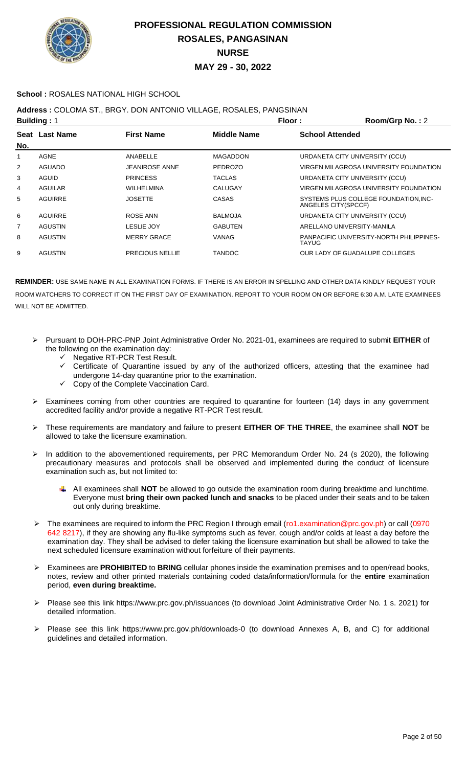# PROFESSIONAL REGULATION COMMISSION
## ROSALES, PANGASINAN
## NURSE
## MAY 29 - 30, 2022

**School :** ROSALES NATIONAL HIGH SCHOOL

**Address :** COLOMA ST., BRGY. DON ANTONIO VILLAGE, ROSALES, PANGSINAN

**Building :** 1 **Floor :** **Room/Grp No. :** 2

| Seat No. | Last Name | First Name | Middle Name | School Attended |
|---|---|---|---|---|
| 1 | AGNE | ANABELLE | MAGADDON | URDANETA CITY UNIVERSITY (CCU) |
| 2 | AGUADO | JEANIROSE ANNE | PEDROZO | VIRGEN MILAGROSA UNIVERSITY FOUNDATION |
| 3 | AGUID | PRINCESS | TACLAS | URDANETA CITY UNIVERSITY (CCU) |
| 4 | AGUILAR | WILHELMINA | CALUGAY | VIRGEN MILAGROSA UNIVERSITY FOUNDATION |
| 5 | AGUIRRE | JOSETTE | CASAS | SYSTEMS PLUS COLLEGE FOUNDATION,INC-ANGELES CITY(SPCCF) |
| 6 | AGUIRRE | ROSE ANN | BALMOJA | URDANETA CITY UNIVERSITY (CCU) |
| 7 | AGUSTIN | LESLIE JOY | GABUTEN | ARELLANO UNIVERSITY-MANILA |
| 8 | AGUSTIN | MERRY GRACE | VANAG | PANPACIFIC UNIVERSITY-NORTH PHILIPPINES-TAYUG |
| 9 | AGUSTIN | PRECIOUS NELLIE | TANDOC | OUR LADY OF GUADALUPE COLLEGES |

**REMINDER:** USE SAME NAME IN ALL EXAMINATION FORMS. IF THERE IS AN ERROR IN SPELLING AND OTHER DATA KINDLY REQUEST YOUR ROOM WATCHERS TO CORRECT IT ON THE FIRST DAY OF EXAMINATION. REPORT TO YOUR ROOM ON OR BEFORE 6:30 A.M. LATE EXAMINEES WILL NOT BE ADMITTED.

- Pursuant to DOH-PRC-PNP Joint Administrative Order No. 2021-01, examinees are required to submit **EITHER** of the following on the examination day:
  - ✓ Negative RT-PCR Test Result.
  - ✓ Certificate of Quarantine issued by any of the authorized officers, attesting that the examinee had undergone 14-day quarantine prior to the examination.
  - ✓ Copy of the Complete Vaccination Card.
- Examinees coming from other countries are required to quarantine for fourteen (14) days in any government accredited facility and/or provide a negative RT-PCR Test result.
- These requirements are mandatory and failure to present **EITHER OF THE THREE**, the examinee shall **NOT** be allowed to take the licensure examination.
- In addition to the abovementioned requirements, per PRC Memorandum Order No. 24 (s 2020), the following precautionary measures and protocols shall be observed and implemented during the conduct of licensure examination such as, but not limited to:
  - All examinees shall **NOT** be allowed to go outside the examination room during breaktime and lunchtime. Everyone must **bring their own packed lunch and snacks** to be placed under their seats and to be taken out only during breaktime.
- The examinees are required to inform the PRC Region I through email (ro1.examination@prc.gov.ph) or call (0970 642 8217), if they are showing any flu-like symptoms such as fever, cough and/or colds at least a day before the examination day. They shall be advised to defer taking the licensure examination but shall be allowed to take the next scheduled licensure examination without forfeiture of their payments.
- Examinees are **PROHIBITED** to **BRING** cellular phones inside the examination premises and to open/read books, notes, review and other printed materials containing coded data/information/formula for the **entire** examination period, **even during breaktime.**
- Please see this link https://www.prc.gov.ph/issuances (to download Joint Administrative Order No. 1 s. 2021) for detailed information.
- Please see this link https://www.prc.gov.ph/downloads-0 (to download Annexes A, B, and C) for additional guidelines and detailed information.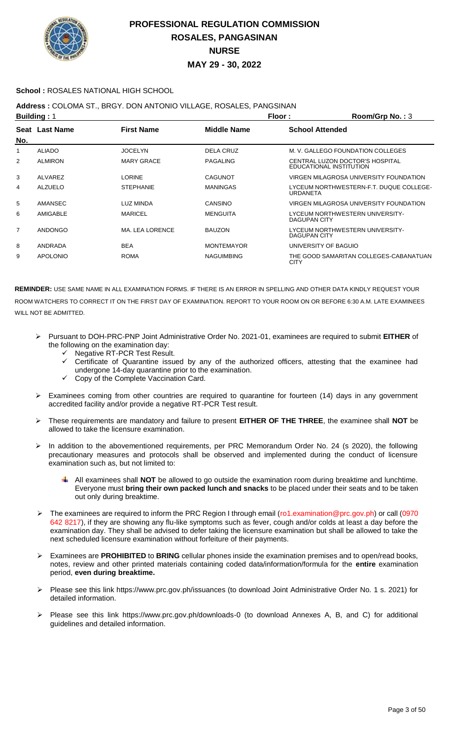# PROFESSIONAL REGULATION COMMISSION
## ROSALES, PANGASINAN
## NURSE
## MAY 29 - 30, 2022

**School :** ROSALES NATIONAL HIGH SCHOOL

**Address :** COLOMA ST., BRGY. DON ANTONIO VILLAGE, ROSALES, PANGSINAN

**Building :** 1 **Floor :** **Room/Grp No. :** 3

| Seat No. | Last Name | First Name | Middle Name | School Attended |
|---|---|---|---|---|
| 1 | ALIADO | JOCELYN | DELA CRUZ | M. V. GALLEGO FOUNDATION COLLEGES |
| 2 | ALMIRON | MARY GRACE | PAGALING | CENTRAL LUZON DOCTOR'S HOSPITAL EDUCATIONAL INSTITUTION |
| 3 | ALVAREZ | LORINE | CAGUNOT | VIRGEN MILAGROSA UNIVERSITY FOUNDATION |
| 4 | ALZUELO | STEPHANIE | MANINGAS | LYCEUM NORTHWESTERN-F.T. DUQUE COLLEGE-URDANETA |
| 5 | AMANSEC | LUZ MINDA | CANSINO | VIRGEN MILAGROSA UNIVERSITY FOUNDATION |
| 6 | AMIGABLE | MARICEL | MENGUITA | LYCEUM NORTHWESTERN UNIVERSITY-DAGUPAN CITY |
| 7 | ANDONGO | MA. LEA LORENCE | BAUZON | LYCEUM NORTHWESTERN UNIVERSITY-DAGUPAN CITY |
| 8 | ANDRADA | BEA | MONTEMAYOR | UNIVERSITY OF BAGUIO |
| 9 | APOLONIO | ROMA | NAGUIMBING | THE GOOD SAMARITAN COLLEGES-CABANATUAN CITY |

**REMINDER:** USE SAME NAME IN ALL EXAMINATION FORMS. IF THERE IS AN ERROR IN SPELLING AND OTHER DATA KINDLY REQUEST YOUR ROOM WATCHERS TO CORRECT IT ON THE FIRST DAY OF EXAMINATION. REPORT TO YOUR ROOM ON OR BEFORE 6:30 A.M. LATE EXAMINEES WILL NOT BE ADMITTED.

- Pursuant to DOH-PRC-PNP Joint Administrative Order No. 2021-01, examinees are required to submit **EITHER** of the following on the examination day:
  - Negative RT-PCR Test Result.
  - Certificate of Quarantine issued by any of the authorized officers, attesting that the examinee had undergone 14-day quarantine prior to the examination.
  - Copy of the Complete Vaccination Card.
- Examinees coming from other countries are required to quarantine for fourteen (14) days in any government accredited facility and/or provide a negative RT-PCR Test result.
- These requirements are mandatory and failure to present **EITHER OF THE THREE**, the examinee shall **NOT** be allowed to take the licensure examination.
- In addition to the abovementioned requirements, per PRC Memorandum Order No. 24 (s 2020), the following precautionary measures and protocols shall be observed and implemented during the conduct of licensure examination such as, but not limited to:
  - All examinees shall **NOT** be allowed to go outside the examination room during breaktime and lunchtime. Everyone must **bring their own packed lunch and snacks** to be placed under their seats and to be taken out only during breaktime.
- The examinees are required to inform the PRC Region I through email (ro1.examination@prc.gov.ph) or call (0970 642 8217), if they are showing any flu-like symptoms such as fever, cough and/or colds at least a day before the examination day. They shall be advised to defer taking the licensure examination but shall be allowed to take the next scheduled licensure examination without forfeiture of their payments.
- Examinees are **PROHIBITED** to **BRING** cellular phones inside the examination premises and to open/read books, notes, review and other printed materials containing coded data/information/formula for the **entire** examination period, **even during breaktime.**
- Please see this link https://www.prc.gov.ph/issuances (to download Joint Administrative Order No. 1 s. 2021) for detailed information.
- Please see this link https://www.prc.gov.ph/downloads-0 (to download Annexes A, B, and C) for additional guidelines and detailed information.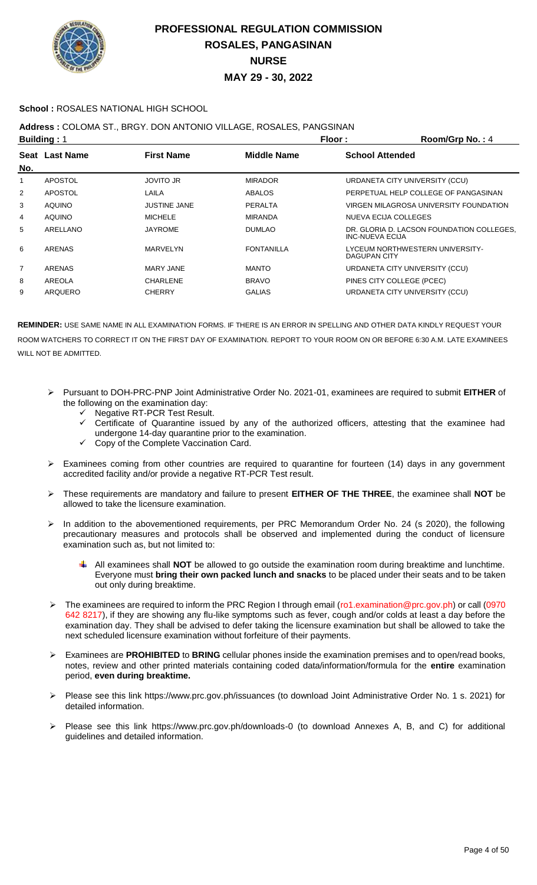# PROFESSIONAL REGULATION COMMISSION
## ROSALES, PANGASINAN
## NURSE
## MAY 29 - 30, 2022

**School :** ROSALES NATIONAL HIGH SCHOOL

**Address :** COLOMA ST., BRGY. DON ANTONIO VILLAGE, ROSALES, PANGSINAN

**Building :** 1 **Floor :** **Room/Grp No. :** 4

| Seat No. | Last Name | First Name | Middle Name | School Attended |
|---|---|---|---|---|
| 1 | APOSTOL | JOVITO JR | MIRADOR | URDANETA CITY UNIVERSITY (CCU) |
| 2 | APOSTOL | LAILA | ABALOS | PERPETUAL HELP COLLEGE OF PANGASINAN |
| 3 | AQUINO | JUSTINE JANE | PERALTA | VIRGEN MILAGROSA UNIVERSITY FOUNDATION |
| 4 | AQUINO | MICHELE | MIRANDA | NUEVA ECIJA COLLEGES |
| 5 | ARELLANO | JAYROME | DUMLAO | DR. GLORIA D. LACSON FOUNDATION COLLEGES, INC-NUEVA ECIJA |
| 6 | ARENAS | MARVELYN | FONTANILLA | LYCEUM NORTHWESTERN UNIVERSITY-DAGUPAN CITY |
| 7 | ARENAS | MARY JANE | MANTO | URDANETA CITY UNIVERSITY (CCU) |
| 8 | AREOLA | CHARLENE | BRAVO | PINES CITY COLLEGE (PCEC) |
| 9 | ARQUERO | CHERRY | GALIAS | URDANETA CITY UNIVERSITY (CCU) |

**REMINDER:** USE SAME NAME IN ALL EXAMINATION FORMS. IF THERE IS AN ERROR IN SPELLING AND OTHER DATA KINDLY REQUEST YOUR ROOM WATCHERS TO CORRECT IT ON THE FIRST DAY OF EXAMINATION. REPORT TO YOUR ROOM ON OR BEFORE 6:30 A.M. LATE EXAMINEES WILL NOT BE ADMITTED.

- Pursuant to DOH-PRC-PNP Joint Administrative Order No. 2021-01, examinees are required to submit **EITHER** of the following on the examination day:
  - ✓ Negative RT-PCR Test Result.
  - ✓ Certificate of Quarantine issued by any of the authorized officers, attesting that the examinee had undergone 14-day quarantine prior to the examination.
  - ✓ Copy of the Complete Vaccination Card.
- Examinees coming from other countries are required to quarantine for fourteen (14) days in any government accredited facility and/or provide a negative RT-PCR Test result.
- These requirements are mandatory and failure to present **EITHER OF THE THREE**, the examinee shall **NOT** be allowed to take the licensure examination.
- In addition to the abovementioned requirements, per PRC Memorandum Order No. 24 (s 2020), the following precautionary measures and protocols shall be observed and implemented during the conduct of licensure examination such as, but not limited to:
  - All examinees shall **NOT** be allowed to go outside the examination room during breaktime and lunchtime. Everyone must **bring their own packed lunch and snacks** to be placed under their seats and to be taken out only during breaktime.
- The examinees are required to inform the PRC Region I through email (ro1.examination@prc.gov.ph) or call (0970 642 8217), if they are showing any flu-like symptoms such as fever, cough and/or colds at least a day before the examination day. They shall be advised to defer taking the licensure examination but shall be allowed to take the next scheduled licensure examination without forfeiture of their payments.
- Examinees are **PROHIBITED** to **BRING** cellular phones inside the examination premises and to open/read books, notes, review and other printed materials containing coded data/information/formula for the **entire** examination period, **even during breaktime.**
- Please see this link https://www.prc.gov.ph/issuances (to download Joint Administrative Order No. 1 s. 2021) for detailed information.
- Please see this link https://www.prc.gov.ph/downloads-0 (to download Annexes A, B, and C) for additional guidelines and detailed information.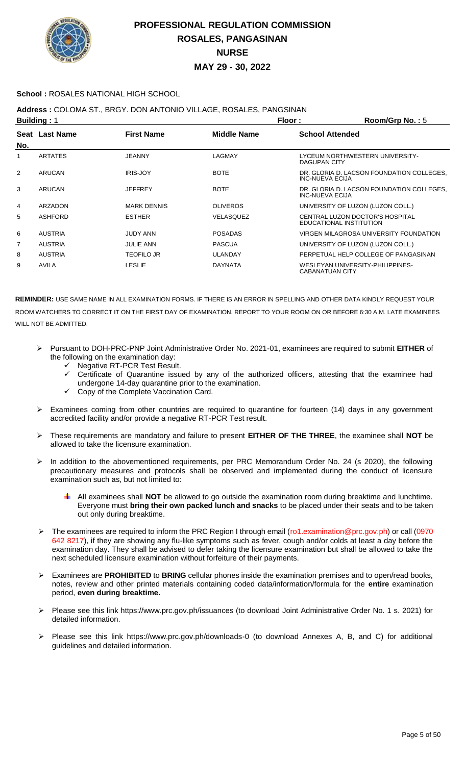# PROFESSIONAL REGULATION COMMISSION
## ROSALES, PANGASINAN
## NURSE
## MAY 29 - 30, 2022

**School :** ROSALES NATIONAL HIGH SCHOOL

**Address :** COLOMA ST., BRGY. DON ANTONIO VILLAGE, ROSALES, PANGSINAN

**Building :** 1 **Floor :** **Room/Grp No. :** 5

| Seat No. | Last Name | First Name | Middle Name | School Attended |
|---|---|---|---|---|
| 1 | ARTATES | JEANNY | LAGMAY | LYCEUM NORTHWESTERN UNIVERSITY-DAGUPAN CITY |
| 2 | ARUCAN | IRIS-JOY | BOTE | DR. GLORIA D. LACSON FOUNDATION COLLEGES, INC-NUEVA ECIJA |
| 3 | ARUCAN | JEFFREY | BOTE | DR. GLORIA D. LACSON FOUNDATION COLLEGES, INC-NUEVA ECIJA |
| 4 | ARZADON | MARK DENNIS | OLIVEROS | UNIVERSITY OF LUZON (LUZON COLL.) |
| 5 | ASHFORD | ESTHER | VELASQUEZ | CENTRAL LUZON DOCTOR'S HOSPITAL EDUCATIONAL INSTITUTION |
| 6 | AUSTRIA | JUDY ANN | POSADAS | VIRGEN MILAGROSA UNIVERSITY FOUNDATION |
| 7 | AUSTRIA | JULIE ANN | PASCUA | UNIVERSITY OF LUZON (LUZON COLL.) |
| 8 | AUSTRIA | TEOFILO JR | ULANDAY | PERPETUAL HELP COLLEGE OF PANGASINAN |
| 9 | AVILA | LESLIE | DAYNATA | WESLEYAN UNIVERSITY-PHILIPPINES-CABANATUAN CITY |

**REMINDER:** USE SAME NAME IN ALL EXAMINATION FORMS. IF THERE IS AN ERROR IN SPELLING AND OTHER DATA KINDLY REQUEST YOUR ROOM WATCHERS TO CORRECT IT ON THE FIRST DAY OF EXAMINATION. REPORT TO YOUR ROOM ON OR BEFORE 6:30 A.M. LATE EXAMINEES WILL NOT BE ADMITTED.

- Pursuant to DOH-PRC-PNP Joint Administrative Order No. 2021-01, examinees are required to submit **EITHER** of the following on the examination day:
  - Negative RT-PCR Test Result.
  - Certificate of Quarantine issued by any of the authorized officers, attesting that the examinee had undergone 14-day quarantine prior to the examination.
  - Copy of the Complete Vaccination Card.
- Examinees coming from other countries are required to quarantine for fourteen (14) days in any government accredited facility and/or provide a negative RT-PCR Test result.
- These requirements are mandatory and failure to present **EITHER OF THE THREE**, the examinee shall **NOT** be allowed to take the licensure examination.
- In addition to the abovementioned requirements, per PRC Memorandum Order No. 24 (s 2020), the following precautionary measures and protocols shall be observed and implemented during the conduct of licensure examination such as, but not limited to:
  - All examinees shall **NOT** be allowed to go outside the examination room during breaktime and lunchtime. Everyone must **bring their own packed lunch and snacks** to be placed under their seats and to be taken out only during breaktime.
- The examinees are required to inform the PRC Region I through email (ro1.examination@prc.gov.ph) or call (0970 642 8217), if they are showing any flu-like symptoms such as fever, cough and/or colds at least a day before the examination day. They shall be advised to defer taking the licensure examination but shall be allowed to take the next scheduled licensure examination without forfeiture of their payments.
- Examinees are **PROHIBITED** to **BRING** cellular phones inside the examination premises and to open/read books, notes, review and other printed materials containing coded data/information/formula for the **entire** examination period, **even during breaktime.**
- Please see this link https://www.prc.gov.ph/issuances (to download Joint Administrative Order No. 1 s. 2021) for detailed information.
- Please see this link https://www.prc.gov.ph/downloads-0 (to download Annexes A, B, and C) for additional guidelines and detailed information.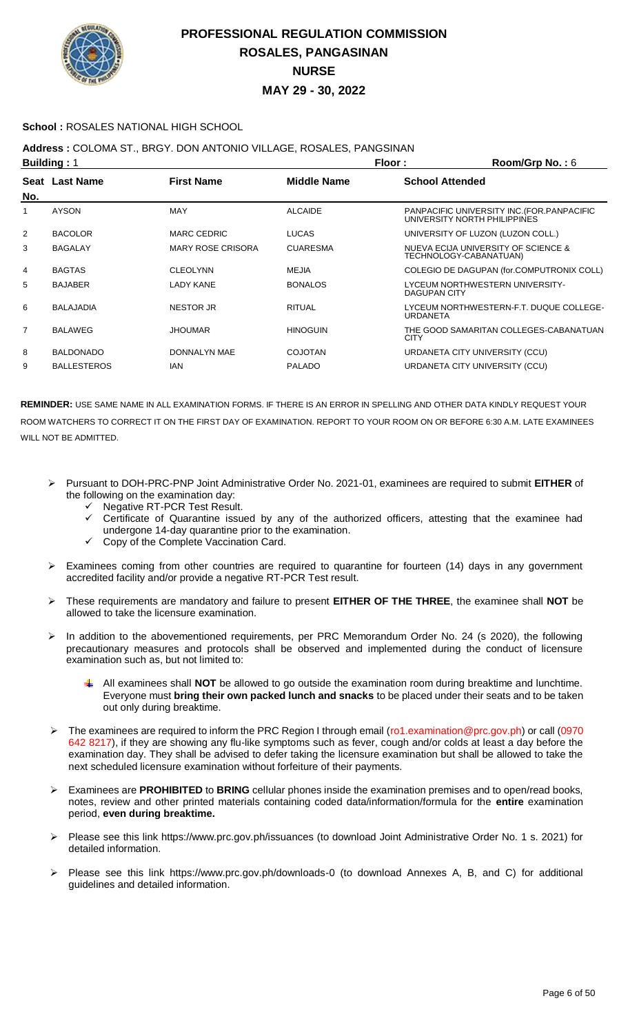# PROFESSIONAL REGULATION COMMISSION
## ROSALES, PANGASINAN
## NURSE
## MAY 29 - 30, 2022

**School :** ROSALES NATIONAL HIGH SCHOOL

**Address :** COLOMA ST., BRGY. DON ANTONIO VILLAGE, ROSALES, PANGSINAN

**Building :** 1 **Floor :** **Room/Grp No. :** 6

| Seat No. | Last Name | First Name | Middle Name | School Attended |
|---|---|---|---|---|
| 1 | AYSON | MAY | ALCAIDE | PANPACIFIC UNIVERSITY INC.(FOR.PANPACIFIC UNIVERSITY NORTH PHILIPPINES |
| 2 | BACOLOR | MARC CEDRIC | LUCAS | UNIVERSITY OF LUZON (LUZON COLL.) |
| 3 | BAGALAY | MARY ROSE CRISORA | CUARESMA | NUEVA ECIJA UNIVERSITY OF SCIENCE & TECHNOLOGY-CABANATUAN) |
| 4 | BAGTAS | CLEOLYNN | MEJIA | COLEGIO DE DAGUPAN (for.COMPUTRONIX COLL) |
| 5 | BAJABER | LADY KANE | BONALOS | LYCEUM NORTHWESTERN UNIVERSITY-DAGUPAN CITY |
| 6 | BALAJADIA | NESTOR JR | RITUAL | LYCEUM NORTHWESTERN-F.T. DUQUE COLLEGE-URDANETA |
| 7 | BALAWEG | JHOUMAR | HINOGUIN | THE GOOD SAMARITAN COLLEGES-CABANATUAN CITY |
| 8 | BALDONADO | DONNALYN MAE | COJOTAN | URDANETA CITY UNIVERSITY (CCU) |
| 9 | BALLESTEROS | IAN | PALADO | URDANETA CITY UNIVERSITY (CCU) |

**REMINDER:** USE SAME NAME IN ALL EXAMINATION FORMS. IF THERE IS AN ERROR IN SPELLING AND OTHER DATA KINDLY REQUEST YOUR ROOM WATCHERS TO CORRECT IT ON THE FIRST DAY OF EXAMINATION. REPORT TO YOUR ROOM ON OR BEFORE 6:30 A.M. LATE EXAMINEES WILL NOT BE ADMITTED.

- Pursuant to DOH-PRC-PNP Joint Administrative Order No. 2021-01, examinees are required to submit **EITHER** of the following on the examination day:
  - ✓ Negative RT-PCR Test Result.
  - ✓ Certificate of Quarantine issued by any of the authorized officers, attesting that the examinee had undergone 14-day quarantine prior to the examination.
  - ✓ Copy of the Complete Vaccination Card.
- Examinees coming from other countries are required to quarantine for fourteen (14) days in any government accredited facility and/or provide a negative RT-PCR Test result.
- These requirements are mandatory and failure to present **EITHER OF THE THREE**, the examinee shall **NOT** be allowed to take the licensure examination.
- In addition to the abovementioned requirements, per PRC Memorandum Order No. 24 (s 2020), the following precautionary measures and protocols shall be observed and implemented during the conduct of licensure examination such as, but not limited to:
  - All examinees shall **NOT** be allowed to go outside the examination room during breaktime and lunchtime. Everyone must **bring their own packed lunch and snacks** to be placed under their seats and to be taken out only during breaktime.
- The examinees are required to inform the PRC Region I through email (ro1.examination@prc.gov.ph) or call (0970 642 8217), if they are showing any flu-like symptoms such as fever, cough and/or colds at least a day before the examination day. They shall be advised to defer taking the licensure examination but shall be allowed to take the next scheduled licensure examination without forfeiture of their payments.
- Examinees are **PROHIBITED** to **BRING** cellular phones inside the examination premises and to open/read books, notes, review and other printed materials containing coded data/information/formula for the **entire** examination period, **even during breaktime.**
- Please see this link https://www.prc.gov.ph/issuances (to download Joint Administrative Order No. 1 s. 2021) for detailed information.
- Please see this link https://www.prc.gov.ph/downloads-0 (to download Annexes A, B, and C) for additional guidelines and detailed information.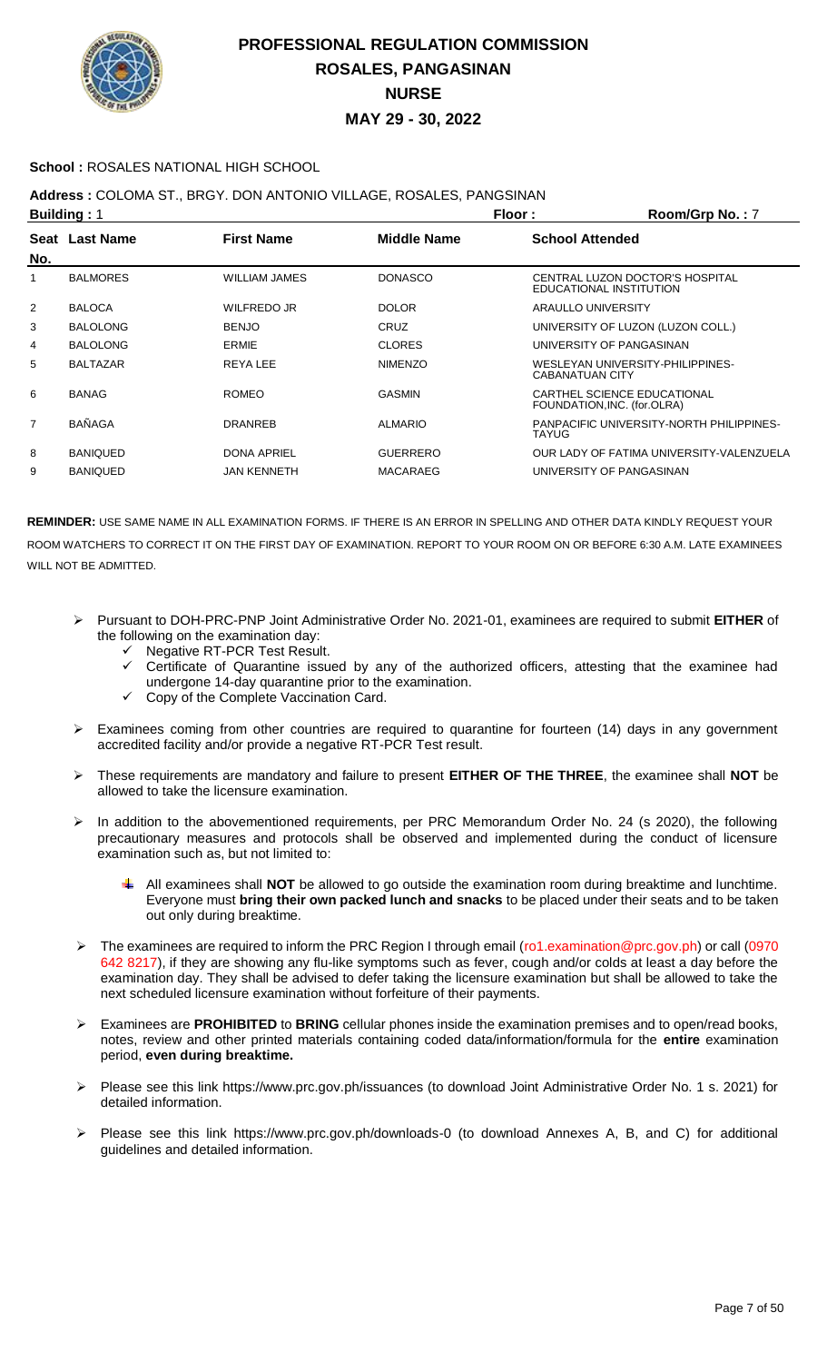# PROFESSIONAL REGULATION COMMISSION
## ROSALES, PANGASINAN
## NURSE
## MAY 29 - 30, 2022

**School :** ROSALES NATIONAL HIGH SCHOOL

**Address :** COLOMA ST., BRGY. DON ANTONIO VILLAGE, ROSALES, PANGSINAN

**Building :** 1 **Floor :** **Room/Grp No. :** 7

| Seat No. | Last Name | First Name | Middle Name | School Attended |
|---|---|---|---|---|
| 1 | BALMORES | WILLIAM JAMES | DONASCO | CENTRAL LUZON DOCTOR'S HOSPITAL EDUCATIONAL INSTITUTION |
| 2 | BALOCA | WILFREDO JR | DOLOR | ARAULLO UNIVERSITY |
| 3 | BALOLONG | BENJO | CRUZ | UNIVERSITY OF LUZON (LUZON COLL.) |
| 4 | BALOLONG | ERMIE | CLORES | UNIVERSITY OF PANGASINAN |
| 5 | BALTAZAR | REYA LEE | NIMENZO | WESLEYAN UNIVERSITY-PHILIPPINES-CABANATUAN CITY |
| 6 | BANAG | ROMEO | GASMIN | CARTHEL SCIENCE EDUCATIONAL FOUNDATION,INC. (for.OLRA) |
| 7 | BAÑAGA | DRANREB | ALMARIO | PANPACIFIC UNIVERSITY-NORTH PHILIPPINES-TAYUG |
| 8 | BANIQUED | DONA APRIEL | GUERRERO | OUR LADY OF FATIMA UNIVERSITY-VALENZUELA |
| 9 | BANIQUED | JAN KENNETH | MACARAEG | UNIVERSITY OF PANGASINAN |

**REMINDER:** USE SAME NAME IN ALL EXAMINATION FORMS. IF THERE IS AN ERROR IN SPELLING AND OTHER DATA KINDLY REQUEST YOUR ROOM WATCHERS TO CORRECT IT ON THE FIRST DAY OF EXAMINATION. REPORT TO YOUR ROOM ON OR BEFORE 6:30 A.M. LATE EXAMINEES WILL NOT BE ADMITTED.

- Pursuant to DOH-PRC-PNP Joint Administrative Order No. 2021-01, examinees are required to submit **EITHER** of the following on the examination day:
  - Negative RT-PCR Test Result.
  - Certificate of Quarantine issued by any of the authorized officers, attesting that the examinee had undergone 14-day quarantine prior to the examination.
  - Copy of the Complete Vaccination Card.
- Examinees coming from other countries are required to quarantine for fourteen (14) days in any government accredited facility and/or provide a negative RT-PCR Test result.
- These requirements are mandatory and failure to present **EITHER OF THE THREE**, the examinee shall **NOT** be allowed to take the licensure examination.
- In addition to the abovementioned requirements, per PRC Memorandum Order No. 24 (s 2020), the following precautionary measures and protocols shall be observed and implemented during the conduct of licensure examination such as, but not limited to:
  - All examinees shall **NOT** be allowed to go outside the examination room during breaktime and lunchtime. Everyone must **bring their own packed lunch and snacks** to be placed under their seats and to be taken out only during breaktime.
- The examinees are required to inform the PRC Region I through email (ro1.examination@prc.gov.ph) or call (0970 642 8217), if they are showing any flu-like symptoms such as fever, cough and/or colds at least a day before the examination day. They shall be advised to defer taking the licensure examination but shall be allowed to take the next scheduled licensure examination without forfeiture of their payments.
- Examinees are **PROHIBITED** to **BRING** cellular phones inside the examination premises and to open/read books, notes, review and other printed materials containing coded data/information/formula for the **entire** examination period, **even during breaktime.**
- Please see this link https://www.prc.gov.ph/issuances (to download Joint Administrative Order No. 1 s. 2021) for detailed information.
- Please see this link https://www.prc.gov.ph/downloads-0 (to download Annexes A, B, and C) for additional guidelines and detailed information.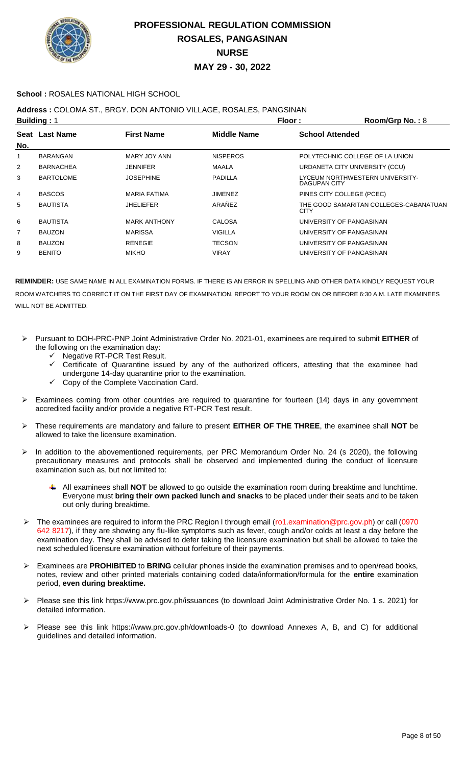# PROFESSIONAL REGULATION COMMISSION
## ROSALES, PANGASINAN
## NURSE
## MAY 29 - 30, 2022

**School :** ROSALES NATIONAL HIGH SCHOOL

**Address :** COLOMA ST., BRGY. DON ANTONIO VILLAGE, ROSALES, PANGSINAN

**Building :** 1 **Floor :** **Room/Grp No. :** 8

| Seat No. | Last Name | First Name | Middle Name | School Attended |
|---|---|---|---|---|
| 1 | BARANGAN | MARY JOY ANN | NISPEROS | POLYTECHNIC COLLEGE OF LA UNION |
| 2 | BARNACHEA | JENNIFER | MAALA | URDANETA CITY UNIVERSITY (CCU) |
| 3 | BARTOLOME | JOSEPHINE | PADILLA | LYCEUM NORTHWESTERN UNIVERSITY-DAGUPAN CITY |
| 4 | BASCOS | MARIA FATIMA | JIMENEZ | PINES CITY COLLEGE (PCEC) |
| 5 | BAUTISTA | JHELIEFER | ARAÑEZ | THE GOOD SAMARITAN COLLEGES-CABANATUAN CITY |
| 6 | BAUTISTA | MARK ANTHONY | CALOSA | UNIVERSITY OF PANGASINAN |
| 7 | BAUZON | MARISSA | VIGILLA | UNIVERSITY OF PANGASINAN |
| 8 | BAUZON | RENEGIE | TECSON | UNIVERSITY OF PANGASINAN |
| 9 | BENITO | MIKHO | VIRAY | UNIVERSITY OF PANGASINAN |

**REMINDER:** USE SAME NAME IN ALL EXAMINATION FORMS. IF THERE IS AN ERROR IN SPELLING AND OTHER DATA KINDLY REQUEST YOUR ROOM WATCHERS TO CORRECT IT ON THE FIRST DAY OF EXAMINATION. REPORT TO YOUR ROOM ON OR BEFORE 6:30 A.M. LATE EXAMINEES WILL NOT BE ADMITTED.

- Pursuant to DOH-PRC-PNP Joint Administrative Order No. 2021-01, examinees are required to submit **EITHER** of the following on the examination day:
  - ✓ Negative RT-PCR Test Result.
  - ✓ Certificate of Quarantine issued by any of the authorized officers, attesting that the examinee had undergone 14-day quarantine prior to the examination.
  - ✓ Copy of the Complete Vaccination Card.
- Examinees coming from other countries are required to quarantine for fourteen (14) days in any government accredited facility and/or provide a negative RT-PCR Test result.
- These requirements are mandatory and failure to present **EITHER OF THE THREE**, the examinee shall **NOT** be allowed to take the licensure examination.
- In addition to the abovementioned requirements, per PRC Memorandum Order No. 24 (s 2020), the following precautionary measures and protocols shall be observed and implemented during the conduct of licensure examination such as, but not limited to:
  - All examinees shall **NOT** be allowed to go outside the examination room during breaktime and lunchtime. Everyone must **bring their own packed lunch and snacks** to be placed under their seats and to be taken out only during breaktime.
- The examinees are required to inform the PRC Region I through email (ro1.examination@prc.gov.ph) or call (0970 642 8217), if they are showing any flu-like symptoms such as fever, cough and/or colds at least a day before the examination day. They shall be advised to defer taking the licensure examination but shall be allowed to take the next scheduled licensure examination without forfeiture of their payments.
- Examinees are **PROHIBITED** to **BRING** cellular phones inside the examination premises and to open/read books, notes, review and other printed materials containing coded data/information/formula for the **entire** examination period, **even during breaktime.**
- Please see this link https://www.prc.gov.ph/issuances (to download Joint Administrative Order No. 1 s. 2021) for detailed information.
- Please see this link https://www.prc.gov.ph/downloads-0 (to download Annexes A, B, and C) for additional guidelines and detailed information.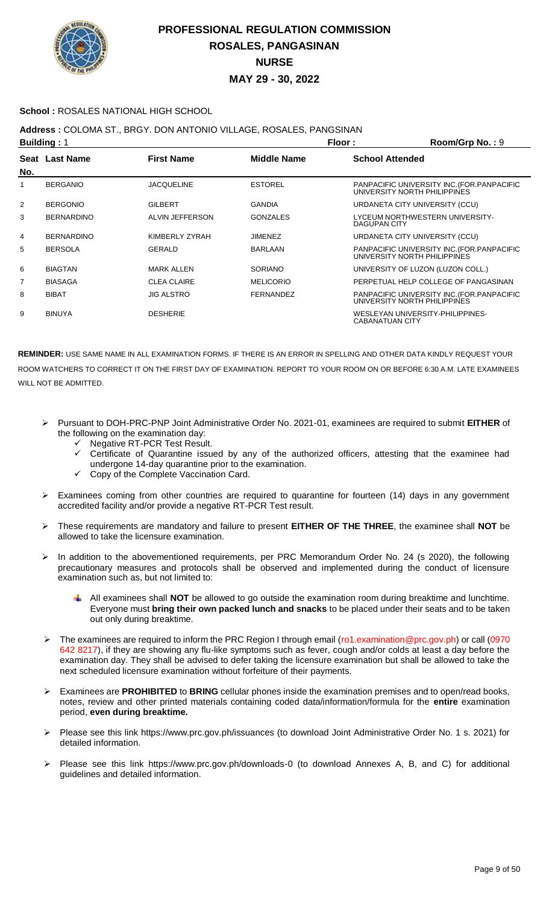# PROFESSIONAL REGULATION COMMISSION
## ROSALES, PANGASINAN
## NURSE
## MAY 29 - 30, 2022

**School :** ROSALES NATIONAL HIGH SCHOOL

**Address :** COLOMA ST., BRGY. DON ANTONIO VILLAGE, ROSALES, PANGSINAN

**Building :** 1 **Floor :** **Room/Grp No. :** 9

| Seat No. | Last Name | First Name | Middle Name | School Attended |
|---|---|---|---|---|
| 1 | BERGANIO | JACQUELINE | ESTOREL | PANPACIFIC UNIVERSITY INC.(FOR.PANPACIFIC UNIVERSITY NORTH PHILIPPINES |
| 2 | BERGONIO | GILBERT | GANDIA | URDANETA CITY UNIVERSITY (CCU) |
| 3 | BERNARDINO | ALVIN JEFFERSON | GONZALES | LYCEUM NORTHWESTERN UNIVERSITY-DAGUPAN CITY |
| 4 | BERNARDINO | KIMBERLY ZYRAH | JIMENEZ | URDANETA CITY UNIVERSITY (CCU) |
| 5 | BERSOLA | GERALD | BARLAAN | PANPACIFIC UNIVERSITY INC.(FOR.PANPACIFIC UNIVERSITY NORTH PHILIPPINES |
| 6 | BIAGTAN | MARK ALLEN | SORIANO | UNIVERSITY OF LUZON (LUZON COLL.) |
| 7 | BIASAGA | CLEA CLAIRE | MELICORIO | PERPETUAL HELP COLLEGE OF PANGASINAN |
| 8 | BIBAT | JIG ALSTRO | FERNANDEZ | PANPACIFIC UNIVERSITY INC.(FOR.PANPACIFIC UNIVERSITY NORTH PHILIPPINES |
| 9 | BINUYA | DESHERIE | | WESLEYAN UNIVERSITY-PHILIPPINES-CABANATUAN CITY |

**REMINDER:** USE SAME NAME IN ALL EXAMINATION FORMS. IF THERE IS AN ERROR IN SPELLING AND OTHER DATA KINDLY REQUEST YOUR ROOM WATCHERS TO CORRECT IT ON THE FIRST DAY OF EXAMINATION. REPORT TO YOUR ROOM ON OR BEFORE 6:30 A.M. LATE EXAMINEES WILL NOT BE ADMITTED.

- Pursuant to DOH-PRC-PNP Joint Administrative Order No. 2021-01, examinees are required to submit **EITHER** of the following on the examination day:
  - ✓ Negative RT-PCR Test Result.
  - ✓ Certificate of Quarantine issued by any of the authorized officers, attesting that the examinee had undergone 14-day quarantine prior to the examination.
  - ✓ Copy of the Complete Vaccination Card.
- Examinees coming from other countries are required to quarantine for fourteen (14) days in any government accredited facility and/or provide a negative RT-PCR Test result.
- These requirements are mandatory and failure to present **EITHER OF THE THREE**, the examinee shall **NOT** be allowed to take the licensure examination.
- In addition to the abovementioned requirements, per PRC Memorandum Order No. 24 (s 2020), the following precautionary measures and protocols shall be observed and implemented during the conduct of licensure examination such as, but not limited to:
  - All examinees shall **NOT** be allowed to go outside the examination room during breaktime and lunchtime. Everyone must **bring their own packed lunch and snacks** to be placed under their seats and to be taken out only during breaktime.
- The examinees are required to inform the PRC Region I through email (ro1.examination@prc.gov.ph) or call (0970 642 8217), if they are showing any flu-like symptoms such as fever, cough and/or colds at least a day before the examination day. They shall be advised to defer taking the licensure examination but shall be allowed to take the next scheduled licensure examination without forfeiture of their payments.
- Examinees are **PROHIBITED** to **BRING** cellular phones inside the examination premises and to open/read books, notes, review and other printed materials containing coded data/information/formula for the **entire** examination period, **even during breaktime.**
- Please see this link https://www.prc.gov.ph/issuances (to download Joint Administrative Order No. 1 s. 2021) for detailed information.
- Please see this link https://www.prc.gov.ph/downloads-0 (to download Annexes A, B, and C) for additional guidelines and detailed information.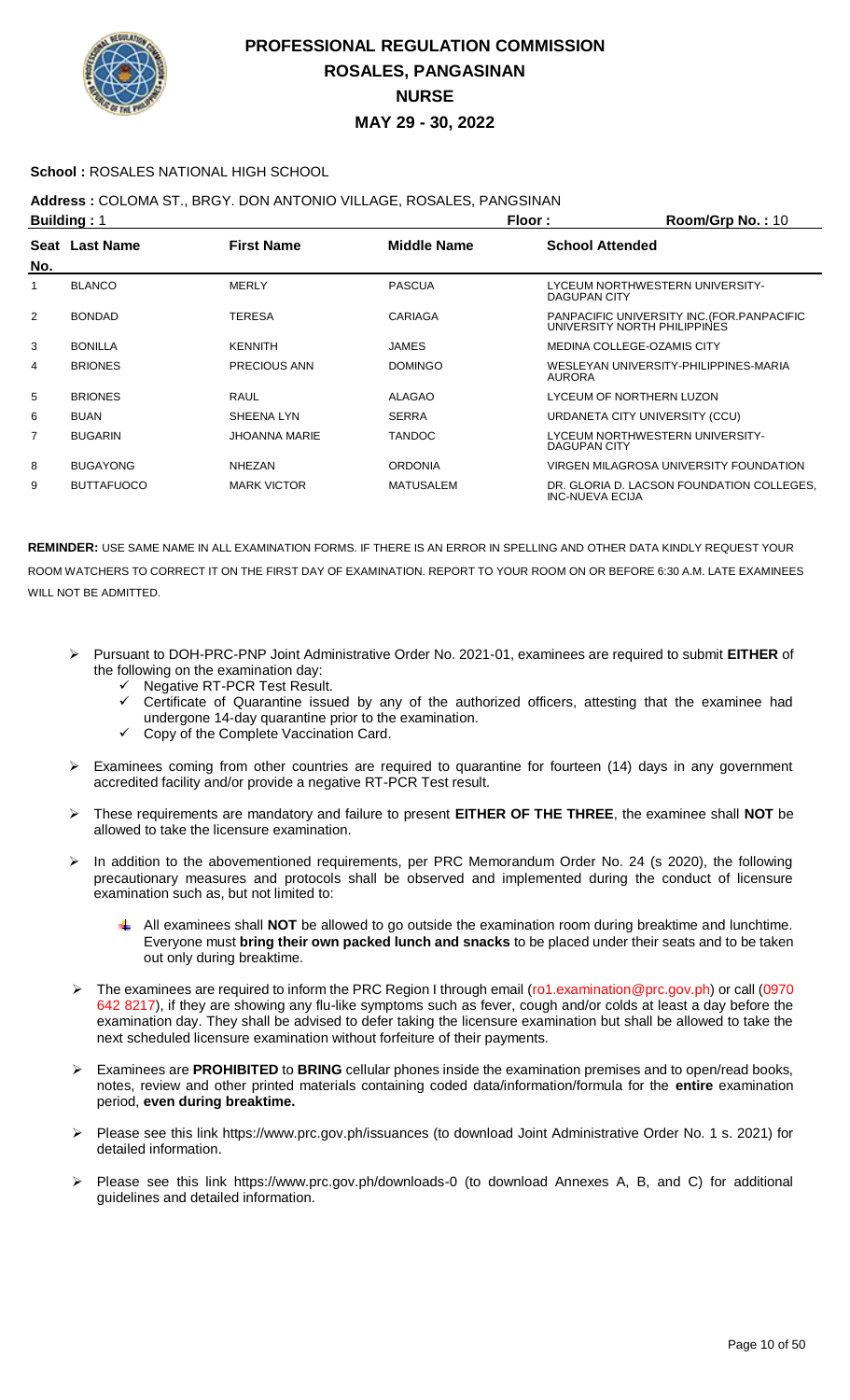# PROFESSIONAL REGULATION COMMISSION
## ROSALES, PANGASINAN
## NURSE
## MAY 29 - 30, 2022

**School :** ROSALES NATIONAL HIGH SCHOOL

**Address :** COLOMA ST., BRGY. DON ANTONIO VILLAGE, ROSALES, PANGSINAN

**Building :** 1 **Floor :** **Room/Grp No. :** 10

| Seat No. | Last Name | First Name | Middle Name | School Attended |
|---|---|---|---|---|
| 1 | BLANCO | MERLY | PASCUA | LYCEUM NORTHWESTERN UNIVERSITY-DAGUPAN CITY |
| 2 | BONDAD | TERESA | CARIAGA | PANPACIFIC UNIVERSITY INC.(FOR.PANPACIFIC UNIVERSITY NORTH PHILIPPINES |
| 3 | BONILLA | KENNITH | JAMES | MEDINA COLLEGE-OZAMIS CITY |
| 4 | BRIONES | PRECIOUS ANN | DOMINGO | WESLEYAN UNIVERSITY-PHILIPPINES-MARIA AURORA |
| 5 | BRIONES | RAUL | ALAGAO | LYCEUM OF NORTHERN LUZON |
| 6 | BUAN | SHEENA LYN | SERRA | URDANETA CITY UNIVERSITY (CCU) |
| 7 | BUGARIN | JHOANNA MARIE | TANDOC | LYCEUM NORTHWESTERN UNIVERSITY-DAGUPAN CITY |
| 8 | BUGAYONG | NHEZAN | ORDONIA | VIRGEN MILAGROSA UNIVERSITY FOUNDATION |
| 9 | BUTTAFUOCO | MARK VICTOR | MATUSALEM | DR. GLORIA D. LACSON FOUNDATION COLLEGES, INC-NUEVA ECIJA |

**REMINDER:** USE SAME NAME IN ALL EXAMINATION FORMS. IF THERE IS AN ERROR IN SPELLING AND OTHER DATA KINDLY REQUEST YOUR ROOM WATCHERS TO CORRECT IT ON THE FIRST DAY OF EXAMINATION. REPORT TO YOUR ROOM ON OR BEFORE 6:30 A.M. LATE EXAMINEES WILL NOT BE ADMITTED.

- Pursuant to DOH-PRC-PNP Joint Administrative Order No. 2021-01, examinees are required to submit **EITHER** of the following on the examination day:
  - ✓ Negative RT-PCR Test Result.
  - ✓ Certificate of Quarantine issued by any of the authorized officers, attesting that the examinee had undergone 14-day quarantine prior to the examination.
  - ✓ Copy of the Complete Vaccination Card.
- Examinees coming from other countries are required to quarantine for fourteen (14) days in any government accredited facility and/or provide a negative RT-PCR Test result.
- These requirements are mandatory and failure to present **EITHER OF THE THREE**, the examinee shall **NOT** be allowed to take the licensure examination.
- In addition to the abovementioned requirements, per PRC Memorandum Order No. 24 (s 2020), the following precautionary measures and protocols shall be observed and implemented during the conduct of licensure examination such as, but not limited to:
  - All examinees shall **NOT** be allowed to go outside the examination room during breaktime and lunchtime. Everyone must **bring their own packed lunch and snacks** to be placed under their seats and to be taken out only during breaktime.
- The examinees are required to inform the PRC Region I through email (ro1.examination@prc.gov.ph) or call (0970 642 8217), if they are showing any flu-like symptoms such as fever, cough and/or colds at least a day before the examination day. They shall be advised to defer taking the licensure examination but shall be allowed to take the next scheduled licensure examination without forfeiture of their payments.
- Examinees are **PROHIBITED** to **BRING** cellular phones inside the examination premises and to open/read books, notes, review and other printed materials containing coded data/information/formula for the **entire** examination period, **even during breaktime.**
- Please see this link https://www.prc.gov.ph/issuances (to download Joint Administrative Order No. 1 s. 2021) for detailed information.
- Please see this link https://www.prc.gov.ph/downloads-0 (to download Annexes A, B, and C) for additional guidelines and detailed information.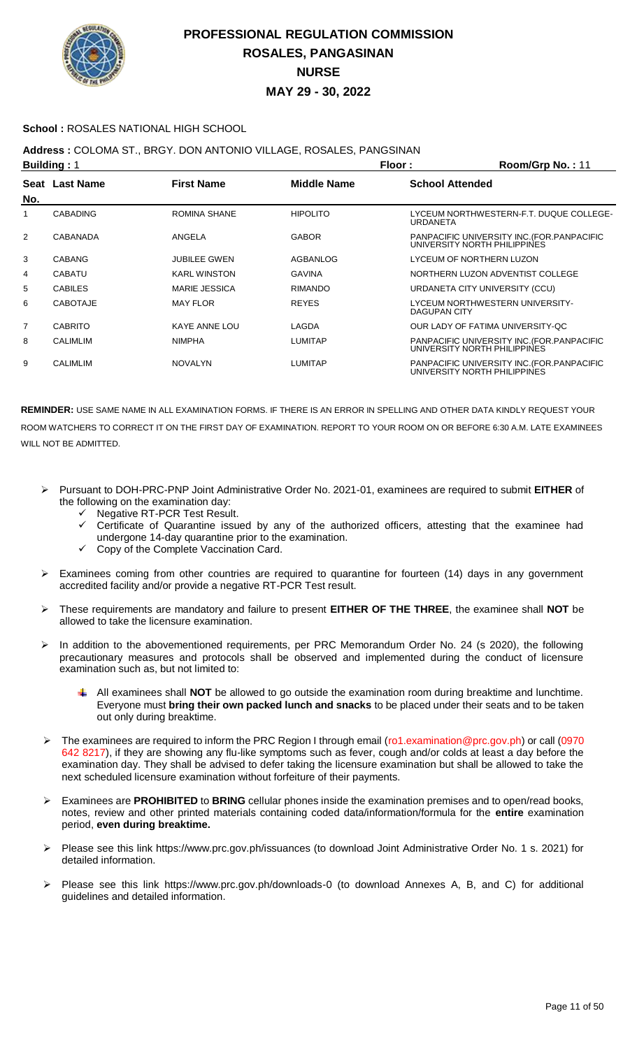# PROFESSIONAL REGULATION COMMISSION
## ROSALES, PANGASINAN
## NURSE
## MAY 29 - 30, 2022

**School :** ROSALES NATIONAL HIGH SCHOOL

**Address :** COLOMA ST., BRGY. DON ANTONIO VILLAGE, ROSALES, PANGSINAN

**Building :** 1 **Floor :** **Room/Grp No. :** 11

| Seat No. | Last Name | First Name | Middle Name | School Attended |
|---|---|---|---|---|
| 1 | CABADING | ROMINA SHANE | HIPOLITO | LYCEUM NORTHWESTERN-F.T. DUQUE COLLEGE-URDANETA |
| 2 | CABANADA | ANGELA | GABOR | PANPACIFIC UNIVERSITY INC.(FOR.PANPACIFIC UNIVERSITY NORTH PHILIPPINES |
| 3 | CABANG | JUBILEE GWEN | AGBANLOG | LYCEUM OF NORTHERN LUZON |
| 4 | CABATU | KARL WINSTON | GAVINA | NORTHERN LUZON ADVENTIST COLLEGE |
| 5 | CABILES | MARIE JESSICA | RIMANDO | URDANETA CITY UNIVERSITY (CCU) |
| 6 | CABOTAJE | MAY FLOR | REYES | LYCEUM NORTHWESTERN UNIVERSITY-DAGUPAN CITY |
| 7 | CABRITO | KAYE ANNE LOU | LAGDA | OUR LADY OF FATIMA UNIVERSITY-QC |
| 8 | CALIMLIM | NIMPHA | LUMITAP | PANPACIFIC UNIVERSITY INC.(FOR.PANPACIFIC UNIVERSITY NORTH PHILIPPINES |
| 9 | CALIMLIM | NOVALYN | LUMITAP | PANPACIFIC UNIVERSITY INC.(FOR.PANPACIFIC UNIVERSITY NORTH PHILIPPINES |

**REMINDER:** USE SAME NAME IN ALL EXAMINATION FORMS. IF THERE IS AN ERROR IN SPELLING AND OTHER DATA KINDLY REQUEST YOUR ROOM WATCHERS TO CORRECT IT ON THE FIRST DAY OF EXAMINATION. REPORT TO YOUR ROOM ON OR BEFORE 6:30 A.M. LATE EXAMINEES WILL NOT BE ADMITTED.

- Pursuant to DOH-PRC-PNP Joint Administrative Order No. 2021-01, examinees are required to submit **EITHER** of the following on the examination day:
  - ✓ Negative RT-PCR Test Result.
  - ✓ Certificate of Quarantine issued by any of the authorized officers, attesting that the examinee had undergone 14-day quarantine prior to the examination.
  - ✓ Copy of the Complete Vaccination Card.
- Examinees coming from other countries are required to quarantine for fourteen (14) days in any government accredited facility and/or provide a negative RT-PCR Test result.
- These requirements are mandatory and failure to present **EITHER OF THE THREE**, the examinee shall **NOT** be allowed to take the licensure examination.
- In addition to the abovementioned requirements, per PRC Memorandum Order No. 24 (s 2020), the following precautionary measures and protocols shall be observed and implemented during the conduct of licensure examination such as, but not limited to:
  - All examinees shall **NOT** be allowed to go outside the examination room during breaktime and lunchtime. Everyone must **bring their own packed lunch and snacks** to be placed under their seats and to be taken out only during breaktime.
- The examinees are required to inform the PRC Region I through email (ro1.examination@prc.gov.ph) or call (0970 642 8217), if they are showing any flu-like symptoms such as fever, cough and/or colds at least a day before the examination day. They shall be advised to defer taking the licensure examination but shall be allowed to take the next scheduled licensure examination without forfeiture of their payments.
- Examinees are **PROHIBITED** to **BRING** cellular phones inside the examination premises and to open/read books, notes, review and other printed materials containing coded data/information/formula for the **entire** examination period, **even during breaktime.**
- Please see this link https://www.prc.gov.ph/issuances (to download Joint Administrative Order No. 1 s. 2021) for detailed information.
- Please see this link https://www.prc.gov.ph/downloads-0 (to download Annexes A, B, and C) for additional guidelines and detailed information.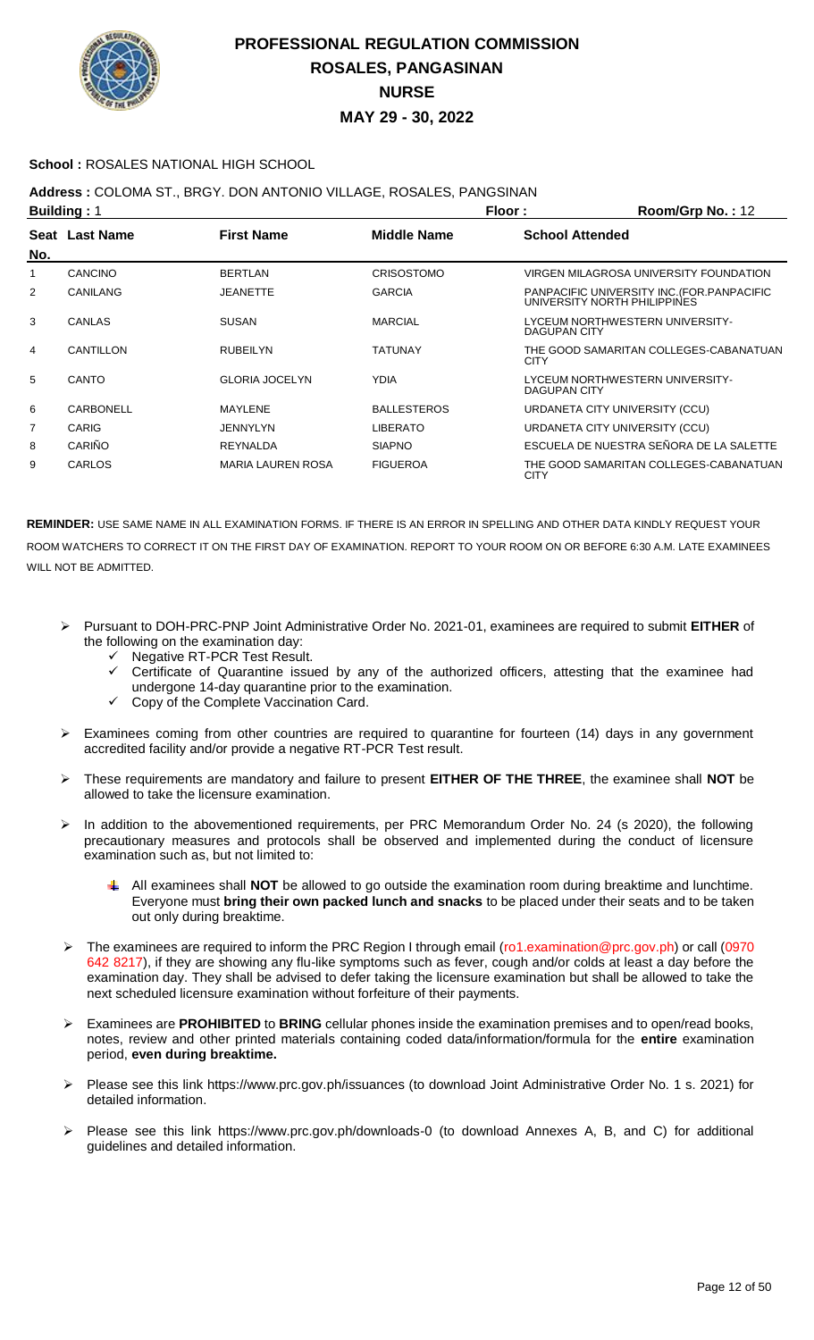# PROFESSIONAL REGULATION COMMISSION
## ROSALES, PANGASINAN
## NURSE
## MAY 29 - 30, 2022

**School :** ROSALES NATIONAL HIGH SCHOOL

**Address :** COLOMA ST., BRGY. DON ANTONIO VILLAGE, ROSALES, PANGSINAN

**Building :** 1 **Floor :** **Room/Grp No. :** 12

| Seat No. | Last Name | First Name | Middle Name | School Attended |
|---|---|---|---|---|
| 1 | CANCINO | BERTLAN | CRISOSTOMO | VIRGEN MILAGROSA UNIVERSITY FOUNDATION |
| 2 | CANILANG | JEANETTE | GARCIA | PANPACIFIC UNIVERSITY INC.(FOR.PANPACIFIC UNIVERSITY NORTH PHILIPPINES |
| 3 | CANLAS | SUSAN | MARCIAL | LYCEUM NORTHWESTERN UNIVERSITY-DAGUPAN CITY |
| 4 | CANTILLON | RUBEILYN | TATUNAY | THE GOOD SAMARITAN COLLEGES-CABANATUAN CITY |
| 5 | CANTO | GLORIA JOCELYN | YDIA | LYCEUM NORTHWESTERN UNIVERSITY-DAGUPAN CITY |
| 6 | CARBONELL | MAYLENE | BALLESTEROS | URDANETA CITY UNIVERSITY (CCU) |
| 7 | CARIG | JENNYLYN | LIBERATO | URDANETA CITY UNIVERSITY (CCU) |
| 8 | CARIÑO | REYNALDA | SIAPNO | ESCUELA DE NUESTRA SEÑORA DE LA SALETTE |
| 9 | CARLOS | MARIA LAUREN ROSA | FIGUEROA | THE GOOD SAMARITAN COLLEGES-CABANATUAN CITY |

**REMINDER:** USE SAME NAME IN ALL EXAMINATION FORMS. IF THERE IS AN ERROR IN SPELLING AND OTHER DATA KINDLY REQUEST YOUR ROOM WATCHERS TO CORRECT IT ON THE FIRST DAY OF EXAMINATION. REPORT TO YOUR ROOM ON OR BEFORE 6:30 A.M. LATE EXAMINEES WILL NOT BE ADMITTED.

- Pursuant to DOH-PRC-PNP Joint Administrative Order No. 2021-01, examinees are required to submit **EITHER** of the following on the examination day:
  - ✓ Negative RT-PCR Test Result.
  - ✓ Certificate of Quarantine issued by any of the authorized officers, attesting that the examinee had undergone 14-day quarantine prior to the examination.
  - ✓ Copy of the Complete Vaccination Card.
- Examinees coming from other countries are required to quarantine for fourteen (14) days in any government accredited facility and/or provide a negative RT-PCR Test result.
- These requirements are mandatory and failure to present **EITHER OF THE THREE**, the examinee shall **NOT** be allowed to take the licensure examination.
- In addition to the abovementioned requirements, per PRC Memorandum Order No. 24 (s 2020), the following precautionary measures and protocols shall be observed and implemented during the conduct of licensure examination such as, but not limited to:
  - All examinees shall **NOT** be allowed to go outside the examination room during breaktime and lunchtime. Everyone must **bring their own packed lunch and snacks** to be placed under their seats and to be taken out only during breaktime.
- The examinees are required to inform the PRC Region I through email (ro1.examination@prc.gov.ph) or call (0970 642 8217), if they are showing any flu-like symptoms such as fever, cough and/or colds at least a day before the examination day. They shall be advised to defer taking the licensure examination but shall be allowed to take the next scheduled licensure examination without forfeiture of their payments.
- Examinees are **PROHIBITED** to **BRING** cellular phones inside the examination premises and to open/read books, notes, review and other printed materials containing coded data/information/formula for the **entire** examination period, **even during breaktime.**
- Please see this link https://www.prc.gov.ph/issuances (to download Joint Administrative Order No. 1 s. 2021) for detailed information.
- Please see this link https://www.prc.gov.ph/downloads-0 (to download Annexes A, B, and C) for additional guidelines and detailed information.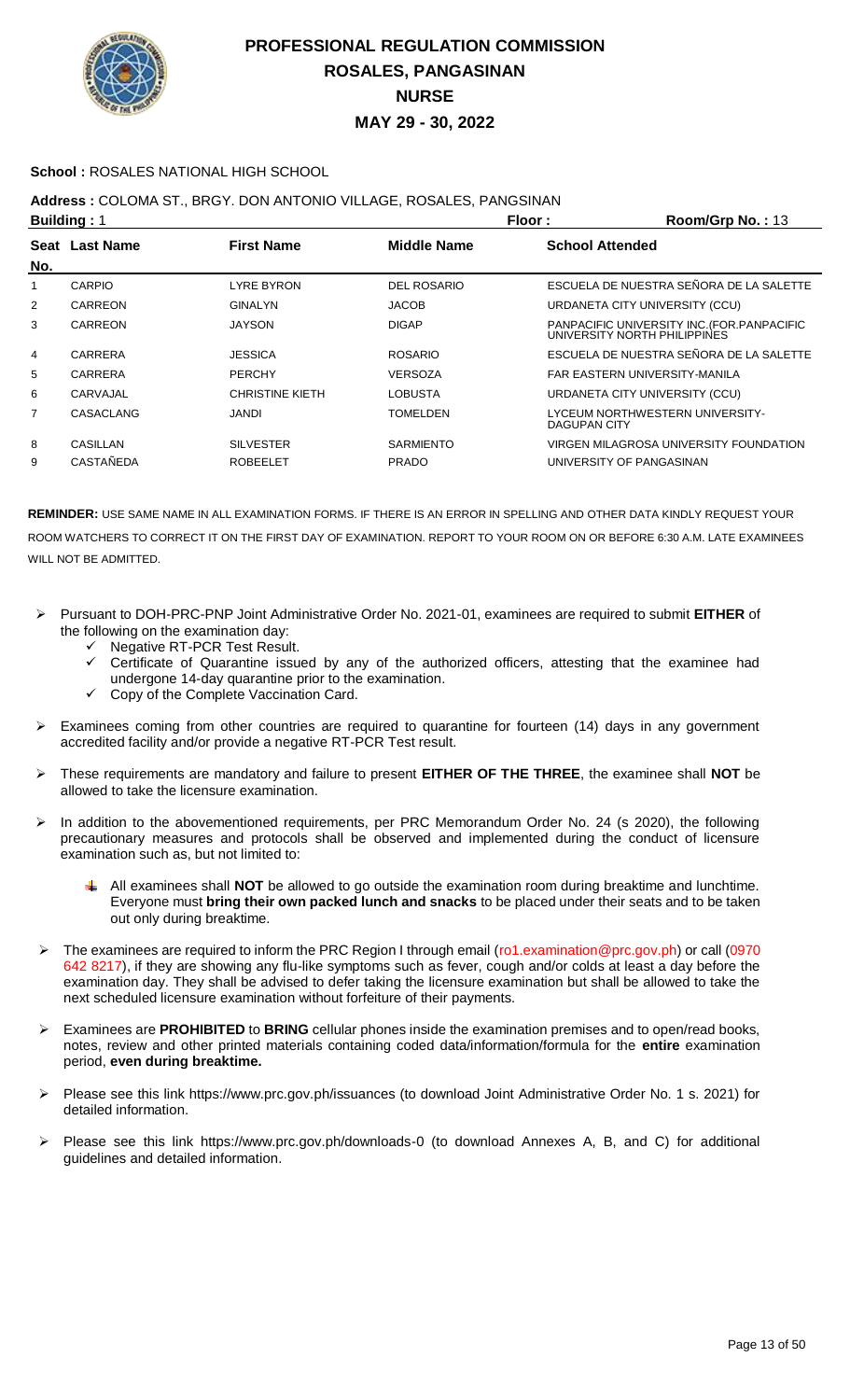# PROFESSIONAL REGULATION COMMISSION
## ROSALES, PANGASINAN
## NURSE
## MAY 29 - 30, 2022

**School :** ROSALES NATIONAL HIGH SCHOOL

**Address :** COLOMA ST., BRGY. DON ANTONIO VILLAGE, ROSALES, PANGSINAN

**Building :** 1 **Floor :** **Room/Grp No. :** 13

| Seat No. | Last Name | First Name | Middle Name | School Attended |
|---|---|---|---|---|
| 1 | CARPIO | LYRE BYRON | DEL ROSARIO | ESCUELA DE NUESTRA SEÑORA DE LA SALETTE |
| 2 | CARREON | GINALYN | JACOB | URDANETA CITY UNIVERSITY (CCU) |
| 3 | CARREON | JAYSON | DIGAP | PANPACIFIC UNIVERSITY INC.(FOR.PANPACIFIC UNIVERSITY NORTH PHILIPPINES |
| 4 | CARRERA | JESSICA | ROSARIO | ESCUELA DE NUESTRA SEÑORA DE LA SALETTE |
| 5 | CARRERA | PERCHY | VERSOZA | FAR EASTERN UNIVERSITY-MANILA |
| 6 | CARVAJAL | CHRISTINE KIETH | LOBUSTA | URDANETA CITY UNIVERSITY (CCU) |
| 7 | CASACLANG | JANDI | TOMELDEN | LYCEUM NORTHWESTERN UNIVERSITY-DAGUPAN CITY |
| 8 | CASILLAN | SILVESTER | SARMIENTO | VIRGEN MILAGROSA UNIVERSITY FOUNDATION |
| 9 | CASTAÑEDA | ROBEELET | PRADO | UNIVERSITY OF PANGASINAN |

**REMINDER:** USE SAME NAME IN ALL EXAMINATION FORMS. IF THERE IS AN ERROR IN SPELLING AND OTHER DATA KINDLY REQUEST YOUR ROOM WATCHERS TO CORRECT IT ON THE FIRST DAY OF EXAMINATION. REPORT TO YOUR ROOM ON OR BEFORE 6:30 A.M. LATE EXAMINEES WILL NOT BE ADMITTED.

- Pursuant to DOH-PRC-PNP Joint Administrative Order No. 2021-01, examinees are required to submit **EITHER** of the following on the examination day:
  - ✓ Negative RT-PCR Test Result.
  - ✓ Certificate of Quarantine issued by any of the authorized officers, attesting that the examinee had undergone 14-day quarantine prior to the examination.
  - ✓ Copy of the Complete Vaccination Card.
- Examinees coming from other countries are required to quarantine for fourteen (14) days in any government accredited facility and/or provide a negative RT-PCR Test result.
- These requirements are mandatory and failure to present **EITHER OF THE THREE**, the examinee shall **NOT** be allowed to take the licensure examination.
- In addition to the abovementioned requirements, per PRC Memorandum Order No. 24 (s 2020), the following precautionary measures and protocols shall be observed and implemented during the conduct of licensure examination such as, but not limited to:
  - All examinees shall **NOT** be allowed to go outside the examination room during breaktime and lunchtime. Everyone must **bring their own packed lunch and snacks** to be placed under their seats and to be taken out only during breaktime.
- The examinees are required to inform the PRC Region I through email (ro1.examination@prc.gov.ph) or call (0970 642 8217), if they are showing any flu-like symptoms such as fever, cough and/or colds at least a day before the examination day. They shall be advised to defer taking the licensure examination but shall be allowed to take the next scheduled licensure examination without forfeiture of their payments.
- Examinees are **PROHIBITED** to **BRING** cellular phones inside the examination premises and to open/read books, notes, review and other printed materials containing coded data/information/formula for the **entire** examination period, **even during breaktime.**
- Please see this link https://www.prc.gov.ph/issuances (to download Joint Administrative Order No. 1 s. 2021) for detailed information.
- Please see this link https://www.prc.gov.ph/downloads-0 (to download Annexes A, B, and C) for additional guidelines and detailed information.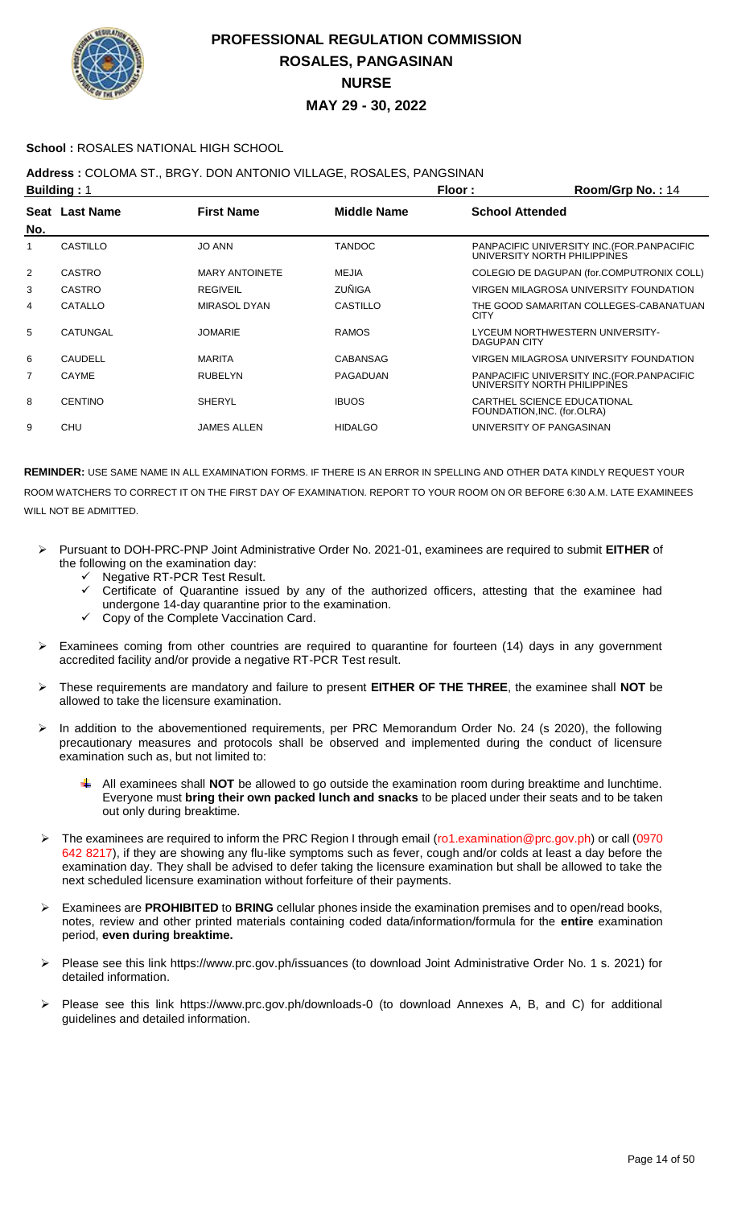# PROFESSIONAL REGULATION COMMISSION
## ROSALES, PANGASINAN
## NURSE
## MAY 29 - 30, 2022

**School :** ROSALES NATIONAL HIGH SCHOOL

**Address :** COLOMA ST., BRGY. DON ANTONIO VILLAGE, ROSALES, PANGSINAN

**Building :** 1 **Floor :** **Room/Grp No. :** 14

| Seat No. | Last Name | First Name | Middle Name | School Attended |
|---|---|---|---|---|
| 1 | CASTILLO | JO ANN | TANDOC | PANPACIFIC UNIVERSITY INC.(FOR.PANPACIFIC UNIVERSITY NORTH PHILIPPINES |
| 2 | CASTRO | MARY ANTOINETE | MEJIA | COLEGIO DE DAGUPAN (for.COMPUTRONIX COLL) |
| 3 | CASTRO | REGIVEIL | ZUÑIGA | VIRGEN MILAGROSA UNIVERSITY FOUNDATION |
| 4 | CATALLO | MIRASOL DYAN | CASTILLO | THE GOOD SAMARITAN COLLEGES-CABANATUAN CITY |
| 5 | CATUNGAL | JOMARIE | RAMOS | LYCEUM NORTHWESTERN UNIVERSITY-DAGUPAN CITY |
| 6 | CAUDELL | MARITA | CABANSAG | VIRGEN MILAGROSA UNIVERSITY FOUNDATION |
| 7 | CAYME | RUBELYN | PAGADUAN | PANPACIFIC UNIVERSITY INC.(FOR.PANPACIFIC UNIVERSITY NORTH PHILIPPINES |
| 8 | CENTINO | SHERYL | IBUOS | CARTHEL SCIENCE EDUCATIONAL FOUNDATION,INC. (for.OLRA) |
| 9 | CHU | JAMES ALLEN | HIDALGO | UNIVERSITY OF PANGASINAN |

**REMINDER:** USE SAME NAME IN ALL EXAMINATION FORMS. IF THERE IS AN ERROR IN SPELLING AND OTHER DATA KINDLY REQUEST YOUR ROOM WATCHERS TO CORRECT IT ON THE FIRST DAY OF EXAMINATION. REPORT TO YOUR ROOM ON OR BEFORE 6:30 A.M. LATE EXAMINEES WILL NOT BE ADMITTED.

- Pursuant to DOH-PRC-PNP Joint Administrative Order No. 2021-01, examinees are required to submit **EITHER** of the following on the examination day:
  - ✓ Negative RT-PCR Test Result.
  - ✓ Certificate of Quarantine issued by any of the authorized officers, attesting that the examinee had undergone 14-day quarantine prior to the examination.
  - ✓ Copy of the Complete Vaccination Card.
- Examinees coming from other countries are required to quarantine for fourteen (14) days in any government accredited facility and/or provide a negative RT-PCR Test result.
- These requirements are mandatory and failure to present **EITHER OF THE THREE**, the examinee shall **NOT** be allowed to take the licensure examination.
- In addition to the abovementioned requirements, per PRC Memorandum Order No. 24 (s 2020), the following precautionary measures and protocols shall be observed and implemented during the conduct of licensure examination such as, but not limited to:
  - All examinees shall **NOT** be allowed to go outside the examination room during breaktime and lunchtime. Everyone must **bring their own packed lunch and snacks** to be placed under their seats and to be taken out only during breaktime.
- The examinees are required to inform the PRC Region I through email (ro1.examination@prc.gov.ph) or call (0970 642 8217), if they are showing any flu-like symptoms such as fever, cough and/or colds at least a day before the examination day. They shall be advised to defer taking the licensure examination but shall be allowed to take the next scheduled licensure examination without forfeiture of their payments.
- Examinees are **PROHIBITED** to **BRING** cellular phones inside the examination premises and to open/read books, notes, review and other printed materials containing coded data/information/formula for the **entire** examination period, **even during breaktime.**
- Please see this link https://www.prc.gov.ph/issuances (to download Joint Administrative Order No. 1 s. 2021) for detailed information.
- Please see this link https://www.prc.gov.ph/downloads-0 (to download Annexes A, B, and C) for additional guidelines and detailed information.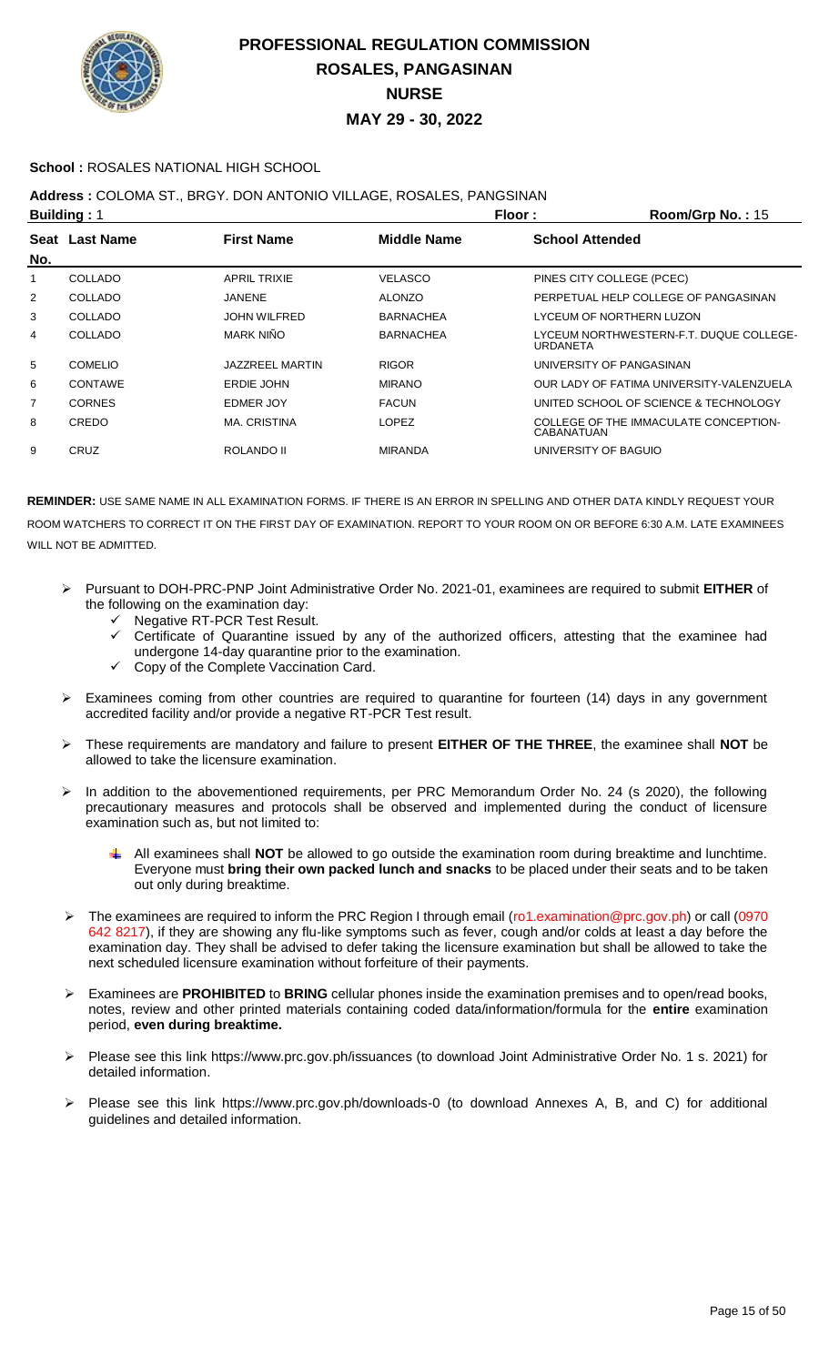# PROFESSIONAL REGULATION COMMISSION
## ROSALES, PANGASINAN
## NURSE
## MAY 29 - 30, 2022

**School :** ROSALES NATIONAL HIGH SCHOOL

**Address :** COLOMA ST., BRGY. DON ANTONIO VILLAGE, ROSALES, PANGSINAN

**Building :** 1 **Floor :** **Room/Grp No. :** 15

| Seat No. | Last Name | First Name | Middle Name | School Attended |
|---|---|---|---|---|
| 1 | COLLADO | APRIL TRIXIE | VELASCO | PINES CITY COLLEGE (PCEC) |
| 2 | COLLADO | JANENE | ALONZO | PERPETUAL HELP COLLEGE OF PANGASINAN |
| 3 | COLLADO | JOHN WILFRED | BARNACHEA | LYCEUM OF NORTHERN LUZON |
| 4 | COLLADO | MARK NIÑO | BARNACHEA | LYCEUM NORTHWESTERN-F.T. DUQUE COLLEGE-URDANETA |
| 5 | COMELIO | JAZZREEL MARTIN | RIGOR | UNIVERSITY OF PANGASINAN |
| 6 | CONTAWE | ERDIE JOHN | MIRANO | OUR LADY OF FATIMA UNIVERSITY-VALENZUELA |
| 7 | CORNES | EDMER JOY | FACUN | UNITED SCHOOL OF SCIENCE & TECHNOLOGY |
| 8 | CREDO | MA. CRISTINA | LOPEZ | COLLEGE OF THE IMMACULATE CONCEPTION-CABANATUAN |
| 9 | CRUZ | ROLANDO II | MIRANDA | UNIVERSITY OF BAGUIO |

**REMINDER:** USE SAME NAME IN ALL EXAMINATION FORMS. IF THERE IS AN ERROR IN SPELLING AND OTHER DATA KINDLY REQUEST YOUR ROOM WATCHERS TO CORRECT IT ON THE FIRST DAY OF EXAMINATION. REPORT TO YOUR ROOM ON OR BEFORE 6:30 A.M. LATE EXAMINEES WILL NOT BE ADMITTED.

- Pursuant to DOH-PRC-PNP Joint Administrative Order No. 2021-01, examinees are required to submit **EITHER** of the following on the examination day:
  - Negative RT-PCR Test Result.
  - Certificate of Quarantine issued by any of the authorized officers, attesting that the examinee had undergone 14-day quarantine prior to the examination.
  - Copy of the Complete Vaccination Card.
- Examinees coming from other countries are required to quarantine for fourteen (14) days in any government accredited facility and/or provide a negative RT-PCR Test result.
- These requirements are mandatory and failure to present **EITHER OF THE THREE**, the examinee shall **NOT** be allowed to take the licensure examination.
- In addition to the abovementioned requirements, per PRC Memorandum Order No. 24 (s 2020), the following precautionary measures and protocols shall be observed and implemented during the conduct of licensure examination such as, but not limited to:
  - All examinees shall **NOT** be allowed to go outside the examination room during breaktime and lunchtime. Everyone must **bring their own packed lunch and snacks** to be placed under their seats and to be taken out only during breaktime.
- The examinees are required to inform the PRC Region I through email (ro1.examination@prc.gov.ph) or call (0970 642 8217), if they are showing any flu-like symptoms such as fever, cough and/or colds at least a day before the examination day. They shall be advised to defer taking the licensure examination but shall be allowed to take the next scheduled licensure examination without forfeiture of their payments.
- Examinees are **PROHIBITED** to **BRING** cellular phones inside the examination premises and to open/read books, notes, review and other printed materials containing coded data/information/formula for the **entire** examination period, **even during breaktime.**
- Please see this link https://www.prc.gov.ph/issuances (to download Joint Administrative Order No. 1 s. 2021) for detailed information.
- Please see this link https://www.prc.gov.ph/downloads-0 (to download Annexes A, B, and C) for additional guidelines and detailed information.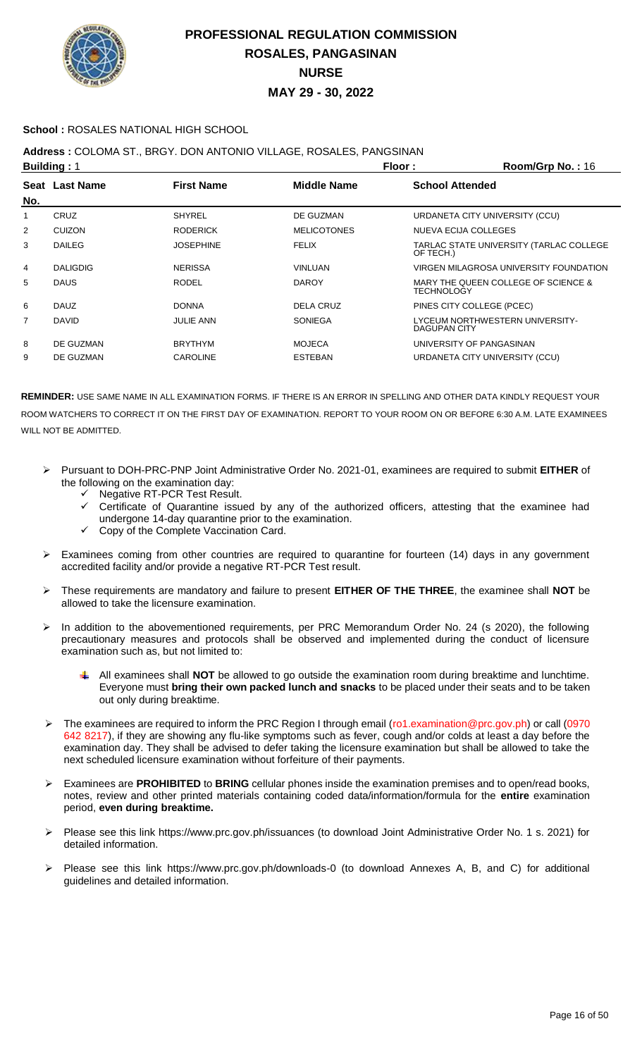# PROFESSIONAL REGULATION COMMISSION
## ROSALES, PANGASINAN
## NURSE
## MAY 29 - 30, 2022

**School :** ROSALES NATIONAL HIGH SCHOOL

**Address :** COLOMA ST., BRGY. DON ANTONIO VILLAGE, ROSALES, PANGSINAN

**Building :** 1 **Floor :** **Room/Grp No. :** 16

| Seat No. | Last Name | First Name | Middle Name | School Attended |
|---|---|---|---|---|
| 1 | CRUZ | SHYREL | DE GUZMAN | URDANETA CITY UNIVERSITY (CCU) |
| 2 | CUIZON | RODERICK | MELICOTONES | NUEVA ECIJA COLLEGES |
| 3 | DAILEG | JOSEPHINE | FELIX | TARLAC STATE UNIVERSITY (TARLAC COLLEGE OF TECH.) |
| 4 | DALIGDIG | NERISSA | VINLUAN | VIRGEN MILAGROSA UNIVERSITY FOUNDATION |
| 5 | DAUS | RODEL | DAROY | MARY THE QUEEN COLLEGE OF SCIENCE & TECHNOLOGY |
| 6 | DAUZ | DONNA | DELA CRUZ | PINES CITY COLLEGE (PCEC) |
| 7 | DAVID | JULIE ANN | SONIEGA | LYCEUM NORTHWESTERN UNIVERSITY-DAGUPAN CITY |
| 8 | DE GUZMAN | BRYTHYM | MOJECA | UNIVERSITY OF PANGASINAN |
| 9 | DE GUZMAN | CAROLINE | ESTEBAN | URDANETA CITY UNIVERSITY (CCU) |

**REMINDER:** USE SAME NAME IN ALL EXAMINATION FORMS. IF THERE IS AN ERROR IN SPELLING AND OTHER DATA KINDLY REQUEST YOUR ROOM WATCHERS TO CORRECT IT ON THE FIRST DAY OF EXAMINATION. REPORT TO YOUR ROOM ON OR BEFORE 6:30 A.M. LATE EXAMINEES WILL NOT BE ADMITTED.

- Pursuant to DOH-PRC-PNP Joint Administrative Order No. 2021-01, examinees are required to submit **EITHER** of the following on the examination day:
  - ✓ Negative RT-PCR Test Result.
  - ✓ Certificate of Quarantine issued by any of the authorized officers, attesting that the examinee had undergone 14-day quarantine prior to the examination.
  - ✓ Copy of the Complete Vaccination Card.
- Examinees coming from other countries are required to quarantine for fourteen (14) days in any government accredited facility and/or provide a negative RT-PCR Test result.
- These requirements are mandatory and failure to present **EITHER OF THE THREE**, the examinee shall **NOT** be allowed to take the licensure examination.
- In addition to the abovementioned requirements, per PRC Memorandum Order No. 24 (s 2020), the following precautionary measures and protocols shall be observed and implemented during the conduct of licensure examination such as, but not limited to:
  - All examinees shall **NOT** be allowed to go outside the examination room during breaktime and lunchtime. Everyone must **bring their own packed lunch and snacks** to be placed under their seats and to be taken out only during breaktime.
- The examinees are required to inform the PRC Region I through email (ro1.examination@prc.gov.ph) or call (0970 642 8217), if they are showing any flu-like symptoms such as fever, cough and/or colds at least a day before the examination day. They shall be advised to defer taking the licensure examination but shall be allowed to take the next scheduled licensure examination without forfeiture of their payments.
- Examinees are **PROHIBITED** to **BRING** cellular phones inside the examination premises and to open/read books, notes, review and other printed materials containing coded data/information/formula for the **entire** examination period, **even during breaktime.**
- Please see this link https://www.prc.gov.ph/issuances (to download Joint Administrative Order No. 1 s. 2021) for detailed information.
- Please see this link https://www.prc.gov.ph/downloads-0 (to download Annexes A, B, and C) for additional guidelines and detailed information.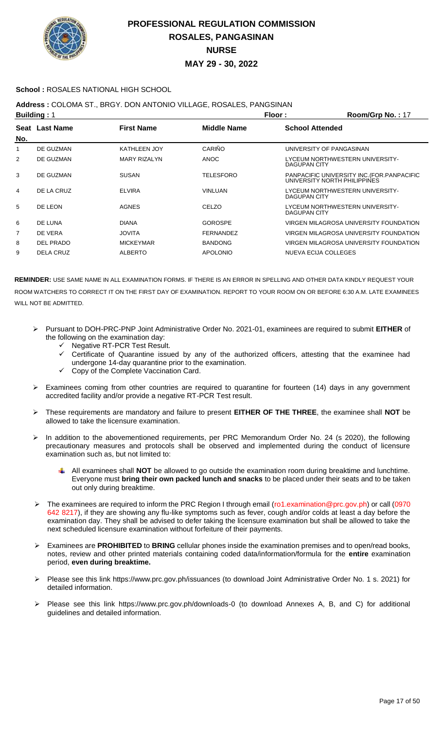# PROFESSIONAL REGULATION COMMISSION
## ROSALES, PANGASINAN
## NURSE
## MAY 29 - 30, 2022

**School :** ROSALES NATIONAL HIGH SCHOOL

**Address :** COLOMA ST., BRGY. DON ANTONIO VILLAGE, ROSALES, PANGSINAN

**Building :** 1 **Floor :** **Room/Grp No. :** 17

| Seat No. | Last Name | First Name | Middle Name | School Attended |
|---|---|---|---|---|
| 1 | DE GUZMAN | KATHLEEN JOY | CARIÑO | UNIVERSITY OF PANGASINAN |
| 2 | DE GUZMAN | MARY RIZALYN | ANOC | LYCEUM NORTHWESTERN UNIVERSITY-DAGUPAN CITY |
| 3 | DE GUZMAN | SUSAN | TELESFORO | PANPACIFIC UNIVERSITY INC.(FOR.PANPACIFIC UNIVERSITY NORTH PHILIPPINES |
| 4 | DE LA CRUZ | ELVIRA | VINLUAN | LYCEUM NORTHWESTERN UNIVERSITY-DAGUPAN CITY |
| 5 | DE LEON | AGNES | CELZO | LYCEUM NORTHWESTERN UNIVERSITY-DAGUPAN CITY |
| 6 | DE LUNA | DIANA | GOROSPE | VIRGEN MILAGROSA UNIVERSITY FOUNDATION |
| 7 | DE VERA | JOVITA | FERNANDEZ | VIRGEN MILAGROSA UNIVERSITY FOUNDATION |
| 8 | DEL PRADO | MICKEYMAR | BANDONG | VIRGEN MILAGROSA UNIVERSITY FOUNDATION |
| 9 | DELA CRUZ | ALBERTO | APOLONIO | NUEVA ECIJA COLLEGES |

**REMINDER:** USE SAME NAME IN ALL EXAMINATION FORMS. IF THERE IS AN ERROR IN SPELLING AND OTHER DATA KINDLY REQUEST YOUR ROOM WATCHERS TO CORRECT IT ON THE FIRST DAY OF EXAMINATION. REPORT TO YOUR ROOM ON OR BEFORE 6:30 A.M. LATE EXAMINEES WILL NOT BE ADMITTED.

- Pursuant to DOH-PRC-PNP Joint Administrative Order No. 2021-01, examinees are required to submit **EITHER** of the following on the examination day:
  - ✓ Negative RT-PCR Test Result.
  - ✓ Certificate of Quarantine issued by any of the authorized officers, attesting that the examinee had undergone 14-day quarantine prior to the examination.
  - ✓ Copy of the Complete Vaccination Card.
- Examinees coming from other countries are required to quarantine for fourteen (14) days in any government accredited facility and/or provide a negative RT-PCR Test result.
- These requirements are mandatory and failure to present **EITHER OF THE THREE**, the examinee shall **NOT** be allowed to take the licensure examination.
- In addition to the abovementioned requirements, per PRC Memorandum Order No. 24 (s 2020), the following precautionary measures and protocols shall be observed and implemented during the conduct of licensure examination such as, but not limited to:
  - All examinees shall **NOT** be allowed to go outside the examination room during breaktime and lunchtime. Everyone must **bring their own packed lunch and snacks** to be placed under their seats and to be taken out only during breaktime.
- The examinees are required to inform the PRC Region I through email (ro1.examination@prc.gov.ph) or call (0970 642 8217), if they are showing any flu-like symptoms such as fever, cough and/or colds at least a day before the examination day. They shall be advised to defer taking the licensure examination but shall be allowed to take the next scheduled licensure examination without forfeiture of their payments.
- Examinees are **PROHIBITED** to **BRING** cellular phones inside the examination premises and to open/read books, notes, review and other printed materials containing coded data/information/formula for the **entire** examination period, **even during breaktime.**
- Please see this link https://www.prc.gov.ph/issuances (to download Joint Administrative Order No. 1 s. 2021) for detailed information.
- Please see this link https://www.prc.gov.ph/downloads-0 (to download Annexes A, B, and C) for additional guidelines and detailed information.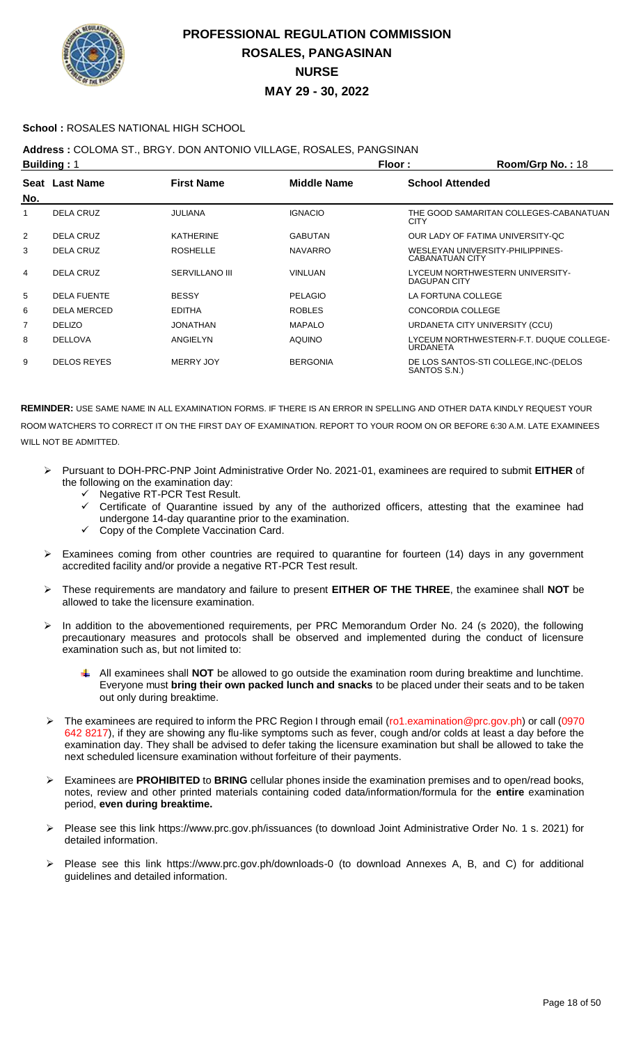# PROFESSIONAL REGULATION COMMISSION
## ROSALES, PANGASINAN
## NURSE
## MAY 29 - 30, 2022

**School :** ROSALES NATIONAL HIGH SCHOOL

**Address :** COLOMA ST., BRGY. DON ANTONIO VILLAGE, ROSALES, PANGSINAN

**Building :** 1 **Floor :** **Room/Grp No. :** 18

| Seat No. | Last Name | First Name | Middle Name | School Attended |
|---|---|---|---|---|
| 1 | DELA CRUZ | JULIANA | IGNACIO | THE GOOD SAMARITAN COLLEGES-CABANATUAN CITY |
| 2 | DELA CRUZ | KATHERINE | GABUTAN | OUR LADY OF FATIMA UNIVERSITY-QC |
| 3 | DELA CRUZ | ROSHELLE | NAVARRO | WESLEYAN UNIVERSITY-PHILIPPINES-CABANATUAN CITY |
| 4 | DELA CRUZ | SERVILLANO III | VINLUAN | LYCEUM NORTHWESTERN UNIVERSITY-DAGUPAN CITY |
| 5 | DELA FUENTE | BESSY | PELAGIO | LA FORTUNA COLLEGE |
| 6 | DELA MERCED | EDITHA | ROBLES | CONCORDIA COLLEGE |
| 7 | DELIZO | JONATHAN | MAPALO | URDANETA CITY UNIVERSITY (CCU) |
| 8 | DELLOVA | ANGIELYN | AQUINO | LYCEUM NORTHWESTERN-F.T. DUQUE COLLEGE-URDANETA |
| 9 | DELOS REYES | MERRY JOY | BERGONIA | DE LOS SANTOS-STI COLLEGE,INC-(DELOS SANTOS S.N.) |

**REMINDER:** USE SAME NAME IN ALL EXAMINATION FORMS. IF THERE IS AN ERROR IN SPELLING AND OTHER DATA KINDLY REQUEST YOUR ROOM WATCHERS TO CORRECT IT ON THE FIRST DAY OF EXAMINATION. REPORT TO YOUR ROOM ON OR BEFORE 6:30 A.M. LATE EXAMINEES WILL NOT BE ADMITTED.

- Pursuant to DOH-PRC-PNP Joint Administrative Order No. 2021-01, examinees are required to submit **EITHER** of the following on the examination day:
  - ✓ Negative RT-PCR Test Result.
  - ✓ Certificate of Quarantine issued by any of the authorized officers, attesting that the examinee had undergone 14-day quarantine prior to the examination.
  - ✓ Copy of the Complete Vaccination Card.
- Examinees coming from other countries are required to quarantine for fourteen (14) days in any government accredited facility and/or provide a negative RT-PCR Test result.
- These requirements are mandatory and failure to present **EITHER OF THE THREE**, the examinee shall **NOT** be allowed to take the licensure examination.
- In addition to the abovementioned requirements, per PRC Memorandum Order No. 24 (s 2020), the following precautionary measures and protocols shall be observed and implemented during the conduct of licensure examination such as, but not limited to:
  - All examinees shall **NOT** be allowed to go outside the examination room during breaktime and lunchtime. Everyone must **bring their own packed lunch and snacks** to be placed under their seats and to be taken out only during breaktime.
- The examinees are required to inform the PRC Region I through email (ro1.examination@prc.gov.ph) or call (0970 642 8217), if they are showing any flu-like symptoms such as fever, cough and/or colds at least a day before the examination day. They shall be advised to defer taking the licensure examination but shall be allowed to take the next scheduled licensure examination without forfeiture of their payments.
- Examinees are **PROHIBITED** to **BRING** cellular phones inside the examination premises and to open/read books, notes, review and other printed materials containing coded data/information/formula for the **entire** examination period, **even during breaktime.**
- Please see this link https://www.prc.gov.ph/issuances (to download Joint Administrative Order No. 1 s. 2021) for detailed information.
- Please see this link https://www.prc.gov.ph/downloads-0 (to download Annexes A, B, and C) for additional guidelines and detailed information.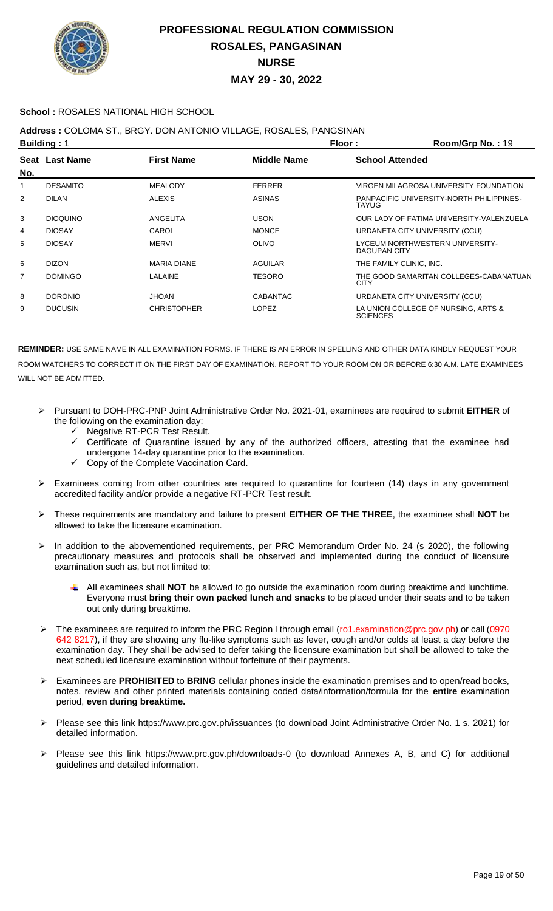# PROFESSIONAL REGULATION COMMISSION
## ROSALES, PANGASINAN
## NURSE
## MAY 29 - 30, 2022

**School :** ROSALES NATIONAL HIGH SCHOOL

**Address :** COLOMA ST., BRGY. DON ANTONIO VILLAGE, ROSALES, PANGSINAN

**Building :** 1 **Floor :** **Room/Grp No. :** 19

| Seat No. | Last Name | First Name | Middle Name | School Attended |
|---|---|---|---|---|
| 1 | DESAMITO | MEALODY | FERRER | VIRGEN MILAGROSA UNIVERSITY FOUNDATION |
| 2 | DILAN | ALEXIS | ASINAS | PANPACIFIC UNIVERSITY-NORTH PHILIPPINES-TAYUG |
| 3 | DIOQUINO | ANGELITA | USON | OUR LADY OF FATIMA UNIVERSITY-VALENZUELA |
| 4 | DIOSAY | CAROL | MONCE | URDANETA CITY UNIVERSITY (CCU) |
| 5 | DIOSAY | MERVI | OLIVO | LYCEUM NORTHWESTERN UNIVERSITY-DAGUPAN CITY |
| 6 | DIZON | MARIA DIANE | AGUILAR | THE FAMILY CLINIC, INC. |
| 7 | DOMINGO | LALAINE | TESORO | THE GOOD SAMARITAN COLLEGES-CABANATUAN CITY |
| 8 | DORONIO | JHOAN | CABANTAC | URDANETA CITY UNIVERSITY (CCU) |
| 9 | DUCUSIN | CHRISTOPHER | LOPEZ | LA UNION COLLEGE OF NURSING, ARTS & SCIENCES |

**REMINDER:** USE SAME NAME IN ALL EXAMINATION FORMS. IF THERE IS AN ERROR IN SPELLING AND OTHER DATA KINDLY REQUEST YOUR ROOM WATCHERS TO CORRECT IT ON THE FIRST DAY OF EXAMINATION. REPORT TO YOUR ROOM ON OR BEFORE 6:30 A.M. LATE EXAMINEES WILL NOT BE ADMITTED.

- Pursuant to DOH-PRC-PNP Joint Administrative Order No. 2021-01, examinees are required to submit **EITHER** of the following on the examination day:
  - Negative RT-PCR Test Result.
  - Certificate of Quarantine issued by any of the authorized officers, attesting that the examinee had undergone 14-day quarantine prior to the examination.
  - Copy of the Complete Vaccination Card.
- Examinees coming from other countries are required to quarantine for fourteen (14) days in any government accredited facility and/or provide a negative RT-PCR Test result.
- These requirements are mandatory and failure to present **EITHER OF THE THREE**, the examinee shall **NOT** be allowed to take the licensure examination.
- In addition to the abovementioned requirements, per PRC Memorandum Order No. 24 (s 2020), the following precautionary measures and protocols shall be observed and implemented during the conduct of licensure examination such as, but not limited to:
  - All examinees shall **NOT** be allowed to go outside the examination room during breaktime and lunchtime. Everyone must **bring their own packed lunch and snacks** to be placed under their seats and to be taken out only during breaktime.
- The examinees are required to inform the PRC Region I through email (ro1.examination@prc.gov.ph) or call (0970 642 8217), if they are showing any flu-like symptoms such as fever, cough and/or colds at least a day before the examination day. They shall be advised to defer taking the licensure examination but shall be allowed to take the next scheduled licensure examination without forfeiture of their payments.
- Examinees are **PROHIBITED** to **BRING** cellular phones inside the examination premises and to open/read books, notes, review and other printed materials containing coded data/information/formula for the **entire** examination period, **even during breaktime.**
- Please see this link https://www.prc.gov.ph/issuances (to download Joint Administrative Order No. 1 s. 2021) for detailed information.
- Please see this link https://www.prc.gov.ph/downloads-0 (to download Annexes A, B, and C) for additional guidelines and detailed information.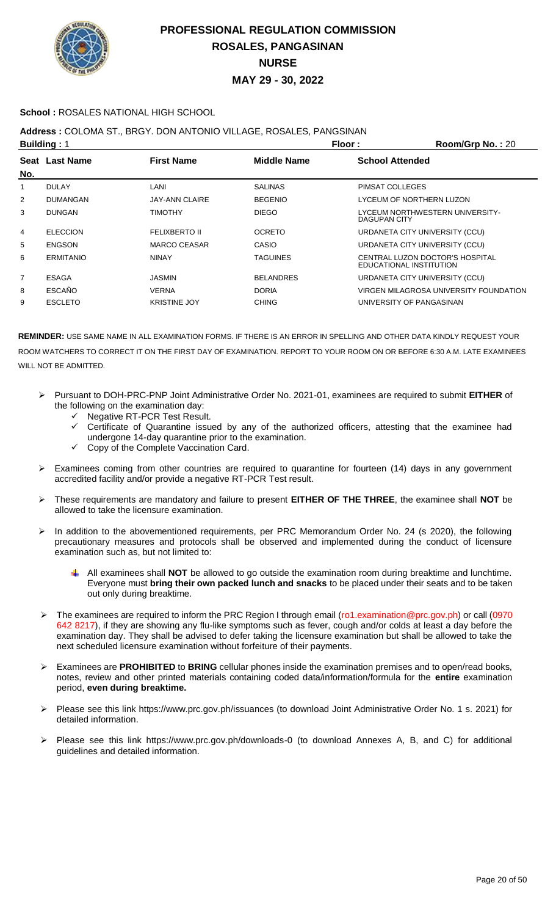# PROFESSIONAL REGULATION COMMISSION
## ROSALES, PANGASINAN
## NURSE
## MAY 29 - 30, 2022

**School :** ROSALES NATIONAL HIGH SCHOOL

**Address :** COLOMA ST., BRGY. DON ANTONIO VILLAGE, ROSALES, PANGSINAN

**Building :** 1 **Floor :** **Room/Grp No. :** 20

| Seat No. | Last Name | First Name | Middle Name | School Attended |
|---|---|---|---|---|
| 1 | DULAY | LANI | SALINAS | PIMSAT COLLEGES |
| 2 | DUMANGAN | JAY-ANN CLAIRE | BEGENIO | LYCEUM OF NORTHERN LUZON |
| 3 | DUNGAN | TIMOTHY | DIEGO | LYCEUM NORTHWESTERN UNIVERSITY-DAGUPAN CITY |
| 4 | ELECCION | FELIXBERTO II | OCRETO | URDANETA CITY UNIVERSITY (CCU) |
| 5 | ENGSON | MARCO CEASAR | CASIO | URDANETA CITY UNIVERSITY (CCU) |
| 6 | ERMITANIO | NINAY | TAGUINES | CENTRAL LUZON DOCTOR'S HOSPITAL EDUCATIONAL INSTITUTION |
| 7 | ESAGA | JASMIN | BELANDRES | URDANETA CITY UNIVERSITY (CCU) |
| 8 | ESCAÑO | VERNA | DORIA | VIRGEN MILAGROSA UNIVERSITY FOUNDATION |
| 9 | ESCLETO | KRISTINE JOY | CHING | UNIVERSITY OF PANGASINAN |

**REMINDER:** USE SAME NAME IN ALL EXAMINATION FORMS. IF THERE IS AN ERROR IN SPELLING AND OTHER DATA KINDLY REQUEST YOUR ROOM WATCHERS TO CORRECT IT ON THE FIRST DAY OF EXAMINATION. REPORT TO YOUR ROOM ON OR BEFORE 6:30 A.M. LATE EXAMINEES WILL NOT BE ADMITTED.

- Pursuant to DOH-PRC-PNP Joint Administrative Order No. 2021-01, examinees are required to submit **EITHER** of the following on the examination day:
  - Negative RT-PCR Test Result.
  - Certificate of Quarantine issued by any of the authorized officers, attesting that the examinee had undergone 14-day quarantine prior to the examination.
  - Copy of the Complete Vaccination Card.
- Examinees coming from other countries are required to quarantine for fourteen (14) days in any government accredited facility and/or provide a negative RT-PCR Test result.
- These requirements are mandatory and failure to present **EITHER OF THE THREE**, the examinee shall **NOT** be allowed to take the licensure examination.
- In addition to the abovementioned requirements, per PRC Memorandum Order No. 24 (s 2020), the following precautionary measures and protocols shall be observed and implemented during the conduct of licensure examination such as, but not limited to:
  - All examinees shall **NOT** be allowed to go outside the examination room during breaktime and lunchtime. Everyone must **bring their own packed lunch and snacks** to be placed under their seats and to be taken out only during breaktime.
- The examinees are required to inform the PRC Region I through email (ro1.examination@prc.gov.ph) or call (0970 642 8217), if they are showing any flu-like symptoms such as fever, cough and/or colds at least a day before the examination day. They shall be advised to defer taking the licensure examination but shall be allowed to take the next scheduled licensure examination without forfeiture of their payments.
- Examinees are **PROHIBITED** to **BRING** cellular phones inside the examination premises and to open/read books, notes, review and other printed materials containing coded data/information/formula for the **entire** examination period, **even during breaktime.**
- Please see this link https://www.prc.gov.ph/issuances (to download Joint Administrative Order No. 1 s. 2021) for detailed information.
- Please see this link https://www.prc.gov.ph/downloads-0 (to download Annexes A, B, and C) for additional guidelines and detailed information.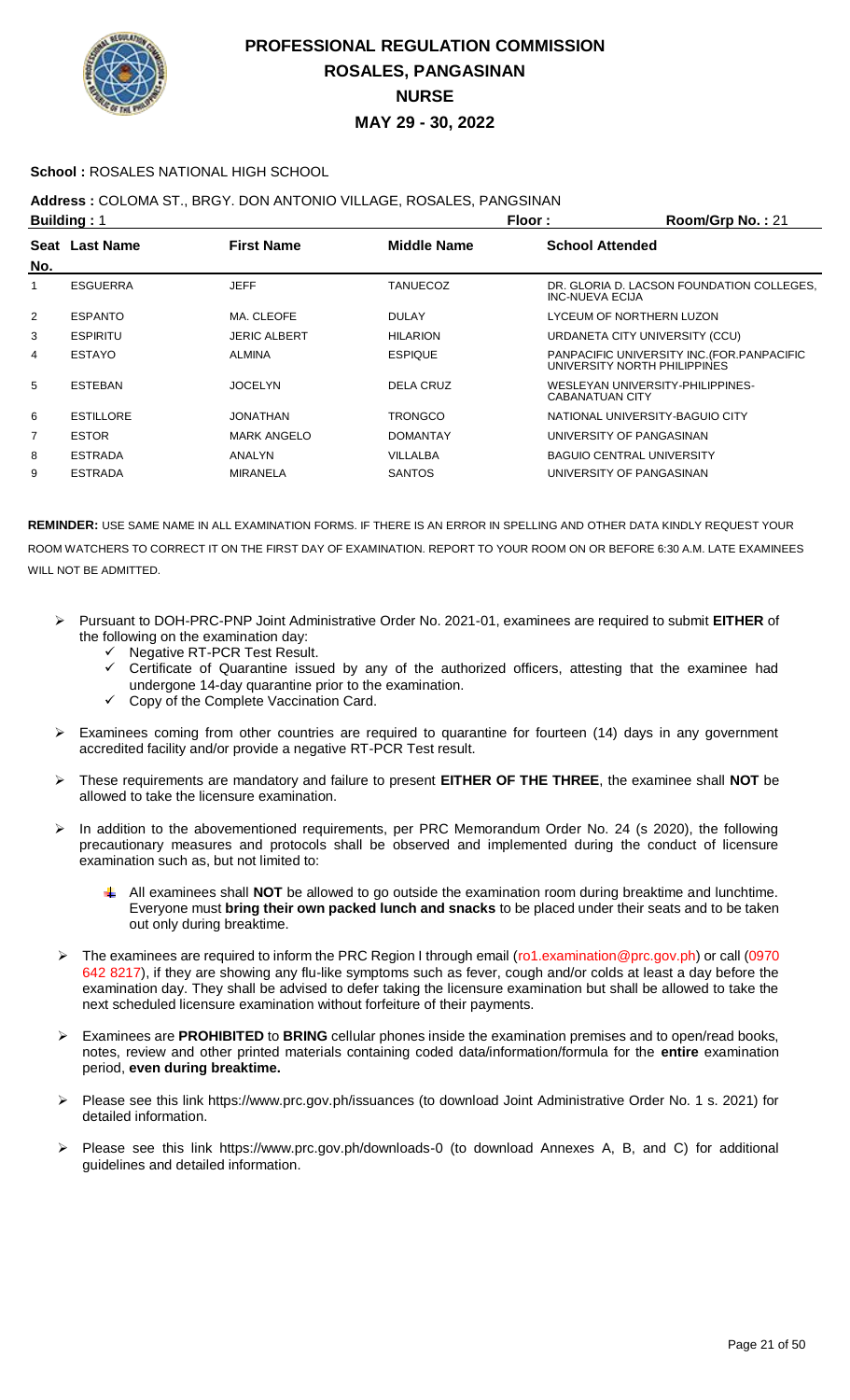# PROFESSIONAL REGULATION COMMISSION
## ROSALES, PANGASINAN
## NURSE
## MAY 29 - 30, 2022

**School :** ROSALES NATIONAL HIGH SCHOOL

**Address :** COLOMA ST., BRGY. DON ANTONIO VILLAGE, ROSALES, PANGSINAN

**Building :** 1 **Floor :** **Room/Grp No. :** 21

| Seat No. | Last Name | First Name | Middle Name | School Attended |
|---|---|---|---|---|
| 1 | ESGUERRA | JEFF | TANUECOZ | DR. GLORIA D. LACSON FOUNDATION COLLEGES, INC-NUEVA ECIJA |
| 2 | ESPANTO | MA. CLEOFE | DULAY | LYCEUM OF NORTHERN LUZON |
| 3 | ESPIRITU | JERIC ALBERT | HILARION | URDANETA CITY UNIVERSITY (CCU) |
| 4 | ESTAYO | ALMINA | ESPIQUE | PANPACIFIC UNIVERSITY INC.(FOR.PANPACIFIC UNIVERSITY NORTH PHILIPPINES |
| 5 | ESTEBAN | JOCELYN | DELA CRUZ | WESLEYAN UNIVERSITY-PHILIPPINES-CABANATUAN CITY |
| 6 | ESTILLORE | JONATHAN | TRONGCO | NATIONAL UNIVERSITY-BAGUIO CITY |
| 7 | ESTOR | MARK ANGELO | DOMANTAY | UNIVERSITY OF PANGASINAN |
| 8 | ESTRADA | ANALYN | VILLALBA | BAGUIO CENTRAL UNIVERSITY |
| 9 | ESTRADA | MIRANELA | SANTOS | UNIVERSITY OF PANGASINAN |

**REMINDER:** USE SAME NAME IN ALL EXAMINATION FORMS. IF THERE IS AN ERROR IN SPELLING AND OTHER DATA KINDLY REQUEST YOUR ROOM WATCHERS TO CORRECT IT ON THE FIRST DAY OF EXAMINATION. REPORT TO YOUR ROOM ON OR BEFORE 6:30 A.M. LATE EXAMINEES WILL NOT BE ADMITTED.

- Pursuant to DOH-PRC-PNP Joint Administrative Order No. 2021-01, examinees are required to submit **EITHER** of the following on the examination day:
  - ✓ Negative RT-PCR Test Result.
  - ✓ Certificate of Quarantine issued by any of the authorized officers, attesting that the examinee had undergone 14-day quarantine prior to the examination.
  - ✓ Copy of the Complete Vaccination Card.
- Examinees coming from other countries are required to quarantine for fourteen (14) days in any government accredited facility and/or provide a negative RT-PCR Test result.
- These requirements are mandatory and failure to present **EITHER OF THE THREE**, the examinee shall **NOT** be allowed to take the licensure examination.
- In addition to the abovementioned requirements, per PRC Memorandum Order No. 24 (s 2020), the following precautionary measures and protocols shall be observed and implemented during the conduct of licensure examination such as, but not limited to:
  - All examinees shall **NOT** be allowed to go outside the examination room during breaktime and lunchtime. Everyone must **bring their own packed lunch and snacks** to be placed under their seats and to be taken out only during breaktime.
- The examinees are required to inform the PRC Region I through email (ro1.examination@prc.gov.ph) or call (0970 642 8217), if they are showing any flu-like symptoms such as fever, cough and/or colds at least a day before the examination day. They shall be advised to defer taking the licensure examination but shall be allowed to take the next scheduled licensure examination without forfeiture of their payments.
- Examinees are **PROHIBITED** to **BRING** cellular phones inside the examination premises and to open/read books, notes, review and other printed materials containing coded data/information/formula for the **entire** examination period, **even during breaktime.**
- Please see this link https://www.prc.gov.ph/issuances (to download Joint Administrative Order No. 1 s. 2021) for detailed information.
- Please see this link https://www.prc.gov.ph/downloads-0 (to download Annexes A, B, and C) for additional guidelines and detailed information.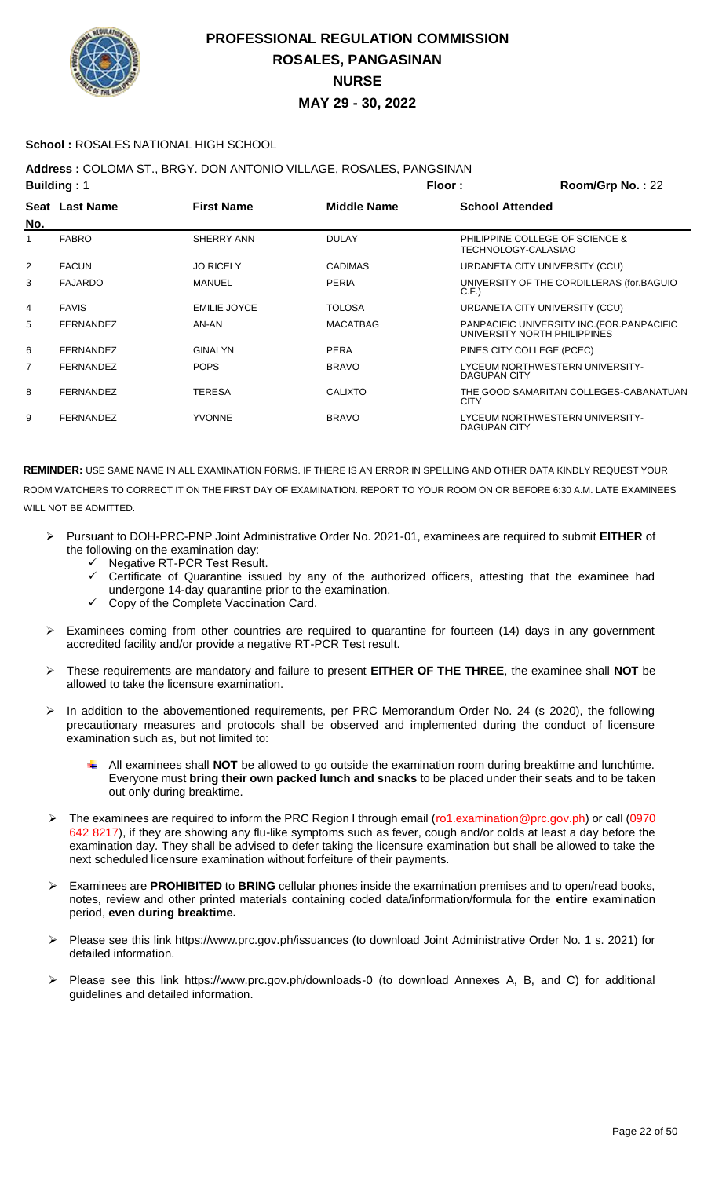# PROFESSIONAL REGULATION COMMISSION
## ROSALES, PANGASINAN
## NURSE
## MAY 29 - 30, 2022

**School :** ROSALES NATIONAL HIGH SCHOOL

**Address :** COLOMA ST., BRGY. DON ANTONIO VILLAGE, ROSALES, PANGSINAN

**Building :** 1 **Floor :** **Room/Grp No. :** 22

| Seat No. | Last Name | First Name | Middle Name | School Attended |
|---|---|---|---|---|
| 1 | FABRO | SHERRY ANN | DULAY | PHILIPPINE COLLEGE OF SCIENCE & TECHNOLOGY-CALASIAO |
| 2 | FACUN | JO RICELY | CADIMAS | URDANETA CITY UNIVERSITY (CCU) |
| 3 | FAJARDO | MANUEL | PERIA | UNIVERSITY OF THE CORDILLERAS (for.BAGUIO C.F.) |
| 4 | FAVIS | EMILIE JOYCE | TOLOSA | URDANETA CITY UNIVERSITY (CCU) |
| 5 | FERNANDEZ | AN-AN | MACATBAG | PANPACIFIC UNIVERSITY INC.(FOR.PANPACIFIC UNIVERSITY NORTH PHILIPPINES |
| 6 | FERNANDEZ | GINALYN | PERA | PINES CITY COLLEGE (PCEC) |
| 7 | FERNANDEZ | POPS | BRAVO | LYCEUM NORTHWESTERN UNIVERSITY-DAGUPAN CITY |
| 8 | FERNANDEZ | TERESA | CALIXTO | THE GOOD SAMARITAN COLLEGES-CABANATUAN CITY |
| 9 | FERNANDEZ | YVONNE | BRAVO | LYCEUM NORTHWESTERN UNIVERSITY-DAGUPAN CITY |

**REMINDER:** USE SAME NAME IN ALL EXAMINATION FORMS. IF THERE IS AN ERROR IN SPELLING AND OTHER DATA KINDLY REQUEST YOUR ROOM WATCHERS TO CORRECT IT ON THE FIRST DAY OF EXAMINATION. REPORT TO YOUR ROOM ON OR BEFORE 6:30 A.M. LATE EXAMINEES WILL NOT BE ADMITTED.

- Pursuant to DOH-PRC-PNP Joint Administrative Order No. 2021-01, examinees are required to submit **EITHER** of the following on the examination day:
  - ✓ Negative RT-PCR Test Result.
  - ✓ Certificate of Quarantine issued by any of the authorized officers, attesting that the examinee had undergone 14-day quarantine prior to the examination.
  - ✓ Copy of the Complete Vaccination Card.
- Examinees coming from other countries are required to quarantine for fourteen (14) days in any government accredited facility and/or provide a negative RT-PCR Test result.
- These requirements are mandatory and failure to present **EITHER OF THE THREE**, the examinee shall **NOT** be allowed to take the licensure examination.
- In addition to the abovementioned requirements, per PRC Memorandum Order No. 24 (s 2020), the following precautionary measures and protocols shall be observed and implemented during the conduct of licensure examination such as, but not limited to:
  - All examinees shall **NOT** be allowed to go outside the examination room during breaktime and lunchtime. Everyone must **bring their own packed lunch and snacks** to be placed under their seats and to be taken out only during breaktime.
- The examinees are required to inform the PRC Region I through email (ro1.examination@prc.gov.ph) or call (0970 642 8217), if they are showing any flu-like symptoms such as fever, cough and/or colds at least a day before the examination day. They shall be advised to defer taking the licensure examination but shall be allowed to take the next scheduled licensure examination without forfeiture of their payments.
- Examinees are **PROHIBITED** to **BRING** cellular phones inside the examination premises and to open/read books, notes, review and other printed materials containing coded data/information/formula for the **entire** examination period, **even during breaktime.**
- Please see this link https://www.prc.gov.ph/issuances (to download Joint Administrative Order No. 1 s. 2021) for detailed information.
- Please see this link https://www.prc.gov.ph/downloads-0 (to download Annexes A, B, and C) for additional guidelines and detailed information.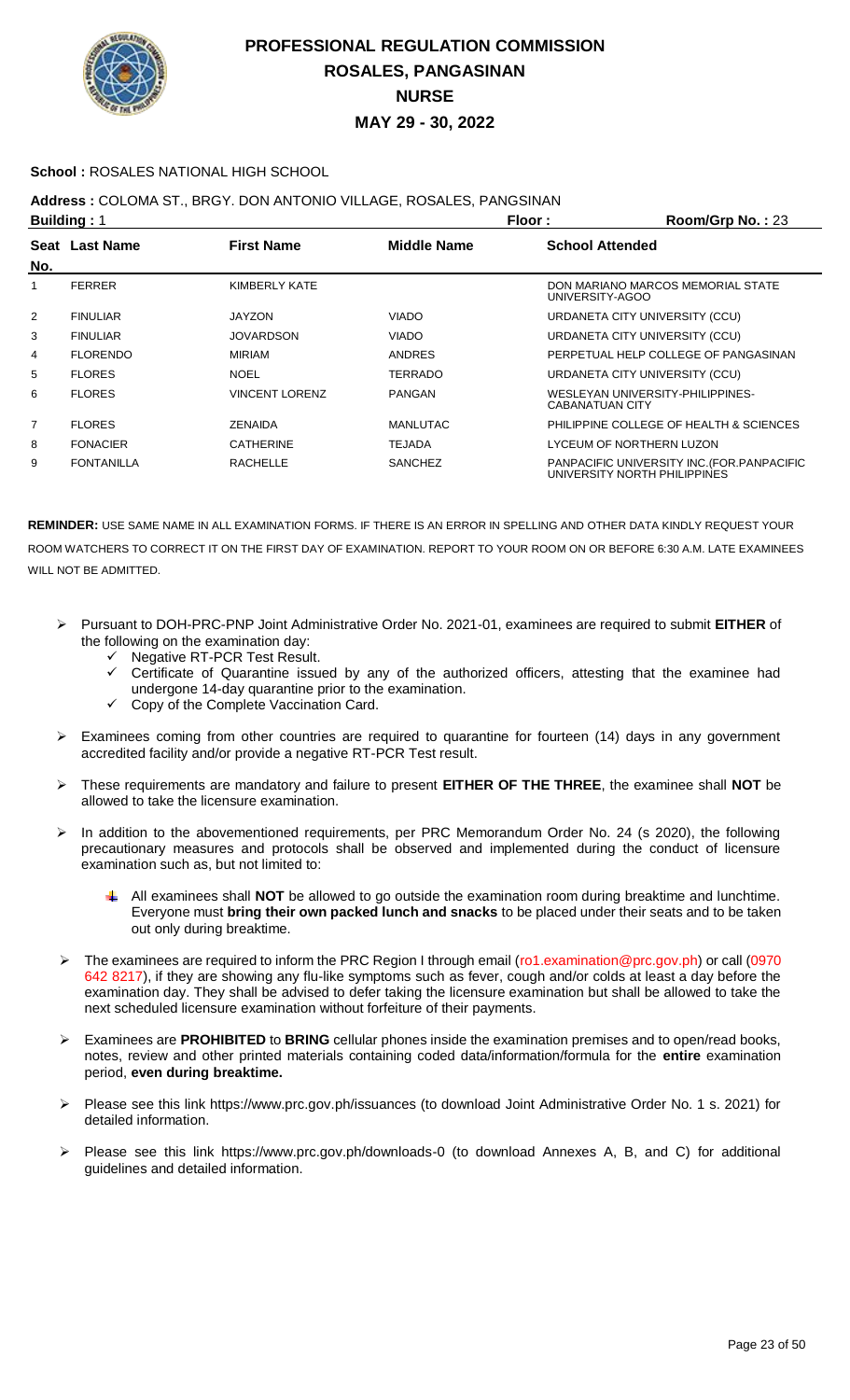# PROFESSIONAL REGULATION COMMISSION
## ROSALES, PANGASINAN
## NURSE
## MAY 29 - 30, 2022

**School :** ROSALES NATIONAL HIGH SCHOOL

**Address :** COLOMA ST., BRGY. DON ANTONIO VILLAGE, ROSALES, PANGSINAN

**Building :** 1 **Floor :** **Room/Grp No. :** 23

| Seat No. | Last Name | First Name | Middle Name | School Attended |
|---|---|---|---|---|
| 1 | FERRER | KIMBERLY KATE | | DON MARIANO MARCOS MEMORIAL STATE UNIVERSITY-AGOO |
| 2 | FINULIAR | JAYZON | VIADO | URDANETA CITY UNIVERSITY (CCU) |
| 3 | FINULIAR | JOVARDSON | VIADO | URDANETA CITY UNIVERSITY (CCU) |
| 4 | FLORENDO | MIRIAM | ANDRES | PERPETUAL HELP COLLEGE OF PANGASINAN |
| 5 | FLORES | NOEL | TERRADO | URDANETA CITY UNIVERSITY (CCU) |
| 6 | FLORES | VINCENT LORENZ | PANGAN | WESLEYAN UNIVERSITY-PHILIPPINES-CABANATUAN CITY |
| 7 | FLORES | ZENAIDA | MANLUTAC | PHILIPPINE COLLEGE OF HEALTH & SCIENCES |
| 8 | FONACIER | CATHERINE | TEJADA | LYCEUM OF NORTHERN LUZON |
| 9 | FONTANILLA | RACHELLE | SANCHEZ | PANPACIFIC UNIVERSITY INC.(FOR.PANPACIFIC UNIVERSITY NORTH PHILIPPINES |

**REMINDER:** USE SAME NAME IN ALL EXAMINATION FORMS. IF THERE IS AN ERROR IN SPELLING AND OTHER DATA KINDLY REQUEST YOUR ROOM WATCHERS TO CORRECT IT ON THE FIRST DAY OF EXAMINATION. REPORT TO YOUR ROOM ON OR BEFORE 6:30 A.M. LATE EXAMINEES WILL NOT BE ADMITTED.

- Pursuant to DOH-PRC-PNP Joint Administrative Order No. 2021-01, examinees are required to submit **EITHER** of the following on the examination day:
  - Negative RT-PCR Test Result.
  - Certificate of Quarantine issued by any of the authorized officers, attesting that the examinee had undergone 14-day quarantine prior to the examination.
  - Copy of the Complete Vaccination Card.
- Examinees coming from other countries are required to quarantine for fourteen (14) days in any government accredited facility and/or provide a negative RT-PCR Test result.
- These requirements are mandatory and failure to present **EITHER OF THE THREE**, the examinee shall **NOT** be allowed to take the licensure examination.
- In addition to the abovementioned requirements, per PRC Memorandum Order No. 24 (s 2020), the following precautionary measures and protocols shall be observed and implemented during the conduct of licensure examination such as, but not limited to:
  - All examinees shall **NOT** be allowed to go outside the examination room during breaktime and lunchtime. Everyone must **bring their own packed lunch and snacks** to be placed under their seats and to be taken out only during breaktime.
- The examinees are required to inform the PRC Region I through email (ro1.examination@prc.gov.ph) or call (0970 642 8217), if they are showing any flu-like symptoms such as fever, cough and/or colds at least a day before the examination day. They shall be advised to defer taking the licensure examination but shall be allowed to take the next scheduled licensure examination without forfeiture of their payments.
- Examinees are **PROHIBITED** to **BRING** cellular phones inside the examination premises and to open/read books, notes, review and other printed materials containing coded data/information/formula for the **entire** examination period, **even during breaktime.**
- Please see this link https://www.prc.gov.ph/issuances (to download Joint Administrative Order No. 1 s. 2021) for detailed information.
- Please see this link https://www.prc.gov.ph/downloads-0 (to download Annexes A, B, and C) for additional guidelines and detailed information.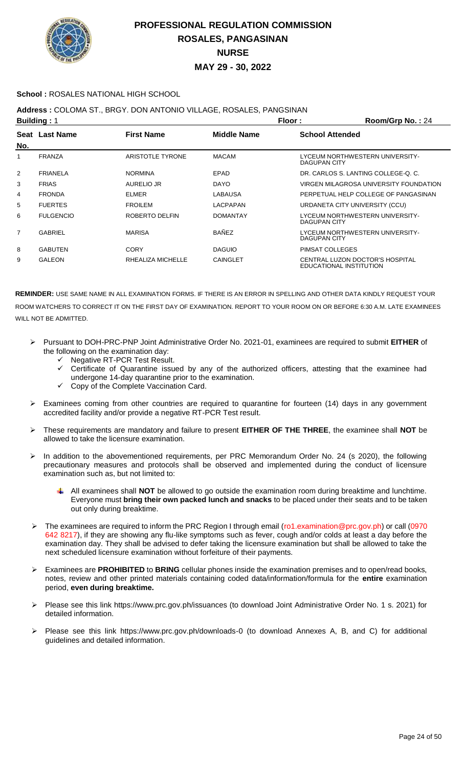# PROFESSIONAL REGULATION COMMISSION
## ROSALES, PANGASINAN
## NURSE
## MAY 29 - 30, 2022

**School :** ROSALES NATIONAL HIGH SCHOOL

**Address :** COLOMA ST., BRGY. DON ANTONIO VILLAGE, ROSALES, PANGSINAN

**Building :** 1 **Floor :** **Room/Grp No. :** 24

| Seat No. | Last Name | First Name | Middle Name | School Attended |
|---|---|---|---|---|
| 1 | FRANZA | ARISTOTLE TYRONE | MACAM | LYCEUM NORTHWESTERN UNIVERSITY-DAGUPAN CITY |
| 2 | FRIANELA | NORMINA | EPAD | DR. CARLOS S. LANTING COLLEGE-Q. C. |
| 3 | FRIAS | AURELIO JR | DAYO | VIRGEN MILAGROSA UNIVERSITY FOUNDATION |
| 4 | FRONDA | ELMER | LABAUSA | PERPETUAL HELP COLLEGE OF PANGASINAN |
| 5 | FUERTES | FROILEM | LACPAPAN | URDANETA CITY UNIVERSITY (CCU) |
| 6 | FULGENCIO | ROBERTO DELFIN | DOMANTAY | LYCEUM NORTHWESTERN UNIVERSITY-DAGUPAN CITY |
| 7 | GABRIEL | MARISA | BAÑEZ | LYCEUM NORTHWESTERN UNIVERSITY-DAGUPAN CITY |
| 8 | GABUTEN | CORY | DAGUIO | PIMSAT COLLEGES |
| 9 | GALEON | RHEALIZA MICHELLE | CAINGLET | CENTRAL LUZON DOCTOR'S HOSPITAL EDUCATIONAL INSTITUTION |

**REMINDER:** USE SAME NAME IN ALL EXAMINATION FORMS. IF THERE IS AN ERROR IN SPELLING AND OTHER DATA KINDLY REQUEST YOUR ROOM WATCHERS TO CORRECT IT ON THE FIRST DAY OF EXAMINATION. REPORT TO YOUR ROOM ON OR BEFORE 6:30 A.M. LATE EXAMINEES WILL NOT BE ADMITTED.

- Pursuant to DOH-PRC-PNP Joint Administrative Order No. 2021-01, examinees are required to submit **EITHER** of the following on the examination day:
  - ✓ Negative RT-PCR Test Result.
  - ✓ Certificate of Quarantine issued by any of the authorized officers, attesting that the examinee had undergone 14-day quarantine prior to the examination.
  - ✓ Copy of the Complete Vaccination Card.
- Examinees coming from other countries are required to quarantine for fourteen (14) days in any government accredited facility and/or provide a negative RT-PCR Test result.
- These requirements are mandatory and failure to present **EITHER OF THE THREE**, the examinee shall **NOT** be allowed to take the licensure examination.
- In addition to the abovementioned requirements, per PRC Memorandum Order No. 24 (s 2020), the following precautionary measures and protocols shall be observed and implemented during the conduct of licensure examination such as, but not limited to:
  - All examinees shall **NOT** be allowed to go outside the examination room during breaktime and lunchtime. Everyone must **bring their own packed lunch and snacks** to be placed under their seats and to be taken out only during breaktime.
- The examinees are required to inform the PRC Region I through email (ro1.examination@prc.gov.ph) or call (0970 642 8217), if they are showing any flu-like symptoms such as fever, cough and/or colds at least a day before the examination day. They shall be advised to defer taking the licensure examination but shall be allowed to take the next scheduled licensure examination without forfeiture of their payments.
- Examinees are **PROHIBITED** to **BRING** cellular phones inside the examination premises and to open/read books, notes, review and other printed materials containing coded data/information/formula for the **entire** examination period, **even during breaktime.**
- Please see this link https://www.prc.gov.ph/issuances (to download Joint Administrative Order No. 1 s. 2021) for detailed information.
- Please see this link https://www.prc.gov.ph/downloads-0 (to download Annexes A, B, and C) for additional guidelines and detailed information.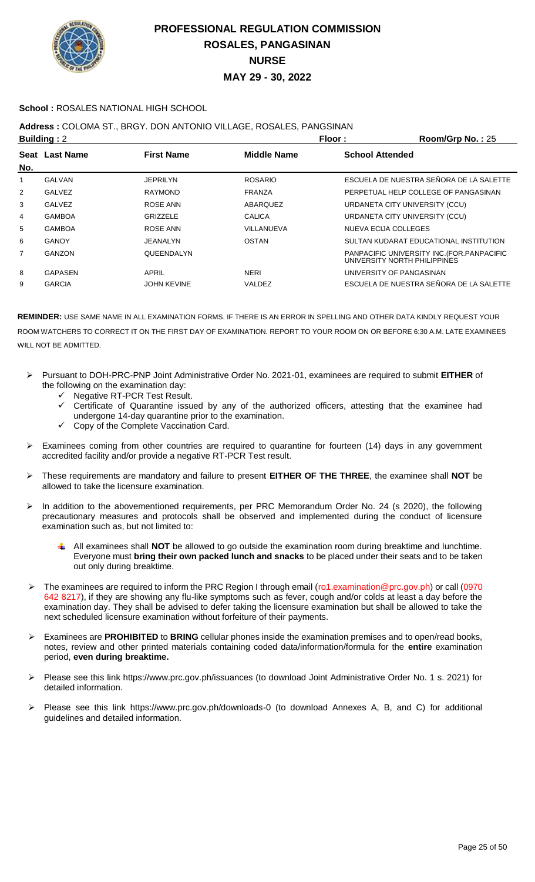# PROFESSIONAL REGULATION COMMISSION
## ROSALES, PANGASINAN
## NURSE
## MAY 29 - 30, 2022

**School :** ROSALES NATIONAL HIGH SCHOOL

**Address :** COLOMA ST., BRGY. DON ANTONIO VILLAGE, ROSALES, PANGSINAN

**Building :** 2 **Floor :** **Room/Grp No. :** 25

| Seat No. | Last Name | First Name | Middle Name | School Attended |
|---|---|---|---|---|
| 1 | GALVAN | JEPRILYN | ROSARIO | ESCUELA DE NUESTRA SEÑORA DE LA SALETTE |
| 2 | GALVEZ | RAYMOND | FRANZA | PERPETUAL HELP COLLEGE OF PANGASINAN |
| 3 | GALVEZ | ROSE ANN | ABARQUEZ | URDANETA CITY UNIVERSITY (CCU) |
| 4 | GAMBOA | GRIZZELE | CALICA | URDANETA CITY UNIVERSITY (CCU) |
| 5 | GAMBOA | ROSE ANN | VILLANUEVA | NUEVA ECIJA COLLEGES |
| 6 | GANOY | JEANALYN | OSTAN | SULTAN KUDARAT EDUCATIONAL INSTITUTION |
| 7 | GANZON | QUEENDALYN | | PANPACIFIC UNIVERSITY INC.(FOR.PANPACIFIC UNIVERSITY NORTH PHILIPPINES |
| 8 | GAPASEN | APRIL | NERI | UNIVERSITY OF PANGASINAN |
| 9 | GARCIA | JOHN KEVINE | VALDEZ | ESCUELA DE NUESTRA SEÑORA DE LA SALETTE |

**REMINDER:** USE SAME NAME IN ALL EXAMINATION FORMS. IF THERE IS AN ERROR IN SPELLING AND OTHER DATA KINDLY REQUEST YOUR ROOM WATCHERS TO CORRECT IT ON THE FIRST DAY OF EXAMINATION. REPORT TO YOUR ROOM ON OR BEFORE 6:30 A.M. LATE EXAMINEES WILL NOT BE ADMITTED.

- Pursuant to DOH-PRC-PNP Joint Administrative Order No. 2021-01, examinees are required to submit **EITHER** of the following on the examination day:
  - ✓ Negative RT-PCR Test Result.
  - ✓ Certificate of Quarantine issued by any of the authorized officers, attesting that the examinee had undergone 14-day quarantine prior to the examination.
  - ✓ Copy of the Complete Vaccination Card.
- Examinees coming from other countries are required to quarantine for fourteen (14) days in any government accredited facility and/or provide a negative RT-PCR Test result.
- These requirements are mandatory and failure to present **EITHER OF THE THREE**, the examinee shall **NOT** be allowed to take the licensure examination.
- In addition to the abovementioned requirements, per PRC Memorandum Order No. 24 (s 2020), the following precautionary measures and protocols shall be observed and implemented during the conduct of licensure examination such as, but not limited to:
  - All examinees shall **NOT** be allowed to go outside the examination room during breaktime and lunchtime. Everyone must **bring their own packed lunch and snacks** to be placed under their seats and to be taken out only during breaktime.
- The examinees are required to inform the PRC Region I through email (ro1.examination@prc.gov.ph) or call (0970 642 8217), if they are showing any flu-like symptoms such as fever, cough and/or colds at least a day before the examination day. They shall be advised to defer taking the licensure examination but shall be allowed to take the next scheduled licensure examination without forfeiture of their payments.
- Examinees are **PROHIBITED** to **BRING** cellular phones inside the examination premises and to open/read books, notes, review and other printed materials containing coded data/information/formula for the **entire** examination period, **even during breaktime.**
- Please see this link https://www.prc.gov.ph/issuances (to download Joint Administrative Order No. 1 s. 2021) for detailed information.
- Please see this link https://www.prc.gov.ph/downloads-0 (to download Annexes A, B, and C) for additional guidelines and detailed information.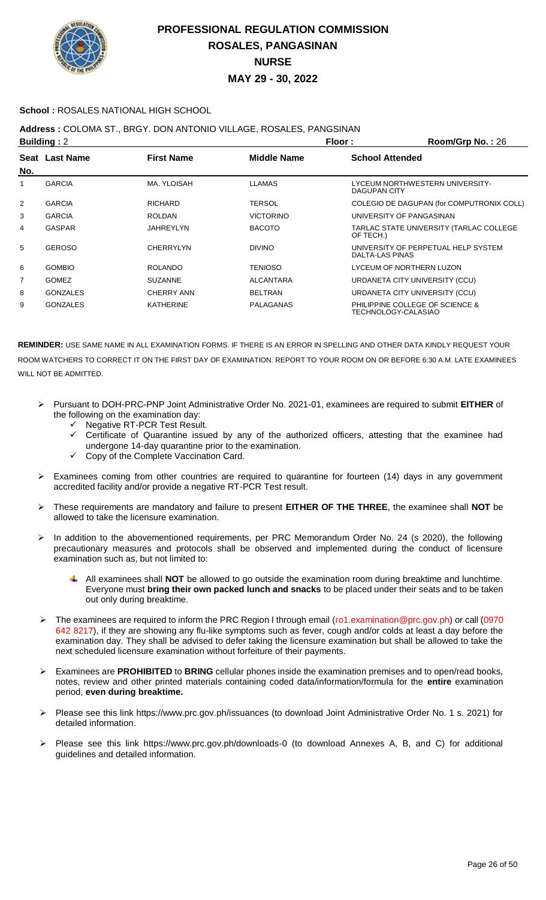# PROFESSIONAL REGULATION COMMISSION
## ROSALES, PANGASINAN
## NURSE
## MAY 29 - 30, 2022

**School :** ROSALES NATIONAL HIGH SCHOOL

**Address :** COLOMA ST., BRGY. DON ANTONIO VILLAGE, ROSALES, PANGSINAN

**Building :** 2 | **Floor :** | **Room/Grp No. :** 26

| Seat No. | Last Name | First Name | Middle Name | School Attended |
|---|---|---|---|---|
| 1 | GARCIA | MA. YLOISAH | LLAMAS | LYCEUM NORTHWESTERN UNIVERSITY-DAGUPAN CITY |
| 2 | GARCIA | RICHARD | TERSOL | COLEGIO DE DAGUPAN (for.COMPUTRONIX COLL) |
| 3 | GARCIA | ROLDAN | VICTORINO | UNIVERSITY OF PANGASINAN |
| 4 | GASPAR | JAHREYLYN | BACOTO | TARLAC STATE UNIVERSITY (TARLAC COLLEGE OF TECH.) |
| 5 | GEROSO | CHERRYLYN | DIVINO | UNIVERSITY OF PERPETUAL HELP SYSTEM DALTA-LAS PINAS |
| 6 | GOMBIO | ROLANDO | TENIOSO | LYCEUM OF NORTHERN LUZON |
| 7 | GOMEZ | SUZANNE | ALCANTARA | URDANETA CITY UNIVERSITY (CCU) |
| 8 | GONZALES | CHERRY ANN | BELTRAN | URDANETA CITY UNIVERSITY (CCU) |
| 9 | GONZALES | KATHERINE | PALAGANAS | PHILIPPINE COLLEGE OF SCIENCE & TECHNOLOGY-CALASIAO |

**REMINDER:** USE SAME NAME IN ALL EXAMINATION FORMS. IF THERE IS AN ERROR IN SPELLING AND OTHER DATA KINDLY REQUEST YOUR ROOM WATCHERS TO CORRECT IT ON THE FIRST DAY OF EXAMINATION. REPORT TO YOUR ROOM ON OR BEFORE 6:30 A.M. LATE EXAMINEES WILL NOT BE ADMITTED.

- Pursuant to DOH-PRC-PNP Joint Administrative Order No. 2021-01, examinees are required to submit **EITHER** of the following on the examination day:
  - ✓ Negative RT-PCR Test Result.
  - ✓ Certificate of Quarantine issued by any of the authorized officers, attesting that the examinee had undergone 14-day quarantine prior to the examination.
  - ✓ Copy of the Complete Vaccination Card.
- Examinees coming from other countries are required to quarantine for fourteen (14) days in any government accredited facility and/or provide a negative RT-PCR Test result.
- These requirements are mandatory and failure to present **EITHER OF THE THREE**, the examinee shall **NOT** be allowed to take the licensure examination.
- In addition to the abovementioned requirements, per PRC Memorandum Order No. 24 (s 2020), the following precautionary measures and protocols shall be observed and implemented during the conduct of licensure examination such as, but not limited to:
  - All examinees shall **NOT** be allowed to go outside the examination room during breaktime and lunchtime. Everyone must **bring their own packed lunch and snacks** to be placed under their seats and to be taken out only during breaktime.
- The examinees are required to inform the PRC Region I through email (ro1.examination@prc.gov.ph) or call (0970 642 8217), if they are showing any flu-like symptoms such as fever, cough and/or colds at least a day before the examination day. They shall be advised to defer taking the licensure examination but shall be allowed to take the next scheduled licensure examination without forfeiture of their payments.
- Examinees are **PROHIBITED** to **BRING** cellular phones inside the examination premises and to open/read books, notes, review and other printed materials containing coded data/information/formula for the **entire** examination period, **even during breaktime.**
- Please see this link https://www.prc.gov.ph/issuances (to download Joint Administrative Order No. 1 s. 2021) for detailed information.
- Please see this link https://www.prc.gov.ph/downloads-0 (to download Annexes A, B, and C) for additional guidelines and detailed information.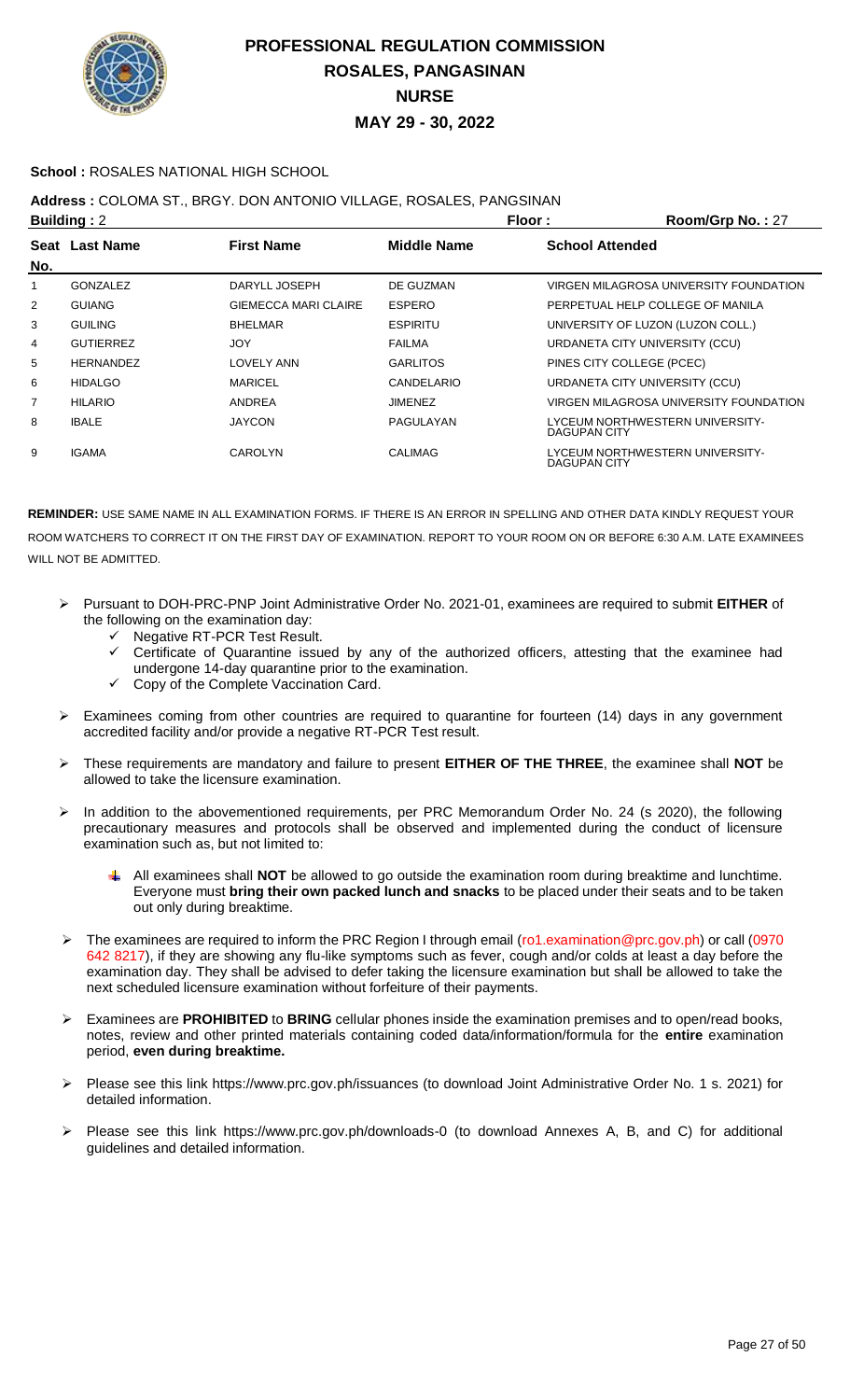# PROFESSIONAL REGULATION COMMISSION
## ROSALES, PANGASINAN
## NURSE
## MAY 29 - 30, 2022

**School :** ROSALES NATIONAL HIGH SCHOOL

**Address :** COLOMA ST., BRGY. DON ANTONIO VILLAGE, ROSALES, PANGSINAN

**Building :** 2 **Floor :** **Room/Grp No. :** 27

| Seat No. | Last Name | First Name | Middle Name | School Attended |
|---|---|---|---|---|
| 1 | GONZALEZ | DARYLL JOSEPH | DE GUZMAN | VIRGEN MILAGROSA UNIVERSITY FOUNDATION |
| 2 | GUIANG | GIEMECCA MARI CLAIRE | ESPERO | PERPETUAL HELP COLLEGE OF MANILA |
| 3 | GUILING | BHELMAR | ESPIRITU | UNIVERSITY OF LUZON (LUZON COLL.) |
| 4 | GUTIERREZ | JOY | FAILMA | URDANETA CITY UNIVERSITY (CCU) |
| 5 | HERNANDEZ | LOVELY ANN | GARLITOS | PINES CITY COLLEGE (PCEC) |
| 6 | HIDALGO | MARICEL | CANDELARIO | URDANETA CITY UNIVERSITY (CCU) |
| 7 | HILARIO | ANDREA | JIMENEZ | VIRGEN MILAGROSA UNIVERSITY FOUNDATION |
| 8 | IBALE | JAYCON | PAGULAYAN | LYCEUM NORTHWESTERN UNIVERSITY-DAGUPAN CITY |
| 9 | IGAMA | CAROLYN | CALIMAG | LYCEUM NORTHWESTERN UNIVERSITY-DAGUPAN CITY |

**REMINDER:** USE SAME NAME IN ALL EXAMINATION FORMS. IF THERE IS AN ERROR IN SPELLING AND OTHER DATA KINDLY REQUEST YOUR ROOM WATCHERS TO CORRECT IT ON THE FIRST DAY OF EXAMINATION. REPORT TO YOUR ROOM ON OR BEFORE 6:30 A.M. LATE EXAMINEES WILL NOT BE ADMITTED.

- Pursuant to DOH-PRC-PNP Joint Administrative Order No. 2021-01, examinees are required to submit **EITHER** of the following on the examination day:
  - Negative RT-PCR Test Result.
  - Certificate of Quarantine issued by any of the authorized officers, attesting that the examinee had undergone 14-day quarantine prior to the examination.
  - Copy of the Complete Vaccination Card.
- Examinees coming from other countries are required to quarantine for fourteen (14) days in any government accredited facility and/or provide a negative RT-PCR Test result.
- These requirements are mandatory and failure to present **EITHER OF THE THREE**, the examinee shall **NOT** be allowed to take the licensure examination.
- In addition to the abovementioned requirements, per PRC Memorandum Order No. 24 (s 2020), the following precautionary measures and protocols shall be observed and implemented during the conduct of licensure examination such as, but not limited to:
  - All examinees shall **NOT** be allowed to go outside the examination room during breaktime and lunchtime. Everyone must **bring their own packed lunch and snacks** to be placed under their seats and to be taken out only during breaktime.
- The examinees are required to inform the PRC Region I through email (ro1.examination@prc.gov.ph) or call (0970 642 8217), if they are showing any flu-like symptoms such as fever, cough and/or colds at least a day before the examination day. They shall be advised to defer taking the licensure examination but shall be allowed to take the next scheduled licensure examination without forfeiture of their payments.
- Examinees are **PROHIBITED** to **BRING** cellular phones inside the examination premises and to open/read books, notes, review and other printed materials containing coded data/information/formula for the **entire** examination period, **even during breaktime.**
- Please see this link https://www.prc.gov.ph/issuances (to download Joint Administrative Order No. 1 s. 2021) for detailed information.
- Please see this link https://www.prc.gov.ph/downloads-0 (to download Annexes A, B, and C) for additional guidelines and detailed information.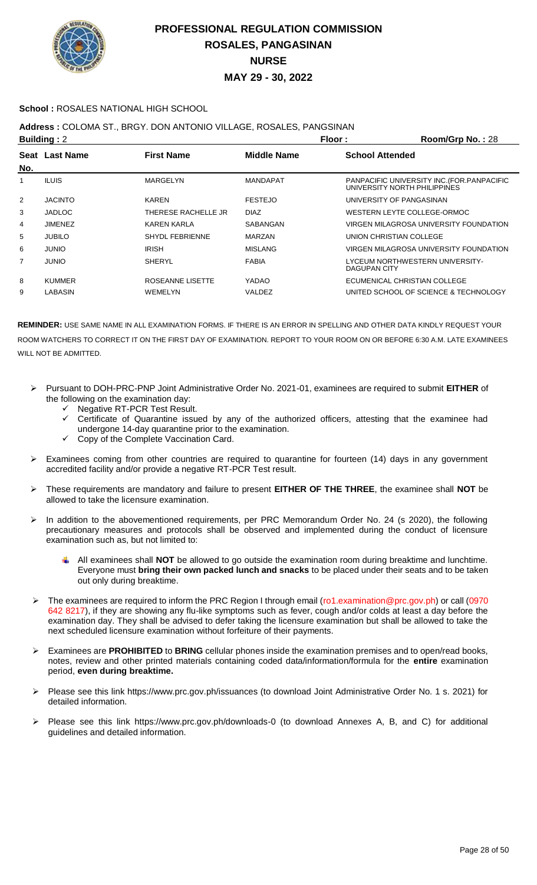# PROFESSIONAL REGULATION COMMISSION
## ROSALES, PANGASINAN
## NURSE
## MAY 29 - 30, 2022

**School :** ROSALES NATIONAL HIGH SCHOOL

**Address :** COLOMA ST., BRGY. DON ANTONIO VILLAGE, ROSALES, PANGSINAN

**Building :** 2 **Floor :** **Room/Grp No. :** 28

| Seat No. | Last Name | First Name | Middle Name | School Attended |
|---|---|---|---|---|
| 1 | ILUIS | MARGELYN | MANDAPAT | PANPACIFIC UNIVERSITY INC.(FOR.PANPACIFIC UNIVERSITY NORTH PHILIPPINES |
| 2 | JACINTO | KAREN | FESTEJO | UNIVERSITY OF PANGASINAN |
| 3 | JADLOC | THERESE RACHELLE JR | DIAZ | WESTERN LEYTE COLLEGE-ORMOC |
| 4 | JIMENEZ | KAREN KARLA | SABANGAN | VIRGEN MILAGROSA UNIVERSITY FOUNDATION |
| 5 | JUBILO | SHYDL FEBRIENNE | MARZAN | UNION CHRISTIAN COLLEGE |
| 6 | JUNIO | IRISH | MISLANG | VIRGEN MILAGROSA UNIVERSITY FOUNDATION |
| 7 | JUNIO | SHERYL | FABIA | LYCEUM NORTHWESTERN UNIVERSITY-DAGUPAN CITY |
| 8 | KUMMER | ROSEANNE LISETTE | YADAO | ECUMENICAL CHRISTIAN COLLEGE |
| 9 | LABASIN | WEMELYN | VALDEZ | UNITED SCHOOL OF SCIENCE & TECHNOLOGY |

**REMINDER:** USE SAME NAME IN ALL EXAMINATION FORMS. IF THERE IS AN ERROR IN SPELLING AND OTHER DATA KINDLY REQUEST YOUR ROOM WATCHERS TO CORRECT IT ON THE FIRST DAY OF EXAMINATION. REPORT TO YOUR ROOM ON OR BEFORE 6:30 A.M. LATE EXAMINEES WILL NOT BE ADMITTED.

- Pursuant to DOH-PRC-PNP Joint Administrative Order No. 2021-01, examinees are required to submit **EITHER** of the following on the examination day:
  - ✓ Negative RT-PCR Test Result.
  - ✓ Certificate of Quarantine issued by any of the authorized officers, attesting that the examinee had undergone 14-day quarantine prior to the examination.
  - ✓ Copy of the Complete Vaccination Card.
- Examinees coming from other countries are required to quarantine for fourteen (14) days in any government accredited facility and/or provide a negative RT-PCR Test result.
- These requirements are mandatory and failure to present **EITHER OF THE THREE**, the examinee shall **NOT** be allowed to take the licensure examination.
- In addition to the abovementioned requirements, per PRC Memorandum Order No. 24 (s 2020), the following precautionary measures and protocols shall be observed and implemented during the conduct of licensure examination such as, but not limited to:
  - All examinees shall **NOT** be allowed to go outside the examination room during breaktime and lunchtime. Everyone must **bring their own packed lunch and snacks** to be placed under their seats and to be taken out only during breaktime.
- The examinees are required to inform the PRC Region I through email (ro1.examination@prc.gov.ph) or call (0970 642 8217), if they are showing any flu-like symptoms such as fever, cough and/or colds at least a day before the examination day. They shall be advised to defer taking the licensure examination but shall be allowed to take the next scheduled licensure examination without forfeiture of their payments.
- Examinees are **PROHIBITED** to **BRING** cellular phones inside the examination premises and to open/read books, notes, review and other printed materials containing coded data/information/formula for the **entire** examination period, **even during breaktime.**
- Please see this link https://www.prc.gov.ph/issuances (to download Joint Administrative Order No. 1 s. 2021) for detailed information.
- Please see this link https://www.prc.gov.ph/downloads-0 (to download Annexes A, B, and C) for additional guidelines and detailed information.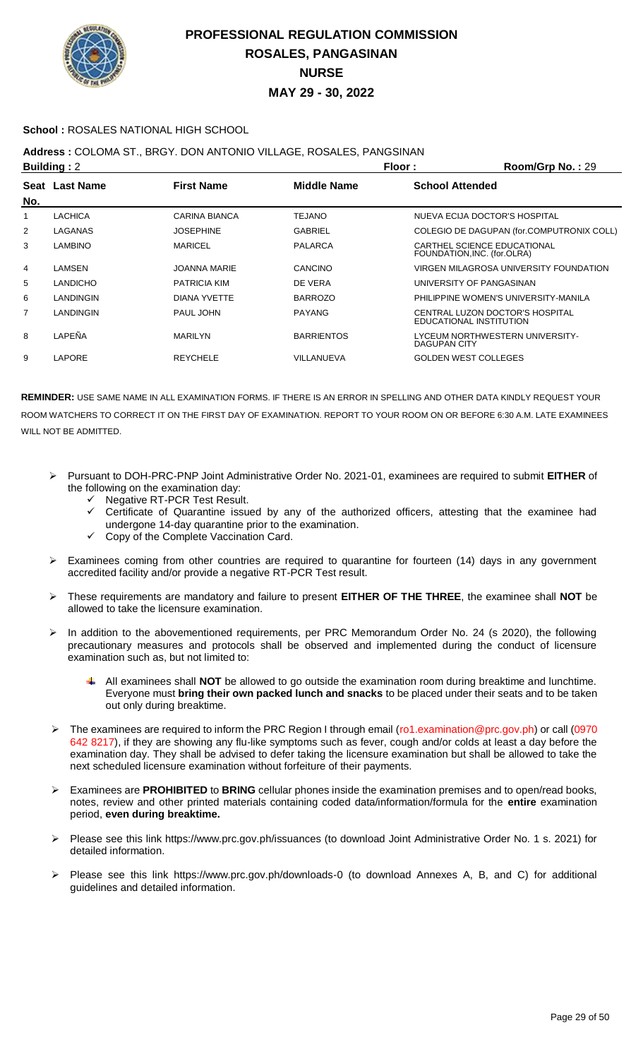# PROFESSIONAL REGULATION COMMISSION
## ROSALES, PANGASINAN
## NURSE
## MAY 29 - 30, 2022

**School :** ROSALES NATIONAL HIGH SCHOOL

**Address :** COLOMA ST., BRGY. DON ANTONIO VILLAGE, ROSALES, PANGSINAN

**Building :** 2 | **Floor :** | **Room/Grp No. :** 29

| Seat No. | Last Name | First Name | Middle Name | School Attended |
|---|---|---|---|---|
| 1 | LACHICA | CARINA BIANCA | TEJANO | NUEVA ECIJA DOCTOR'S HOSPITAL |
| 2 | LAGANAS | JOSEPHINE | GABRIEL | COLEGIO DE DAGUPAN (for.COMPUTRONIX COLL) |
| 3 | LAMBINO | MARICEL | PALARCA | CARTHEL SCIENCE EDUCATIONAL FOUNDATION,INC. (for.OLRA) |
| 4 | LAMSEN | JOANNA MARIE | CANCINO | VIRGEN MILAGROSA UNIVERSITY FOUNDATION |
| 5 | LANDICHO | PATRICIA KIM | DE VERA | UNIVERSITY OF PANGASINAN |
| 6 | LANDINGIN | DIANA YVETTE | BARROZO | PHILIPPINE WOMEN'S UNIVERSITY-MANILA |
| 7 | LANDINGIN | PAUL JOHN | PAYANG | CENTRAL LUZON DOCTOR'S HOSPITAL EDUCATIONAL INSTITUTION |
| 8 | LAPEÑA | MARILYN | BARRIENTOS | LYCEUM NORTHWESTERN UNIVERSITY-DAGUPAN CITY |
| 9 | LAPORE | REYCHELE | VILLANUEVA | GOLDEN WEST COLLEGES |

**REMINDER:** USE SAME NAME IN ALL EXAMINATION FORMS. IF THERE IS AN ERROR IN SPELLING AND OTHER DATA KINDLY REQUEST YOUR ROOM WATCHERS TO CORRECT IT ON THE FIRST DAY OF EXAMINATION. REPORT TO YOUR ROOM ON OR BEFORE 6:30 A.M. LATE EXAMINEES WILL NOT BE ADMITTED.

- Pursuant to DOH-PRC-PNP Joint Administrative Order No. 2021-01, examinees are required to submit **EITHER** of the following on the examination day:
  - ✓ Negative RT-PCR Test Result.
  - ✓ Certificate of Quarantine issued by any of the authorized officers, attesting that the examinee had undergone 14-day quarantine prior to the examination.
  - ✓ Copy of the Complete Vaccination Card.
- Examinees coming from other countries are required to quarantine for fourteen (14) days in any government accredited facility and/or provide a negative RT-PCR Test result.
- These requirements are mandatory and failure to present **EITHER OF THE THREE**, the examinee shall **NOT** be allowed to take the licensure examination.
- In addition to the abovementioned requirements, per PRC Memorandum Order No. 24 (s 2020), the following precautionary measures and protocols shall be observed and implemented during the conduct of licensure examination such as, but not limited to:
  - All examinees shall **NOT** be allowed to go outside the examination room during breaktime and lunchtime. Everyone must **bring their own packed lunch and snacks** to be placed under their seats and to be taken out only during breaktime.
- The examinees are required to inform the PRC Region I through email (ro1.examination@prc.gov.ph) or call (0970 642 8217), if they are showing any flu-like symptoms such as fever, cough and/or colds at least a day before the examination day. They shall be advised to defer taking the licensure examination but shall be allowed to take the next scheduled licensure examination without forfeiture of their payments.
- Examinees are **PROHIBITED** to **BRING** cellular phones inside the examination premises and to open/read books, notes, review and other printed materials containing coded data/information/formula for the **entire** examination period, **even during breaktime.**
- Please see this link https://www.prc.gov.ph/issuances (to download Joint Administrative Order No. 1 s. 2021) for detailed information.
- Please see this link https://www.prc.gov.ph/downloads-0 (to download Annexes A, B, and C) for additional guidelines and detailed information.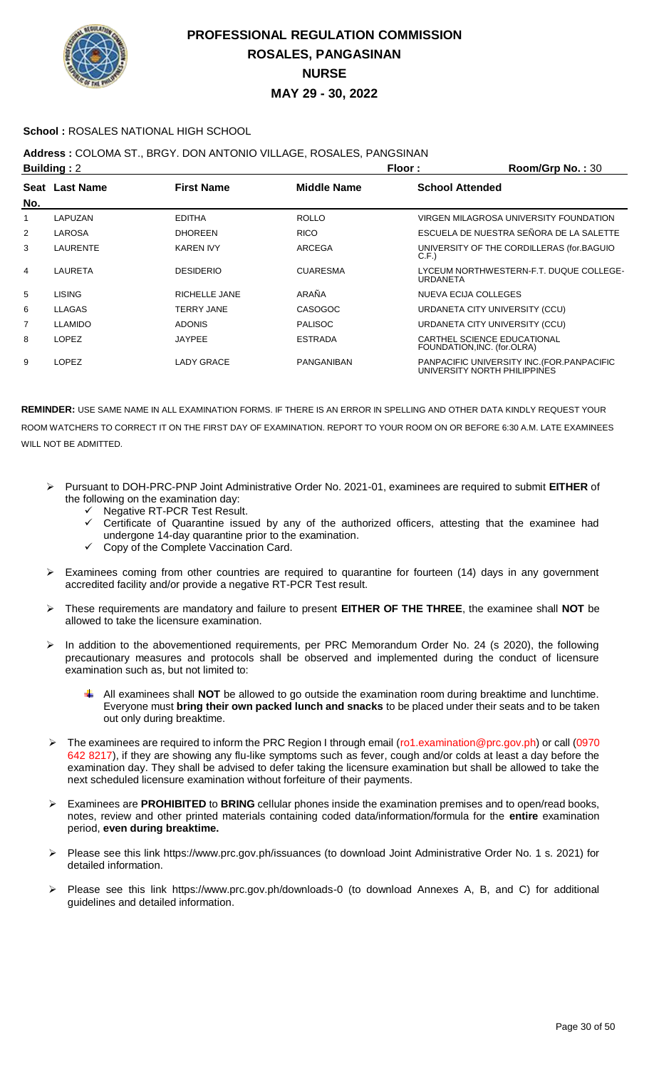# PROFESSIONAL REGULATION COMMISSION
## ROSALES, PANGASINAN
## NURSE
## MAY 29 - 30, 2022

**School :** ROSALES NATIONAL HIGH SCHOOL

**Address :** COLOMA ST., BRGY. DON ANTONIO VILLAGE, ROSALES, PANGSINAN

**Building :** 2 **Floor :** **Room/Grp No. :** 30

| Seat No. | Last Name | First Name | Middle Name | School Attended |
|---|---|---|---|---|
| 1 | LAPUZAN | EDITHA | ROLLO | VIRGEN MILAGROSA UNIVERSITY FOUNDATION |
| 2 | LAROSA | DHOREEN | RICO | ESCUELA DE NUESTRA SEÑORA DE LA SALETTE |
| 3 | LAURENTE | KAREN IVY | ARCEGA | UNIVERSITY OF THE CORDILLERAS (for.BAGUIO C.F.) |
| 4 | LAURETA | DESIDERIO | CUARESMA | LYCEUM NORTHWESTERN-F.T. DUQUE COLLEGE-URDANETA |
| 5 | LISING | RICHELLE JANE | ARAÑA | NUEVA ECIJA COLLEGES |
| 6 | LLAGAS | TERRY JANE | CASOGOC | URDANETA CITY UNIVERSITY (CCU) |
| 7 | LLAMIDO | ADONIS | PALISOC | URDANETA CITY UNIVERSITY (CCU) |
| 8 | LOPEZ | JAYPEE | ESTRADA | CARTHEL SCIENCE EDUCATIONAL FOUNDATION,INC. (for.OLRA) |
| 9 | LOPEZ | LADY GRACE | PANGANIBAN | PANPACIFIC UNIVERSITY INC.(FOR.PANPACIFIC UNIVERSITY NORTH PHILIPPINES |

**REMINDER:** USE SAME NAME IN ALL EXAMINATION FORMS. IF THERE IS AN ERROR IN SPELLING AND OTHER DATA KINDLY REQUEST YOUR ROOM WATCHERS TO CORRECT IT ON THE FIRST DAY OF EXAMINATION. REPORT TO YOUR ROOM ON OR BEFORE 6:30 A.M. LATE EXAMINEES WILL NOT BE ADMITTED.

- Pursuant to DOH-PRC-PNP Joint Administrative Order No. 2021-01, examinees are required to submit **EITHER** of the following on the examination day:
  - ✓ Negative RT-PCR Test Result.
  - ✓ Certificate of Quarantine issued by any of the authorized officers, attesting that the examinee had undergone 14-day quarantine prior to the examination.
  - ✓ Copy of the Complete Vaccination Card.
- Examinees coming from other countries are required to quarantine for fourteen (14) days in any government accredited facility and/or provide a negative RT-PCR Test result.
- These requirements are mandatory and failure to present **EITHER OF THE THREE**, the examinee shall **NOT** be allowed to take the licensure examination.
- In addition to the abovementioned requirements, per PRC Memorandum Order No. 24 (s 2020), the following precautionary measures and protocols shall be observed and implemented during the conduct of licensure examination such as, but not limited to:
  - All examinees shall **NOT** be allowed to go outside the examination room during breaktime and lunchtime. Everyone must **bring their own packed lunch and snacks** to be placed under their seats and to be taken out only during breaktime.
- The examinees are required to inform the PRC Region I through email (ro1.examination@prc.gov.ph) or call (0970 642 8217), if they are showing any flu-like symptoms such as fever, cough and/or colds at least a day before the examination day. They shall be advised to defer taking the licensure examination but shall be allowed to take the next scheduled licensure examination without forfeiture of their payments.
- Examinees are **PROHIBITED** to **BRING** cellular phones inside the examination premises and to open/read books, notes, review and other printed materials containing coded data/information/formula for the **entire** examination period, **even during breaktime.**
- Please see this link https://www.prc.gov.ph/issuances (to download Joint Administrative Order No. 1 s. 2021) for detailed information.
- Please see this link https://www.prc.gov.ph/downloads-0 (to download Annexes A, B, and C) for additional guidelines and detailed information.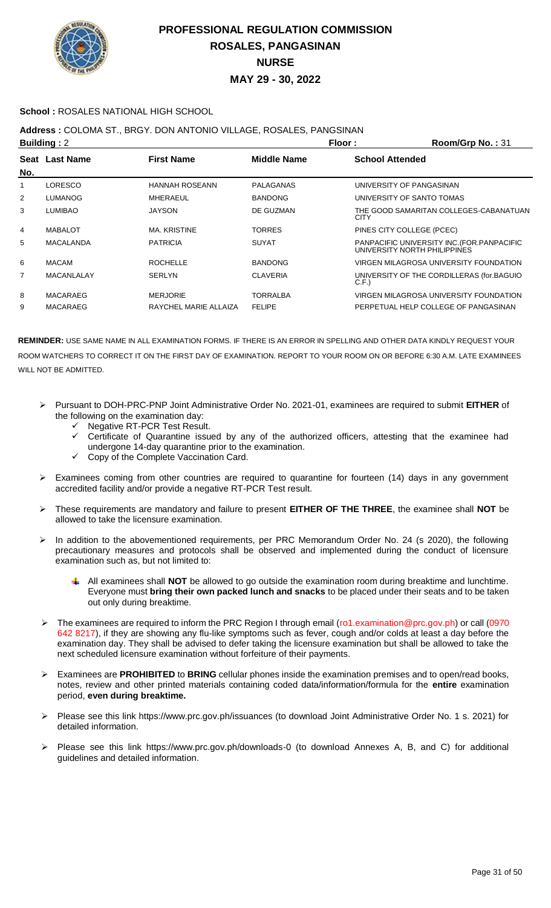# PROFESSIONAL REGULATION COMMISSION
## ROSALES, PANGASINAN
## NURSE
## MAY 29 - 30, 2022

**School :** ROSALES NATIONAL HIGH SCHOOL

**Address :** COLOMA ST., BRGY. DON ANTONIO VILLAGE, ROSALES, PANGSINAN

**Building :** 2 **Floor :** **Room/Grp No. :** 31

| Seat No. | Last Name | First Name | Middle Name | School Attended |
|---|---|---|---|---|
| 1 | LORESCO | HANNAH ROSEANN | PALAGANAS | UNIVERSITY OF PANGASINAN |
| 2 | LUMANOG | MHERAEUL | BANDONG | UNIVERSITY OF SANTO TOMAS |
| 3 | LUMIBAO | JAYSON | DE GUZMAN | THE GOOD SAMARITAN COLLEGES-CABANATUAN CITY |
| 4 | MABALOT | MA. KRISTINE | TORRES | PINES CITY COLLEGE (PCEC) |
| 5 | MACALANDA | PATRICIA | SUYAT | PANPACIFIC UNIVERSITY INC.(FOR.PANPACIFIC UNIVERSITY NORTH PHILIPPINES |
| 6 | MACAM | ROCHELLE | BANDONG | VIRGEN MILAGROSA UNIVERSITY FOUNDATION |
| 7 | MACANLALAY | SERLYN | CLAVERIA | UNIVERSITY OF THE CORDILLERAS (for.BAGUIO C.F.) |
| 8 | MACARAEG | MERJORIE | TORRALBA | VIRGEN MILAGROSA UNIVERSITY FOUNDATION |
| 9 | MACARAEG | RAYCHEL MARIE ALLAIZA | FELIPE | PERPETUAL HELP COLLEGE OF PANGASINAN |

**REMINDER:** USE SAME NAME IN ALL EXAMINATION FORMS. IF THERE IS AN ERROR IN SPELLING AND OTHER DATA KINDLY REQUEST YOUR ROOM WATCHERS TO CORRECT IT ON THE FIRST DAY OF EXAMINATION. REPORT TO YOUR ROOM ON OR BEFORE 6:30 A.M. LATE EXAMINEES WILL NOT BE ADMITTED.

- Pursuant to DOH-PRC-PNP Joint Administrative Order No. 2021-01, examinees are required to submit **EITHER** of the following on the examination day:
  - ✓ Negative RT-PCR Test Result.
  - ✓ Certificate of Quarantine issued by any of the authorized officers, attesting that the examinee had undergone 14-day quarantine prior to the examination.
  - ✓ Copy of the Complete Vaccination Card.
- Examinees coming from other countries are required to quarantine for fourteen (14) days in any government accredited facility and/or provide a negative RT-PCR Test result.
- These requirements are mandatory and failure to present **EITHER OF THE THREE**, the examinee shall **NOT** be allowed to take the licensure examination.
- In addition to the abovementioned requirements, per PRC Memorandum Order No. 24 (s 2020), the following precautionary measures and protocols shall be observed and implemented during the conduct of licensure examination such as, but not limited to:
  - All examinees shall **NOT** be allowed to go outside the examination room during breaktime and lunchtime. Everyone must **bring their own packed lunch and snacks** to be placed under their seats and to be taken out only during breaktime.
- The examinees are required to inform the PRC Region I through email (ro1.examination@prc.gov.ph) or call (0970 642 8217), if they are showing any flu-like symptoms such as fever, cough and/or colds at least a day before the examination day. They shall be advised to defer taking the licensure examination but shall be allowed to take the next scheduled licensure examination without forfeiture of their payments.
- Examinees are **PROHIBITED** to **BRING** cellular phones inside the examination premises and to open/read books, notes, review and other printed materials containing coded data/information/formula for the **entire** examination period, **even during breaktime.**
- Please see this link https://www.prc.gov.ph/issuances (to download Joint Administrative Order No. 1 s. 2021) for detailed information.
- Please see this link https://www.prc.gov.ph/downloads-0 (to download Annexes A, B, and C) for additional guidelines and detailed information.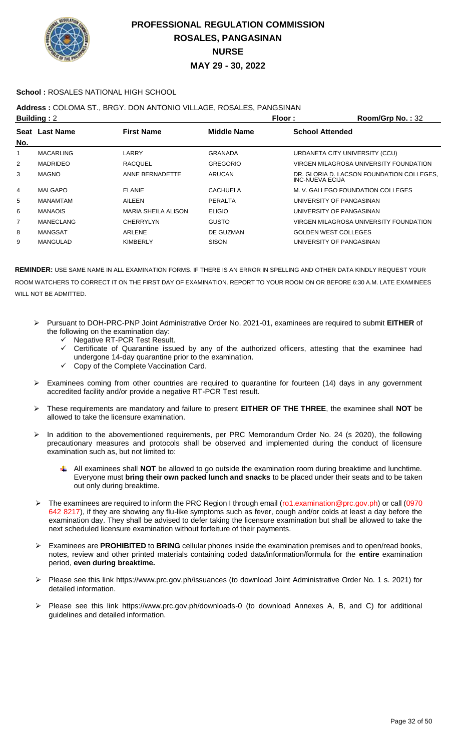# PROFESSIONAL REGULATION COMMISSION
## ROSALES, PANGASINAN
## NURSE
## MAY 29 - 30, 2022

**School :** ROSALES NATIONAL HIGH SCHOOL

**Address :** COLOMA ST., BRGY. DON ANTONIO VILLAGE, ROSALES, PANGSINAN

**Building :** 2 **Floor :** **Room/Grp No. :** 32

| Seat No. | Last Name | First Name | Middle Name | School Attended |
|---|---|---|---|---|
| 1 | MACARLING | LARRY | GRANADA | URDANETA CITY UNIVERSITY (CCU) |
| 2 | MADRIDEO | RACQUEL | GREGORIO | VIRGEN MILAGROSA UNIVERSITY FOUNDATION |
| 3 | MAGNO | ANNE BERNADETTE | ARUCAN | DR. GLORIA D. LACSON FOUNDATION COLLEGES, INC-NUEVA ECIJA |
| 4 | MALGAPO | ELANIE | CACHUELA | M. V. GALLEGO FOUNDATION COLLEGES |
| 5 | MANAMTAM | AILEEN | PERALTA | UNIVERSITY OF PANGASINAN |
| 6 | MANAOIS | MARIA SHEILA ALISON | ELIGIO | UNIVERSITY OF PANGASINAN |
| 7 | MANECLANG | CHERRYLYN | GUSTO | VIRGEN MILAGROSA UNIVERSITY FOUNDATION |
| 8 | MANGSAT | ARLENE | DE GUZMAN | GOLDEN WEST COLLEGES |
| 9 | MANGULAD | KIMBERLY | SISON | UNIVERSITY OF PANGASINAN |

**REMINDER:** USE SAME NAME IN ALL EXAMINATION FORMS. IF THERE IS AN ERROR IN SPELLING AND OTHER DATA KINDLY REQUEST YOUR ROOM WATCHERS TO CORRECT IT ON THE FIRST DAY OF EXAMINATION. REPORT TO YOUR ROOM ON OR BEFORE 6:30 A.M. LATE EXAMINEES WILL NOT BE ADMITTED.

- Pursuant to DOH-PRC-PNP Joint Administrative Order No. 2021-01, examinees are required to submit **EITHER** of the following on the examination day:
  - ✓ Negative RT-PCR Test Result.
  - ✓ Certificate of Quarantine issued by any of the authorized officers, attesting that the examinee had undergone 14-day quarantine prior to the examination.
  - ✓ Copy of the Complete Vaccination Card.
- Examinees coming from other countries are required to quarantine for fourteen (14) days in any government accredited facility and/or provide a negative RT-PCR Test result.
- These requirements are mandatory and failure to present **EITHER OF THE THREE**, the examinee shall **NOT** be allowed to take the licensure examination.
- In addition to the abovementioned requirements, per PRC Memorandum Order No. 24 (s 2020), the following precautionary measures and protocols shall be observed and implemented during the conduct of licensure examination such as, but not limited to:
  - All examinees shall **NOT** be allowed to go outside the examination room during breaktime and lunchtime. Everyone must **bring their own packed lunch and snacks** to be placed under their seats and to be taken out only during breaktime.
- The examinees are required to inform the PRC Region I through email (ro1.examination@prc.gov.ph) or call (0970 642 8217), if they are showing any flu-like symptoms such as fever, cough and/or colds at least a day before the examination day. They shall be advised to defer taking the licensure examination but shall be allowed to take the next scheduled licensure examination without forfeiture of their payments.
- Examinees are **PROHIBITED** to **BRING** cellular phones inside the examination premises and to open/read books, notes, review and other printed materials containing coded data/information/formula for the **entire** examination period, **even during breaktime.**
- Please see this link https://www.prc.gov.ph/issuances (to download Joint Administrative Order No. 1 s. 2021) for detailed information.
- Please see this link https://www.prc.gov.ph/downloads-0 (to download Annexes A, B, and C) for additional guidelines and detailed information.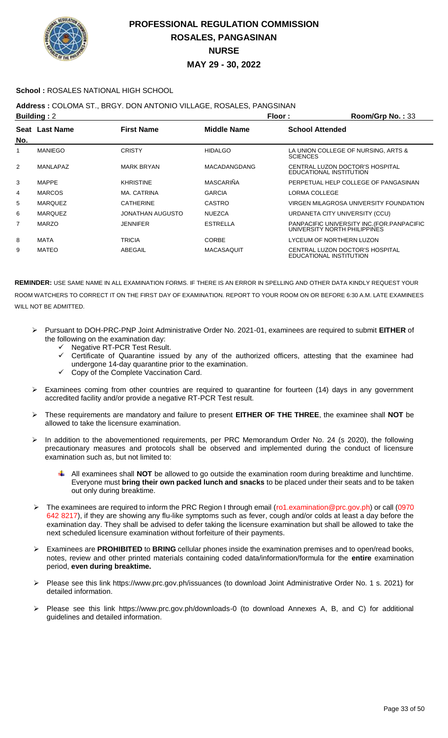# PROFESSIONAL REGULATION COMMISSION
## ROSALES, PANGASINAN
## NURSE
## MAY 29 - 30, 2022

**School :** ROSALES NATIONAL HIGH SCHOOL

**Address :** COLOMA ST., BRGY. DON ANTONIO VILLAGE, ROSALES, PANGSINAN

**Building :** 2 **Floor :** **Room/Grp No. :** 33

| Seat No. | Last Name | First Name | Middle Name | School Attended |
|---|---|---|---|---|
| 1 | MANIEGO | CRISTY | HIDALGO | LA UNION COLLEGE OF NURSING, ARTS & SCIENCES |
| 2 | MANLAPAZ | MARK BRYAN | MACADANGDANG | CENTRAL LUZON DOCTOR'S HOSPITAL EDUCATIONAL INSTITUTION |
| 3 | MAPPE | KHRISTINE | MASCARIÑA | PERPETUAL HELP COLLEGE OF PANGASINAN |
| 4 | MARCOS | MA. CATRINA | GARCIA | LORMA COLLEGE |
| 5 | MARQUEZ | CATHERINE | CASTRO | VIRGEN MILAGROSA UNIVERSITY FOUNDATION |
| 6 | MARQUEZ | JONATHAN AUGUSTO | NUEZCA | URDANETA CITY UNIVERSITY (CCU) |
| 7 | MARZO | JENNIFER | ESTRELLA | PANPACIFIC UNIVERSITY INC.(FOR.PANPACIFIC UNIVERSITY NORTH PHILIPPINES |
| 8 | MATA | TRICIA | CORBE | LYCEUM OF NORTHERN LUZON |
| 9 | MATEO | ABEGAIL | MACASAQUIT | CENTRAL LUZON DOCTOR'S HOSPITAL EDUCATIONAL INSTITUTION |

**REMINDER:** USE SAME NAME IN ALL EXAMINATION FORMS. IF THERE IS AN ERROR IN SPELLING AND OTHER DATA KINDLY REQUEST YOUR ROOM WATCHERS TO CORRECT IT ON THE FIRST DAY OF EXAMINATION. REPORT TO YOUR ROOM ON OR BEFORE 6:30 A.M. LATE EXAMINEES WILL NOT BE ADMITTED.

- Pursuant to DOH-PRC-PNP Joint Administrative Order No. 2021-01, examinees are required to submit **EITHER** of the following on the examination day:
  - ✓ Negative RT-PCR Test Result.
  - ✓ Certificate of Quarantine issued by any of the authorized officers, attesting that the examinee had undergone 14-day quarantine prior to the examination.
  - ✓ Copy of the Complete Vaccination Card.
- Examinees coming from other countries are required to quarantine for fourteen (14) days in any government accredited facility and/or provide a negative RT-PCR Test result.
- These requirements are mandatory and failure to present **EITHER OF THE THREE**, the examinee shall **NOT** be allowed to take the licensure examination.
- In addition to the abovementioned requirements, per PRC Memorandum Order No. 24 (s 2020), the following precautionary measures and protocols shall be observed and implemented during the conduct of licensure examination such as, but not limited to:
  - All examinees shall **NOT** be allowed to go outside the examination room during breaktime and lunchtime. Everyone must **bring their own packed lunch and snacks** to be placed under their seats and to be taken out only during breaktime.
- The examinees are required to inform the PRC Region I through email (ro1.examination@prc.gov.ph) or call (0970 642 8217), if they are showing any flu-like symptoms such as fever, cough and/or colds at least a day before the examination day. They shall be advised to defer taking the licensure examination but shall be allowed to take the next scheduled licensure examination without forfeiture of their payments.
- Examinees are **PROHIBITED** to **BRING** cellular phones inside the examination premises and to open/read books, notes, review and other printed materials containing coded data/information/formula for the **entire** examination period, **even during breaktime.**
- Please see this link https://www.prc.gov.ph/issuances (to download Joint Administrative Order No. 1 s. 2021) for detailed information.
- Please see this link https://www.prc.gov.ph/downloads-0 (to download Annexes A, B, and C) for additional guidelines and detailed information.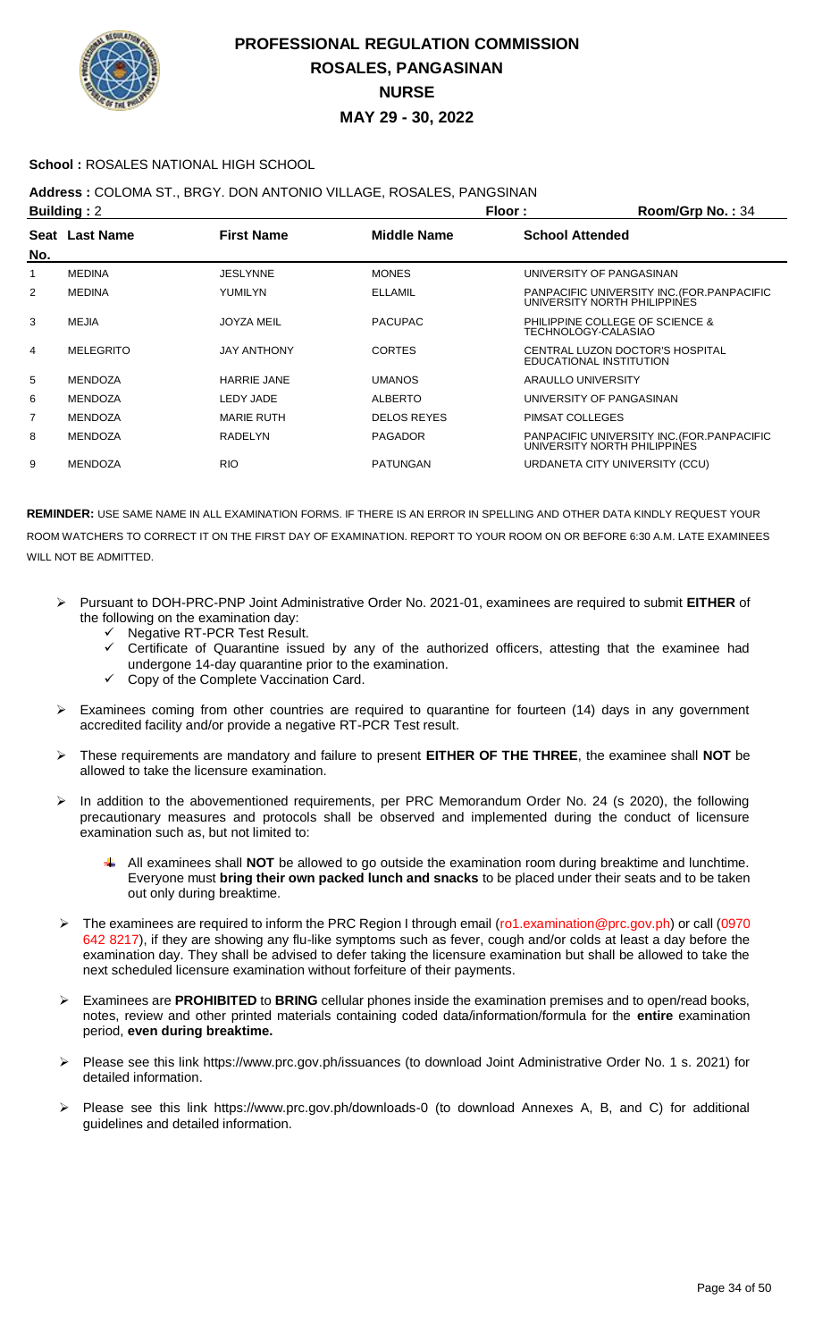# PROFESSIONAL REGULATION COMMISSION
## ROSALES, PANGASINAN
## NURSE
## MAY 29 - 30, 2022

**School :** ROSALES NATIONAL HIGH SCHOOL

**Address :** COLOMA ST., BRGY. DON ANTONIO VILLAGE, ROSALES, PANGSINAN

**Building :** 2 **Floor :** **Room/Grp No. :** 34

| Seat No. | Last Name | First Name | Middle Name | School Attended |
|---|---|---|---|---|
| 1 | MEDINA | JESLYNNE | MONES | UNIVERSITY OF PANGASINAN |
| 2 | MEDINA | YUMILYN | ELLAMIL | PANPACIFIC UNIVERSITY INC.(FOR.PANPACIFIC UNIVERSITY NORTH PHILIPPINES |
| 3 | MEJIA | JOYZA MEIL | PACUPAC | PHILIPPINE COLLEGE OF SCIENCE & TECHNOLOGY-CALASIAO |
| 4 | MELEGRITO | JAY ANTHONY | CORTES | CENTRAL LUZON DOCTOR'S HOSPITAL EDUCATIONAL INSTITUTION |
| 5 | MENDOZA | HARRIE JANE | UMANOS | ARAULLO UNIVERSITY |
| 6 | MENDOZA | LEDY JADE | ALBERTO | UNIVERSITY OF PANGASINAN |
| 7 | MENDOZA | MARIE RUTH | DELOS REYES | PIMSAT COLLEGES |
| 8 | MENDOZA | RADELYN | PAGADOR | PANPACIFIC UNIVERSITY INC.(FOR.PANPACIFIC UNIVERSITY NORTH PHILIPPINES |
| 9 | MENDOZA | RIO | PATUNGAN | URDANETA CITY UNIVERSITY (CCU) |

**REMINDER:** USE SAME NAME IN ALL EXAMINATION FORMS. IF THERE IS AN ERROR IN SPELLING AND OTHER DATA KINDLY REQUEST YOUR ROOM WATCHERS TO CORRECT IT ON THE FIRST DAY OF EXAMINATION. REPORT TO YOUR ROOM ON OR BEFORE 6:30 A.M. LATE EXAMINEES WILL NOT BE ADMITTED.

- Pursuant to DOH-PRC-PNP Joint Administrative Order No. 2021-01, examinees are required to submit **EITHER** of the following on the examination day:
  - ✓ Negative RT-PCR Test Result.
  - ✓ Certificate of Quarantine issued by any of the authorized officers, attesting that the examinee had undergone 14-day quarantine prior to the examination.
  - ✓ Copy of the Complete Vaccination Card.
- Examinees coming from other countries are required to quarantine for fourteen (14) days in any government accredited facility and/or provide a negative RT-PCR Test result.
- These requirements are mandatory and failure to present **EITHER OF THE THREE**, the examinee shall **NOT** be allowed to take the licensure examination.
- In addition to the abovementioned requirements, per PRC Memorandum Order No. 24 (s 2020), the following precautionary measures and protocols shall be observed and implemented during the conduct of licensure examination such as, but not limited to:
  - All examinees shall **NOT** be allowed to go outside the examination room during breaktime and lunchtime. Everyone must **bring their own packed lunch and snacks** to be placed under their seats and to be taken out only during breaktime.
- The examinees are required to inform the PRC Region I through email (ro1.examination@prc.gov.ph) or call (0970 642 8217), if they are showing any flu-like symptoms such as fever, cough and/or colds at least a day before the examination day. They shall be advised to defer taking the licensure examination but shall be allowed to take the next scheduled licensure examination without forfeiture of their payments.
- Examinees are **PROHIBITED** to **BRING** cellular phones inside the examination premises and to open/read books, notes, review and other printed materials containing coded data/information/formula for the **entire** examination period, **even during breaktime.**
- Please see this link https://www.prc.gov.ph/issuances (to download Joint Administrative Order No. 1 s. 2021) for detailed information.
- Please see this link https://www.prc.gov.ph/downloads-0 (to download Annexes A, B, and C) for additional guidelines and detailed information.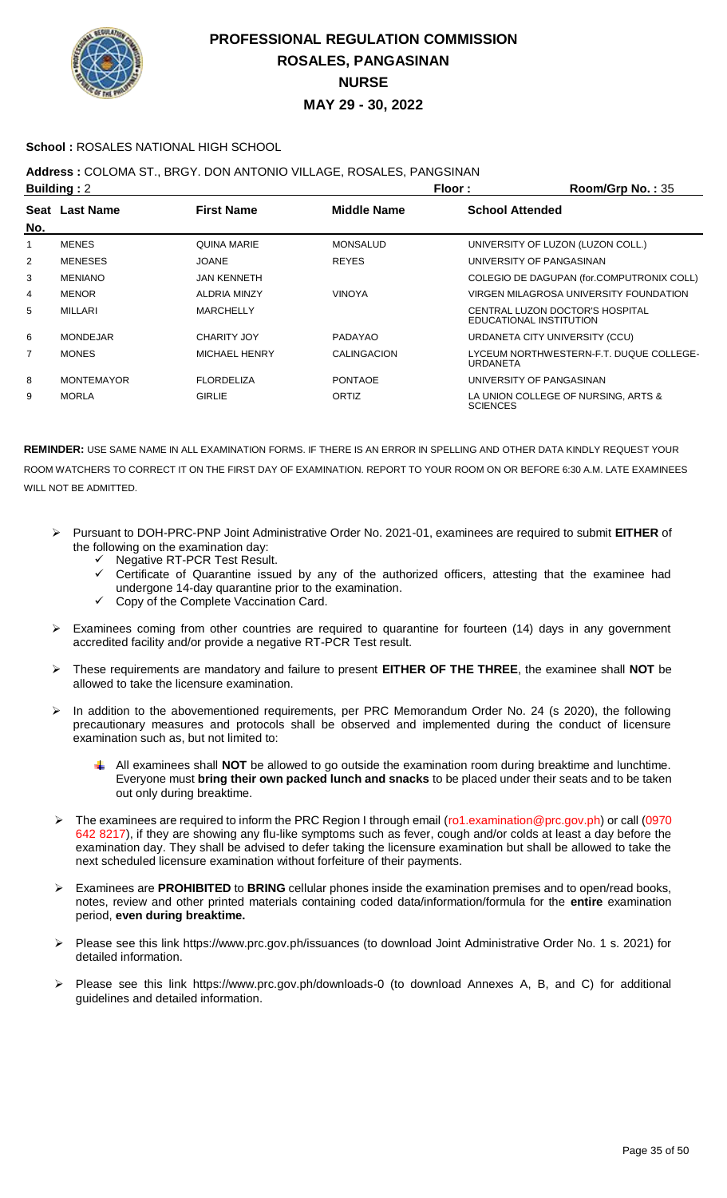# PROFESSIONAL REGULATION COMMISSION
## ROSALES, PANGASINAN
## NURSE
## MAY 29 - 30, 2022

**School :** ROSALES NATIONAL HIGH SCHOOL

**Address :** COLOMA ST., BRGY. DON ANTONIO VILLAGE, ROSALES, PANGSINAN

**Building :** 2 | **Floor :** | **Room/Grp No. :** 35

| Seat No. | Last Name | First Name | Middle Name | School Attended |
|---|---|---|---|---|
| 1 | MENES | QUINA MARIE | MONSALUD | UNIVERSITY OF LUZON (LUZON COLL.) |
| 2 | MENESES | JOANE | REYES | UNIVERSITY OF PANGASINAN |
| 3 | MENIANO | JAN KENNETH | | COLEGIO DE DAGUPAN (for.COMPUTRONIX COLL) |
| 4 | MENOR | ALDRIA MINZY | VINOYA | VIRGEN MILAGROSA UNIVERSITY FOUNDATION |
| 5 | MILLARI | MARCHELLY | | CENTRAL LUZON DOCTOR'S HOSPITAL EDUCATIONAL INSTITUTION |
| 6 | MONDEJAR | CHARITY JOY | PADAYAO | URDANETA CITY UNIVERSITY (CCU) |
| 7 | MONES | MICHAEL HENRY | CALINGACION | LYCEUM NORTHWESTERN-F.T. DUQUE COLLEGE-URDANETA |
| 8 | MONTEMAYOR | FLORDELIZA | PONTAOE | UNIVERSITY OF PANGASINAN |
| 9 | MORLA | GIRLIE | ORTIZ | LA UNION COLLEGE OF NURSING, ARTS & SCIENCES |

**REMINDER:** USE SAME NAME IN ALL EXAMINATION FORMS. IF THERE IS AN ERROR IN SPELLING AND OTHER DATA KINDLY REQUEST YOUR ROOM WATCHERS TO CORRECT IT ON THE FIRST DAY OF EXAMINATION. REPORT TO YOUR ROOM ON OR BEFORE 6:30 A.M. LATE EXAMINEES WILL NOT BE ADMITTED.

- Pursuant to DOH-PRC-PNP Joint Administrative Order No. 2021-01, examinees are required to submit **EITHER** of the following on the examination day:
  - ✓ Negative RT-PCR Test Result.
  - ✓ Certificate of Quarantine issued by any of the authorized officers, attesting that the examinee had undergone 14-day quarantine prior to the examination.
  - ✓ Copy of the Complete Vaccination Card.
- Examinees coming from other countries are required to quarantine for fourteen (14) days in any government accredited facility and/or provide a negative RT-PCR Test result.
- These requirements are mandatory and failure to present **EITHER OF THE THREE**, the examinee shall **NOT** be allowed to take the licensure examination.
- In addition to the abovementioned requirements, per PRC Memorandum Order No. 24 (s 2020), the following precautionary measures and protocols shall be observed and implemented during the conduct of licensure examination such as, but not limited to:
  - All examinees shall **NOT** be allowed to go outside the examination room during breaktime and lunchtime. Everyone must **bring their own packed lunch and snacks** to be placed under their seats and to be taken out only during breaktime.
- The examinees are required to inform the PRC Region I through email (ro1.examination@prc.gov.ph) or call (0970 642 8217), if they are showing any flu-like symptoms such as fever, cough and/or colds at least a day before the examination day. They shall be advised to defer taking the licensure examination but shall be allowed to take the next scheduled licensure examination without forfeiture of their payments.
- Examinees are **PROHIBITED** to **BRING** cellular phones inside the examination premises and to open/read books, notes, review and other printed materials containing coded data/information/formula for the **entire** examination period, **even during breaktime.**
- Please see this link https://www.prc.gov.ph/issuances (to download Joint Administrative Order No. 1 s. 2021) for detailed information.
- Please see this link https://www.prc.gov.ph/downloads-0 (to download Annexes A, B, and C) for additional guidelines and detailed information.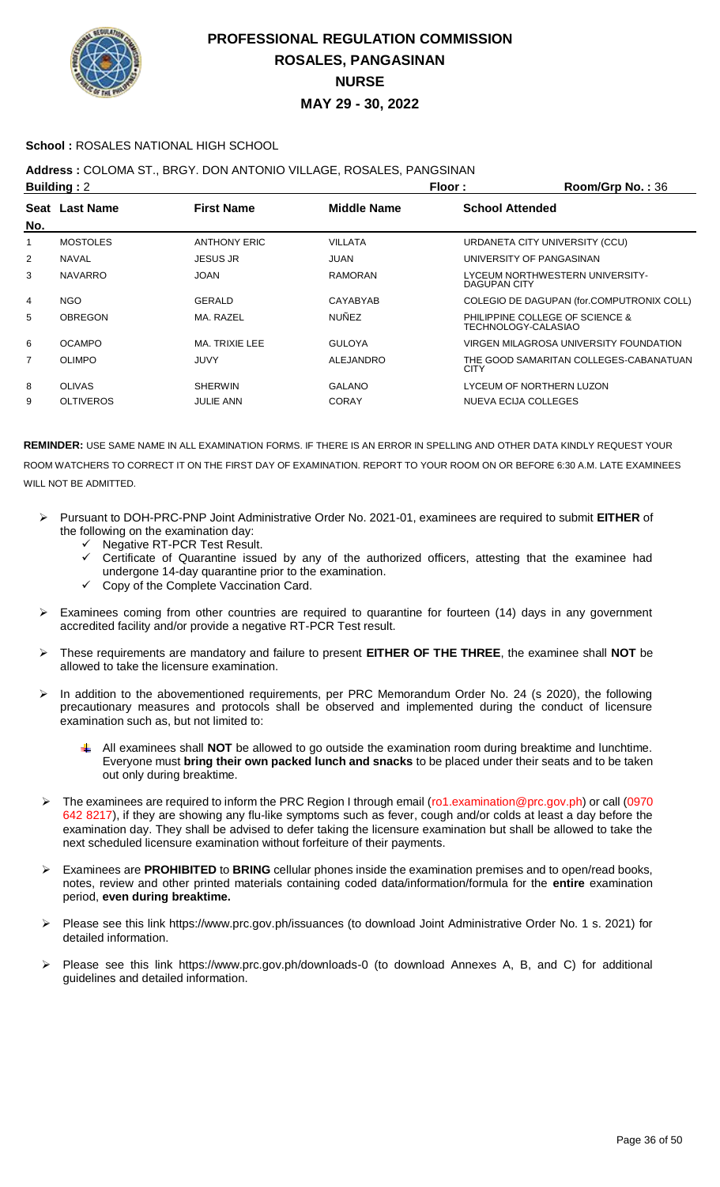# PROFESSIONAL REGULATION COMMISSION
## ROSALES, PANGASINAN
## NURSE
## MAY 29 - 30, 2022

**School :** ROSALES NATIONAL HIGH SCHOOL

**Address :** COLOMA ST., BRGY. DON ANTONIO VILLAGE, ROSALES, PANGSINAN

**Building :** 2 **Floor :** **Room/Grp No. :** 36

| Seat No. | Last Name | First Name | Middle Name | School Attended |
|---|---|---|---|---|
| 1 | MOSTOLES | ANTHONY ERIC | VILLATA | URDANETA CITY UNIVERSITY (CCU) |
| 2 | NAVAL | JESUS JR | JUAN | UNIVERSITY OF PANGASINAN |
| 3 | NAVARRO | JOAN | RAMORAN | LYCEUM NORTHWESTERN UNIVERSITY-DAGUPAN CITY |
| 4 | NGO | GERALD | CAYABYAB | COLEGIO DE DAGUPAN (for.COMPUTRONIX COLL) |
| 5 | OBREGON | MA. RAZEL | NUÑEZ | PHILIPPINE COLLEGE OF SCIENCE & TECHNOLOGY-CALASIAO |
| 6 | OCAMPO | MA. TRIXIE LEE | GULOYA | VIRGEN MILAGROSA UNIVERSITY FOUNDATION |
| 7 | OLIMPO | JUVY | ALEJANDRO | THE GOOD SAMARITAN COLLEGES-CABANATUAN CITY |
| 8 | OLIVAS | SHERWIN | GALANO | LYCEUM OF NORTHERN LUZON |
| 9 | OLTIVEROS | JULIE ANN | CORAY | NUEVA ECIJA COLLEGES |

**REMINDER:** USE SAME NAME IN ALL EXAMINATION FORMS. IF THERE IS AN ERROR IN SPELLING AND OTHER DATA KINDLY REQUEST YOUR ROOM WATCHERS TO CORRECT IT ON THE FIRST DAY OF EXAMINATION. REPORT TO YOUR ROOM ON OR BEFORE 6:30 A.M. LATE EXAMINEES WILL NOT BE ADMITTED.

- Pursuant to DOH-PRC-PNP Joint Administrative Order No. 2021-01, examinees are required to submit **EITHER** of the following on the examination day:
  - ✓ Negative RT-PCR Test Result.
  - ✓ Certificate of Quarantine issued by any of the authorized officers, attesting that the examinee had undergone 14-day quarantine prior to the examination.
  - ✓ Copy of the Complete Vaccination Card.
- Examinees coming from other countries are required to quarantine for fourteen (14) days in any government accredited facility and/or provide a negative RT-PCR Test result.
- These requirements are mandatory and failure to present **EITHER OF THE THREE**, the examinee shall **NOT** be allowed to take the licensure examination.
- In addition to the abovementioned requirements, per PRC Memorandum Order No. 24 (s 2020), the following precautionary measures and protocols shall be observed and implemented during the conduct of licensure examination such as, but not limited to:
  - All examinees shall **NOT** be allowed to go outside the examination room during breaktime and lunchtime. Everyone must **bring their own packed lunch and snacks** to be placed under their seats and to be taken out only during breaktime.
- The examinees are required to inform the PRC Region I through email (ro1.examination@prc.gov.ph) or call (0970 642 8217), if they are showing any flu-like symptoms such as fever, cough and/or colds at least a day before the examination day. They shall be advised to defer taking the licensure examination but shall be allowed to take the next scheduled licensure examination without forfeiture of their payments.
- Examinees are **PROHIBITED** to **BRING** cellular phones inside the examination premises and to open/read books, notes, review and other printed materials containing coded data/information/formula for the **entire** examination period, **even during breaktime.**
- Please see this link https://www.prc.gov.ph/issuances (to download Joint Administrative Order No. 1 s. 2021) for detailed information.
- Please see this link https://www.prc.gov.ph/downloads-0 (to download Annexes A, B, and C) for additional guidelines and detailed information.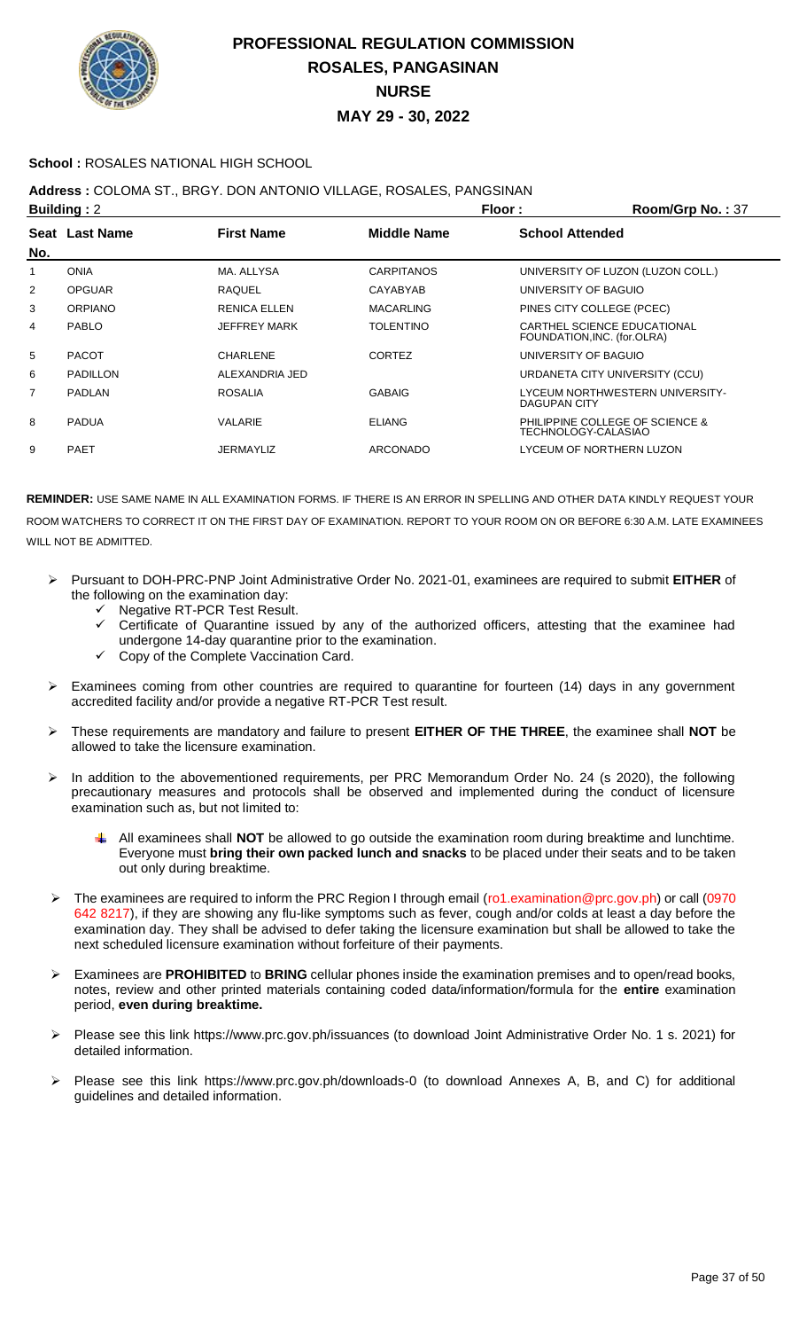# PROFESSIONAL REGULATION COMMISSION
## ROSALES, PANGASINAN
## NURSE
## MAY 29 - 30, 2022

**School :** ROSALES NATIONAL HIGH SCHOOL

**Address :** COLOMA ST., BRGY. DON ANTONIO VILLAGE, ROSALES, PANGSINAN

**Building :** 2 **Floor :** **Room/Grp No. :** 37

| Seat No. | Last Name | First Name | Middle Name | School Attended |
|---|---|---|---|---|
| 1 | ONIA | MA. ALLYSA | CARPITANOS | UNIVERSITY OF LUZON (LUZON COLL.) |
| 2 | OPGUAR | RAQUEL | CAYABYAB | UNIVERSITY OF BAGUIO |
| 3 | ORPIANO | RENICA ELLEN | MACARLING | PINES CITY COLLEGE (PCEC) |
| 4 | PABLO | JEFFREY MARK | TOLENTINO | CARTHEL SCIENCE EDUCATIONAL FOUNDATION,INC. (for.OLRA) |
| 5 | PACOT | CHARLENE | CORTEZ | UNIVERSITY OF BAGUIO |
| 6 | PADILLON | ALEXANDRIA JED | | URDANETA CITY UNIVERSITY (CCU) |
| 7 | PADLAN | ROSALIA | GABAIG | LYCEUM NORTHWESTERN UNIVERSITY-DAGUPAN CITY |
| 8 | PADUA | VALARIE | ELIANG | PHILIPPINE COLLEGE OF SCIENCE & TECHNOLOGY-CALASIAO |
| 9 | PAET | JERMAYLIZ | ARCONADO | LYCEUM OF NORTHERN LUZON |

**REMINDER:** USE SAME NAME IN ALL EXAMINATION FORMS. IF THERE IS AN ERROR IN SPELLING AND OTHER DATA KINDLY REQUEST YOUR ROOM WATCHERS TO CORRECT IT ON THE FIRST DAY OF EXAMINATION. REPORT TO YOUR ROOM ON OR BEFORE 6:30 A.M. LATE EXAMINEES WILL NOT BE ADMITTED.

- Pursuant to DOH-PRC-PNP Joint Administrative Order No. 2021-01, examinees are required to submit **EITHER** of the following on the examination day:
  - ✓ Negative RT-PCR Test Result.
  - ✓ Certificate of Quarantine issued by any of the authorized officers, attesting that the examinee had undergone 14-day quarantine prior to the examination.
  - ✓ Copy of the Complete Vaccination Card.
- Examinees coming from other countries are required to quarantine for fourteen (14) days in any government accredited facility and/or provide a negative RT-PCR Test result.
- These requirements are mandatory and failure to present **EITHER OF THE THREE**, the examinee shall **NOT** be allowed to take the licensure examination.
- In addition to the abovementioned requirements, per PRC Memorandum Order No. 24 (s 2020), the following precautionary measures and protocols shall be observed and implemented during the conduct of licensure examination such as, but not limited to:
  - All examinees shall **NOT** be allowed to go outside the examination room during breaktime and lunchtime. Everyone must **bring their own packed lunch and snacks** to be placed under their seats and to be taken out only during breaktime.
- The examinees are required to inform the PRC Region I through email (ro1.examination@prc.gov.ph) or call (0970 642 8217), if they are showing any flu-like symptoms such as fever, cough and/or colds at least a day before the examination day. They shall be advised to defer taking the licensure examination but shall be allowed to take the next scheduled licensure examination without forfeiture of their payments.
- Examinees are **PROHIBITED** to **BRING** cellular phones inside the examination premises and to open/read books, notes, review and other printed materials containing coded data/information/formula for the **entire** examination period, **even during breaktime.**
- Please see this link https://www.prc.gov.ph/issuances (to download Joint Administrative Order No. 1 s. 2021) for detailed information.
- Please see this link https://www.prc.gov.ph/downloads-0 (to download Annexes A, B, and C) for additional guidelines and detailed information.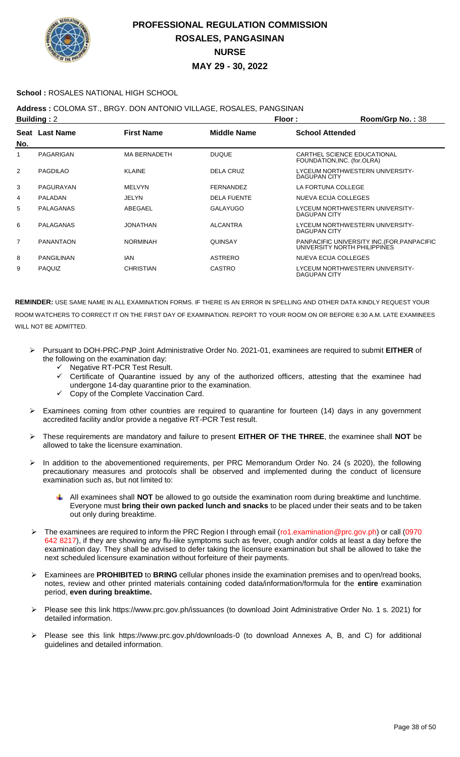# PROFESSIONAL REGULATION COMMISSION
## ROSALES, PANGASINAN
## NURSE
## MAY 29 - 30, 2022

**School :** ROSALES NATIONAL HIGH SCHOOL

**Address :** COLOMA ST., BRGY. DON ANTONIO VILLAGE, ROSALES, PANGSINAN

**Building :** 2 **Floor :** **Room/Grp No. :** 38

| Seat No. | Last Name | First Name | Middle Name | School Attended |
|---|---|---|---|---|
| 1 | PAGARIGAN | MA BERNADETH | DUQUE | CARTHEL SCIENCE EDUCATIONAL FOUNDATION,INC. (for.OLRA) |
| 2 | PAGDILAO | KLAINE | DELA CRUZ | LYCEUM NORTHWESTERN UNIVERSITY-DAGUPAN CITY |
| 3 | PAGURAYAN | MELVYN | FERNANDEZ | LA FORTUNA COLLEGE |
| 4 | PALADAN | JELYN | DELA FUENTE | NUEVA ECIJA COLLEGES |
| 5 | PALAGANAS | ABEGAEL | GALAYUGO | LYCEUM NORTHWESTERN UNIVERSITY-DAGUPAN CITY |
| 6 | PALAGANAS | JONATHAN | ALCANTRA | LYCEUM NORTHWESTERN UNIVERSITY-DAGUPAN CITY |
| 7 | PANANTAON | NORMINAH | QUINSAY | PANPACIFIC UNIVERSITY INC.(FOR.PANPACIFIC UNIVERSITY NORTH PHILIPPINES |
| 8 | PANGILINAN | IAN | ASTRERO | NUEVA ECIJA COLLEGES |
| 9 | PAQUIZ | CHRISTIAN | CASTRO | LYCEUM NORTHWESTERN UNIVERSITY-DAGUPAN CITY |

**REMINDER:** USE SAME NAME IN ALL EXAMINATION FORMS. IF THERE IS AN ERROR IN SPELLING AND OTHER DATA KINDLY REQUEST YOUR ROOM WATCHERS TO CORRECT IT ON THE FIRST DAY OF EXAMINATION. REPORT TO YOUR ROOM ON OR BEFORE 6:30 A.M. LATE EXAMINEES WILL NOT BE ADMITTED.

- Pursuant to DOH-PRC-PNP Joint Administrative Order No. 2021-01, examinees are required to submit **EITHER** of the following on the examination day:
  - ✓ Negative RT-PCR Test Result.
  - ✓ Certificate of Quarantine issued by any of the authorized officers, attesting that the examinee had undergone 14-day quarantine prior to the examination.
  - ✓ Copy of the Complete Vaccination Card.
- Examinees coming from other countries are required to quarantine for fourteen (14) days in any government accredited facility and/or provide a negative RT-PCR Test result.
- These requirements are mandatory and failure to present **EITHER OF THE THREE**, the examinee shall **NOT** be allowed to take the licensure examination.
- In addition to the abovementioned requirements, per PRC Memorandum Order No. 24 (s 2020), the following precautionary measures and protocols shall be observed and implemented during the conduct of licensure examination such as, but not limited to:
  - All examinees shall **NOT** be allowed to go outside the examination room during breaktime and lunchtime. Everyone must **bring their own packed lunch and snacks** to be placed under their seats and to be taken out only during breaktime.
- The examinees are required to inform the PRC Region I through email (ro1.examination@prc.gov.ph) or call (0970 642 8217), if they are showing any flu-like symptoms such as fever, cough and/or colds at least a day before the examination day. They shall be advised to defer taking the licensure examination but shall be allowed to take the next scheduled licensure examination without forfeiture of their payments.
- Examinees are **PROHIBITED** to **BRING** cellular phones inside the examination premises and to open/read books, notes, review and other printed materials containing coded data/information/formula for the **entire** examination period, **even during breaktime.**
- Please see this link https://www.prc.gov.ph/issuances (to download Joint Administrative Order No. 1 s. 2021) for detailed information.
- Please see this link https://www.prc.gov.ph/downloads-0 (to download Annexes A, B, and C) for additional guidelines and detailed information.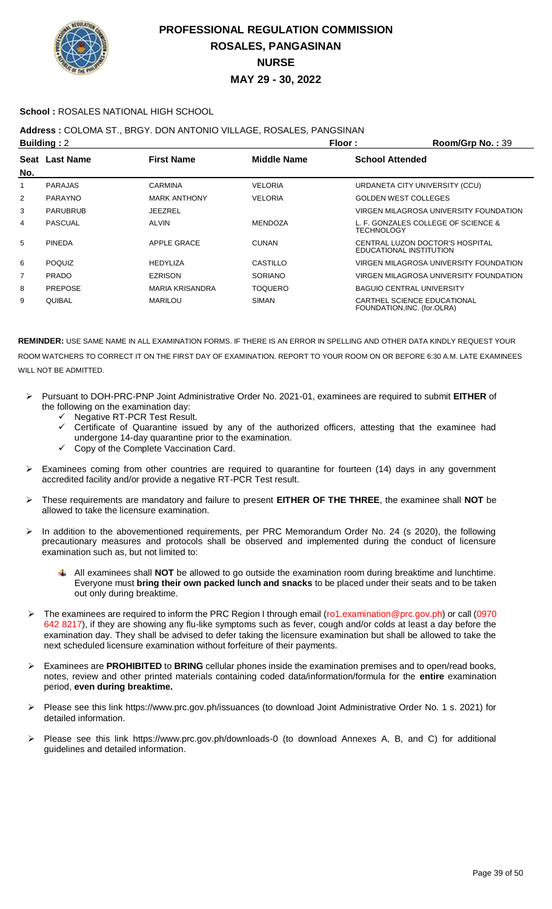# PROFESSIONAL REGULATION COMMISSION
# ROSALES, PANGASINAN
# NURSE
# MAY 29 - 30, 2022

**School :** ROSALES NATIONAL HIGH SCHOOL

**Address :** COLOMA ST., BRGY. DON ANTONIO VILLAGE, ROSALES, PANGSINAN

**Building :** 2 **Floor :** **Room/Grp No. :** 39

| Seat No. | Last Name | First Name | Middle Name | School Attended |
|---|---|---|---|---|
| 1 | PARAJAS | CARMINA | VELORIA | URDANETA CITY UNIVERSITY (CCU) |
| 2 | PARAYNO | MARK ANTHONY | VELORIA | GOLDEN WEST COLLEGES |
| 3 | PARUBRUB | JEEZREL | | VIRGEN MILAGROSA UNIVERSITY FOUNDATION |
| 4 | PASCUAL | ALVIN | MENDOZA | L. F. GONZALES COLLEGE OF SCIENCE & TECHNOLOGY |
| 5 | PINEDA | APPLE GRACE | CUNAN | CENTRAL LUZON DOCTOR'S HOSPITAL EDUCATIONAL INSTITUTION |
| 6 | POQUIZ | HEDYLIZA | CASTILLO | VIRGEN MILAGROSA UNIVERSITY FOUNDATION |
| 7 | PRADO | EZRISON | SORIANO | VIRGEN MILAGROSA UNIVERSITY FOUNDATION |
| 8 | PREPOSE | MARIA KRISANDRA | TOQUERO | BAGUIO CENTRAL UNIVERSITY |
| 9 | QUIBAL | MARILOU | SIMAN | CARTHEL SCIENCE EDUCATIONAL FOUNDATION,INC. (for.OLRA) |

**REMINDER:** USE SAME NAME IN ALL EXAMINATION FORMS. IF THERE IS AN ERROR IN SPELLING AND OTHER DATA KINDLY REQUEST YOUR ROOM WATCHERS TO CORRECT IT ON THE FIRST DAY OF EXAMINATION. REPORT TO YOUR ROOM ON OR BEFORE 6:30 A.M. LATE EXAMINEES WILL NOT BE ADMITTED.

- Pursuant to DOH-PRC-PNP Joint Administrative Order No. 2021-01, examinees are required to submit **EITHER** of the following on the examination day:
  - ✓ Negative RT-PCR Test Result.
  - ✓ Certificate of Quarantine issued by any of the authorized officers, attesting that the examinee had undergone 14-day quarantine prior to the examination.
  - ✓ Copy of the Complete Vaccination Card.
- Examinees coming from other countries are required to quarantine for fourteen (14) days in any government accredited facility and/or provide a negative RT-PCR Test result.
- These requirements are mandatory and failure to present **EITHER OF THE THREE**, the examinee shall **NOT** be allowed to take the licensure examination.
- In addition to the abovementioned requirements, per PRC Memorandum Order No. 24 (s 2020), the following precautionary measures and protocols shall be observed and implemented during the conduct of licensure examination such as, but not limited to:
  - All examinees shall **NOT** be allowed to go outside the examination room during breaktime and lunchtime. Everyone must **bring their own packed lunch and snacks** to be placed under their seats and to be taken out only during breaktime.
- The examinees are required to inform the PRC Region I through email (ro1.examination@prc.gov.ph) or call (0970 642 8217), if they are showing any flu-like symptoms such as fever, cough and/or colds at least a day before the examination day. They shall be advised to defer taking the licensure examination but shall be allowed to take the next scheduled licensure examination without forfeiture of their payments.
- Examinees are **PROHIBITED** to **BRING** cellular phones inside the examination premises and to open/read books, notes, review and other printed materials containing coded data/information/formula for the **entire** examination period, **even during breaktime.**
- Please see this link https://www.prc.gov.ph/issuances (to download Joint Administrative Order No. 1 s. 2021) for detailed information.
- Please see this link https://www.prc.gov.ph/downloads-0 (to download Annexes A, B, and C) for additional guidelines and detailed information.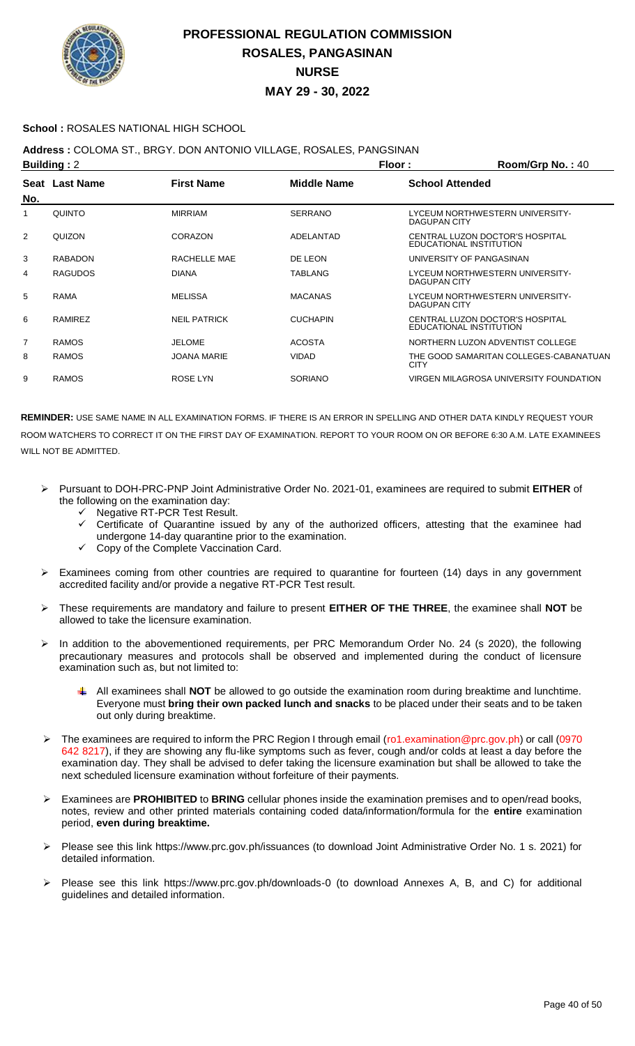# PROFESSIONAL REGULATION COMMISSION
## ROSALES, PANGASINAN
## NURSE
## MAY 29 - 30, 2022

**School :** ROSALES NATIONAL HIGH SCHOOL

**Address :** COLOMA ST., BRGY. DON ANTONIO VILLAGE, ROSALES, PANGSINAN

**Building :** 2 **Floor :** **Room/Grp No. :** 40

| Seat No. | Last Name | First Name | Middle Name | School Attended |
|---|---|---|---|---|
| 1 | QUINTO | MIRRIAM | SERRANO | LYCEUM NORTHWESTERN UNIVERSITY-DAGUPAN CITY |
| 2 | QUIZON | CORAZON | ADELANTAD | CENTRAL LUZON DOCTOR'S HOSPITAL EDUCATIONAL INSTITUTION |
| 3 | RABADON | RACHELLE MAE | DE LEON | UNIVERSITY OF PANGASINAN |
| 4 | RAGUDOS | DIANA | TABLANG | LYCEUM NORTHWESTERN UNIVERSITY-DAGUPAN CITY |
| 5 | RAMA | MELISSA | MACANAS | LYCEUM NORTHWESTERN UNIVERSITY-DAGUPAN CITY |
| 6 | RAMIREZ | NEIL PATRICK | CUCHAPIN | CENTRAL LUZON DOCTOR'S HOSPITAL EDUCATIONAL INSTITUTION |
| 7 | RAMOS | JELOME | ACOSTA | NORTHERN LUZON ADVENTIST COLLEGE |
| 8 | RAMOS | JOANA MARIE | VIDAD | THE GOOD SAMARITAN COLLEGES-CABANATUAN CITY |
| 9 | RAMOS | ROSE LYN | SORIANO | VIRGEN MILAGROSA UNIVERSITY FOUNDATION |

**REMINDER:** USE SAME NAME IN ALL EXAMINATION FORMS. IF THERE IS AN ERROR IN SPELLING AND OTHER DATA KINDLY REQUEST YOUR ROOM WATCHERS TO CORRECT IT ON THE FIRST DAY OF EXAMINATION. REPORT TO YOUR ROOM ON OR BEFORE 6:30 A.M. LATE EXAMINEES WILL NOT BE ADMITTED.

- Pursuant to DOH-PRC-PNP Joint Administrative Order No. 2021-01, examinees are required to submit **EITHER** of the following on the examination day:
  - ✓ Negative RT-PCR Test Result.
  - ✓ Certificate of Quarantine issued by any of the authorized officers, attesting that the examinee had undergone 14-day quarantine prior to the examination.
  - ✓ Copy of the Complete Vaccination Card.
- Examinees coming from other countries are required to quarantine for fourteen (14) days in any government accredited facility and/or provide a negative RT-PCR Test result.
- These requirements are mandatory and failure to present **EITHER OF THE THREE**, the examinee shall **NOT** be allowed to take the licensure examination.
- In addition to the abovementioned requirements, per PRC Memorandum Order No. 24 (s 2020), the following precautionary measures and protocols shall be observed and implemented during the conduct of licensure examination such as, but not limited to:
  - All examinees shall **NOT** be allowed to go outside the examination room during breaktime and lunchtime. Everyone must **bring their own packed lunch and snacks** to be placed under their seats and to be taken out only during breaktime.
- The examinees are required to inform the PRC Region I through email (ro1.examination@prc.gov.ph) or call (0970 642 8217), if they are showing any flu-like symptoms such as fever, cough and/or colds at least a day before the examination day. They shall be advised to defer taking the licensure examination but shall be allowed to take the next scheduled licensure examination without forfeiture of their payments.
- Examinees are **PROHIBITED** to **BRING** cellular phones inside the examination premises and to open/read books, notes, review and other printed materials containing coded data/information/formula for the **entire** examination period, **even during breaktime.**
- Please see this link https://www.prc.gov.ph/issuances (to download Joint Administrative Order No. 1 s. 2021) for detailed information.
- Please see this link https://www.prc.gov.ph/downloads-0 (to download Annexes A, B, and C) for additional guidelines and detailed information.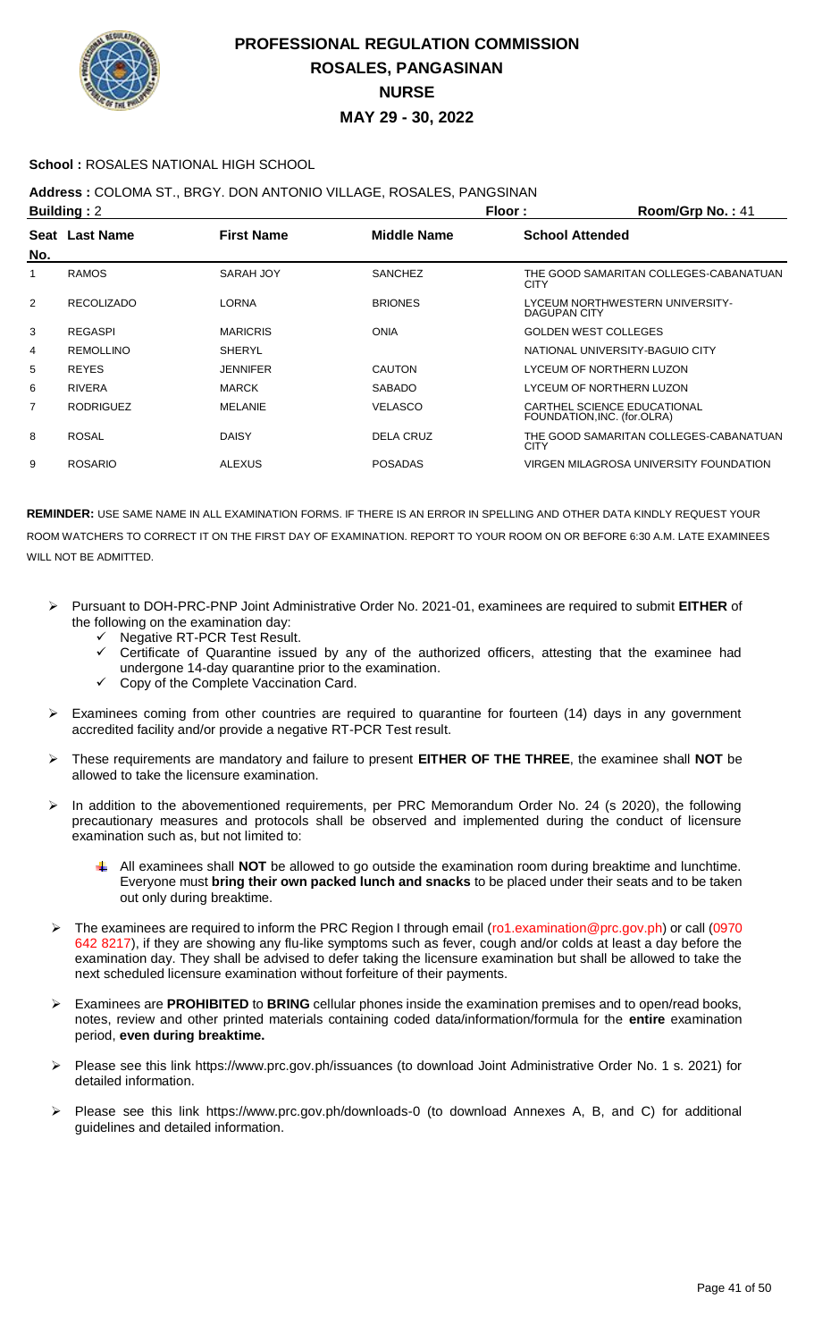# PROFESSIONAL REGULATION COMMISSION
## ROSALES, PANGASINAN
## NURSE
## MAY 29 - 30, 2022

**School :** ROSALES NATIONAL HIGH SCHOOL

**Address :** COLOMA ST., BRGY. DON ANTONIO VILLAGE, ROSALES, PANGSINAN

**Building :** 2 **Floor :** **Room/Grp No. :** 41

| Seat No. | Last Name | First Name | Middle Name | School Attended |
|---|---|---|---|---|
| 1 | RAMOS | SARAH JOY | SANCHEZ | THE GOOD SAMARITAN COLLEGES-CABANATUAN CITY |
| 2 | RECOLIZADO | LORNA | BRIONES | LYCEUM NORTHWESTERN UNIVERSITY-DAGUPAN CITY |
| 3 | REGASPI | MARICRIS | ONIA | GOLDEN WEST COLLEGES |
| 4 | REMOLLINO | SHERYL | | NATIONAL UNIVERSITY-BAGUIO CITY |
| 5 | REYES | JENNIFER | CAUTON | LYCEUM OF NORTHERN LUZON |
| 6 | RIVERA | MARCK | SABADO | LYCEUM OF NORTHERN LUZON |
| 7 | RODRIGUEZ | MELANIE | VELASCO | CARTHEL SCIENCE EDUCATIONAL FOUNDATION,INC. (for.OLRA) |
| 8 | ROSAL | DAISY | DELA CRUZ | THE GOOD SAMARITAN COLLEGES-CABANATUAN CITY |
| 9 | ROSARIO | ALEXUS | POSADAS | VIRGEN MILAGROSA UNIVERSITY FOUNDATION |

**REMINDER:** USE SAME NAME IN ALL EXAMINATION FORMS. IF THERE IS AN ERROR IN SPELLING AND OTHER DATA KINDLY REQUEST YOUR ROOM WATCHERS TO CORRECT IT ON THE FIRST DAY OF EXAMINATION. REPORT TO YOUR ROOM ON OR BEFORE 6:30 A.M. LATE EXAMINEES WILL NOT BE ADMITTED.

- Pursuant to DOH-PRC-PNP Joint Administrative Order No. 2021-01, examinees are required to submit **EITHER** of the following on the examination day:
  - ✓ Negative RT-PCR Test Result.
  - ✓ Certificate of Quarantine issued by any of the authorized officers, attesting that the examinee had undergone 14-day quarantine prior to the examination.
  - ✓ Copy of the Complete Vaccination Card.
- Examinees coming from other countries are required to quarantine for fourteen (14) days in any government accredited facility and/or provide a negative RT-PCR Test result.
- These requirements are mandatory and failure to present **EITHER OF THE THREE**, the examinee shall **NOT** be allowed to take the licensure examination.
- In addition to the abovementioned requirements, per PRC Memorandum Order No. 24 (s 2020), the following precautionary measures and protocols shall be observed and implemented during the conduct of licensure examination such as, but not limited to:
  - All examinees shall **NOT** be allowed to go outside the examination room during breaktime and lunchtime. Everyone must **bring their own packed lunch and snacks** to be placed under their seats and to be taken out only during breaktime.
- The examinees are required to inform the PRC Region I through email (ro1.examination@prc.gov.ph) or call (0970 642 8217), if they are showing any flu-like symptoms such as fever, cough and/or colds at least a day before the examination day. They shall be advised to defer taking the licensure examination but shall be allowed to take the next scheduled licensure examination without forfeiture of their payments.
- Examinees are **PROHIBITED** to **BRING** cellular phones inside the examination premises and to open/read books, notes, review and other printed materials containing coded data/information/formula for the **entire** examination period, **even during breaktime.**
- Please see this link https://www.prc.gov.ph/issuances (to download Joint Administrative Order No. 1 s. 2021) for detailed information.
- Please see this link https://www.prc.gov.ph/downloads-0 (to download Annexes A, B, and C) for additional guidelines and detailed information.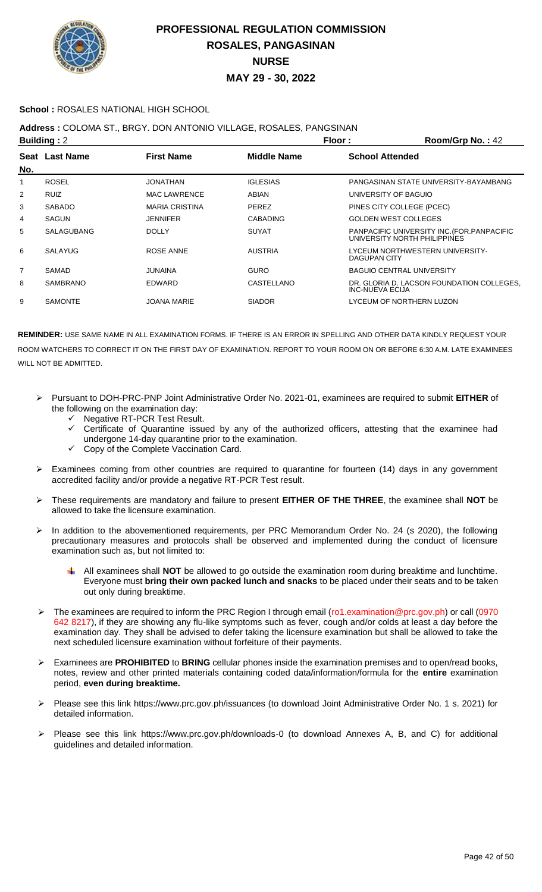# PROFESSIONAL REGULATION COMMISSION
## ROSALES, PANGASINAN
## NURSE
## MAY 29 - 30, 2022

**School :** ROSALES NATIONAL HIGH SCHOOL

**Address :** COLOMA ST., BRGY. DON ANTONIO VILLAGE, ROSALES, PANGSINAN

**Building :** 2 **Floor :** **Room/Grp No. :** 42

| Seat No. | Last Name | First Name | Middle Name | School Attended |
|---|---|---|---|---|
| 1 | ROSEL | JONATHAN | IGLESIAS | PANGASINAN STATE UNIVERSITY-BAYAMBANG |
| 2 | RUIZ | MAC LAWRENCE | ABIAN | UNIVERSITY OF BAGUIO |
| 3 | SABADO | MARIA CRISTINA | PEREZ | PINES CITY COLLEGE (PCEC) |
| 4 | SAGUN | JENNIFER | CABADING | GOLDEN WEST COLLEGES |
| 5 | SALAGUBANG | DOLLY | SUYAT | PANPACIFIC UNIVERSITY INC.(FOR.PANPACIFIC UNIVERSITY NORTH PHILIPPINES |
| 6 | SALAYUG | ROSE ANNE | AUSTRIA | LYCEUM NORTHWESTERN UNIVERSITY-DAGUPAN CITY |
| 7 | SAMAD | JUNAINA | GURO | BAGUIO CENTRAL UNIVERSITY |
| 8 | SAMBRANO | EDWARD | CASTELLANO | DR. GLORIA D. LACSON FOUNDATION COLLEGES, INC-NUEVA ECIJA |
| 9 | SAMONTE | JOANA MARIE | SIADOR | LYCEUM OF NORTHERN LUZON |

**REMINDER:** USE SAME NAME IN ALL EXAMINATION FORMS. IF THERE IS AN ERROR IN SPELLING AND OTHER DATA KINDLY REQUEST YOUR ROOM WATCHERS TO CORRECT IT ON THE FIRST DAY OF EXAMINATION. REPORT TO YOUR ROOM ON OR BEFORE 6:30 A.M. LATE EXAMINEES WILL NOT BE ADMITTED.

- Pursuant to DOH-PRC-PNP Joint Administrative Order No. 2021-01, examinees are required to submit **EITHER** of the following on the examination day:
  - ✓ Negative RT-PCR Test Result.
  - ✓ Certificate of Quarantine issued by any of the authorized officers, attesting that the examinee had undergone 14-day quarantine prior to the examination.
  - ✓ Copy of the Complete Vaccination Card.
- Examinees coming from other countries are required to quarantine for fourteen (14) days in any government accredited facility and/or provide a negative RT-PCR Test result.
- These requirements are mandatory and failure to present **EITHER OF THE THREE**, the examinee shall **NOT** be allowed to take the licensure examination.
- In addition to the abovementioned requirements, per PRC Memorandum Order No. 24 (s 2020), the following precautionary measures and protocols shall be observed and implemented during the conduct of licensure examination such as, but not limited to:
  - All examinees shall **NOT** be allowed to go outside the examination room during breaktime and lunchtime. Everyone must **bring their own packed lunch and snacks** to be placed under their seats and to be taken out only during breaktime.
- The examinees are required to inform the PRC Region I through email (ro1.examination@prc.gov.ph) or call (0970 642 8217), if they are showing any flu-like symptoms such as fever, cough and/or colds at least a day before the examination day. They shall be advised to defer taking the licensure examination but shall be allowed to take the next scheduled licensure examination without forfeiture of their payments.
- Examinees are **PROHIBITED** to **BRING** cellular phones inside the examination premises and to open/read books, notes, review and other printed materials containing coded data/information/formula for the **entire** examination period, **even during breaktime.**
- Please see this link https://www.prc.gov.ph/issuances (to download Joint Administrative Order No. 1 s. 2021) for detailed information.
- Please see this link https://www.prc.gov.ph/downloads-0 (to download Annexes A, B, and C) for additional guidelines and detailed information.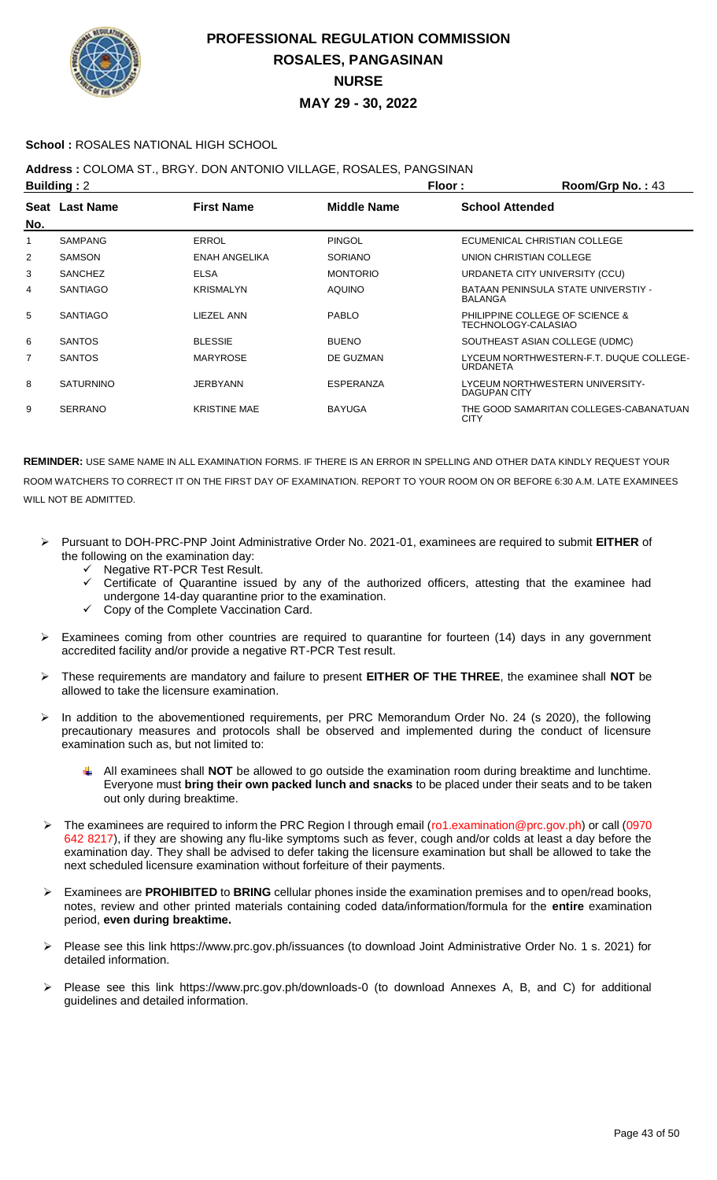# PROFESSIONAL REGULATION COMMISSION
## ROSALES, PANGASINAN
## NURSE
## MAY 29 - 30, 2022

**School :** ROSALES NATIONAL HIGH SCHOOL

**Address :** COLOMA ST., BRGY. DON ANTONIO VILLAGE, ROSALES, PANGSINAN

**Building :** 2 **Floor :** **Room/Grp No. :** 43

| Seat No. | Last Name | First Name | Middle Name | School Attended |
|---|---|---|---|---|
| 1 | SAMPANG | ERROL | PINGOL | ECUMENICAL CHRISTIAN COLLEGE |
| 2 | SAMSON | ENAH ANGELIKA | SORIANO | UNION CHRISTIAN COLLEGE |
| 3 | SANCHEZ | ELSA | MONTORIO | URDANETA CITY UNIVERSITY (CCU) |
| 4 | SANTIAGO | KRISMALYN | AQUINO | BATAAN PENINSULA STATE UNIVERSTIY - BALANGA |
| 5 | SANTIAGO | LIEZEL ANN | PABLO | PHILIPPINE COLLEGE OF SCIENCE & TECHNOLOGY-CALASIAO |
| 6 | SANTOS | BLESSIE | BUENO | SOUTHEAST ASIAN COLLEGE (UDMC) |
| 7 | SANTOS | MARYROSE | DE GUZMAN | LYCEUM NORTHWESTERN-F.T. DUQUE COLLEGE-URDANETA |
| 8 | SATURNINO | JERBYANN | ESPERANZA | LYCEUM NORTHWESTERN UNIVERSITY-DAGUPAN CITY |
| 9 | SERRANO | KRISTINE MAE | BAYUGA | THE GOOD SAMARITAN COLLEGES-CABANATUAN CITY |

**REMINDER:** USE SAME NAME IN ALL EXAMINATION FORMS. IF THERE IS AN ERROR IN SPELLING AND OTHER DATA KINDLY REQUEST YOUR ROOM WATCHERS TO CORRECT IT ON THE FIRST DAY OF EXAMINATION. REPORT TO YOUR ROOM ON OR BEFORE 6:30 A.M. LATE EXAMINEES WILL NOT BE ADMITTED.

- Pursuant to DOH-PRC-PNP Joint Administrative Order No. 2021-01, examinees are required to submit **EITHER** of the following on the examination day:
  - ✓ Negative RT-PCR Test Result.
  - ✓ Certificate of Quarantine issued by any of the authorized officers, attesting that the examinee had undergone 14-day quarantine prior to the examination.
  - ✓ Copy of the Complete Vaccination Card.
- Examinees coming from other countries are required to quarantine for fourteen (14) days in any government accredited facility and/or provide a negative RT-PCR Test result.
- These requirements are mandatory and failure to present **EITHER OF THE THREE**, the examinee shall **NOT** be allowed to take the licensure examination.
- In addition to the abovementioned requirements, per PRC Memorandum Order No. 24 (s 2020), the following precautionary measures and protocols shall be observed and implemented during the conduct of licensure examination such as, but not limited to:
  - All examinees shall **NOT** be allowed to go outside the examination room during breaktime and lunchtime. Everyone must **bring their own packed lunch and snacks** to be placed under their seats and to be taken out only during breaktime.
- The examinees are required to inform the PRC Region I through email (ro1.examination@prc.gov.ph) or call (0970 642 8217), if they are showing any flu-like symptoms such as fever, cough and/or colds at least a day before the examination day. They shall be advised to defer taking the licensure examination but shall be allowed to take the next scheduled licensure examination without forfeiture of their payments.
- Examinees are **PROHIBITED** to **BRING** cellular phones inside the examination premises and to open/read books, notes, review and other printed materials containing coded data/information/formula for the **entire** examination period, **even during breaktime.**
- Please see this link https://www.prc.gov.ph/issuances (to download Joint Administrative Order No. 1 s. 2021) for detailed information.
- Please see this link https://www.prc.gov.ph/downloads-0 (to download Annexes A, B, and C) for additional guidelines and detailed information.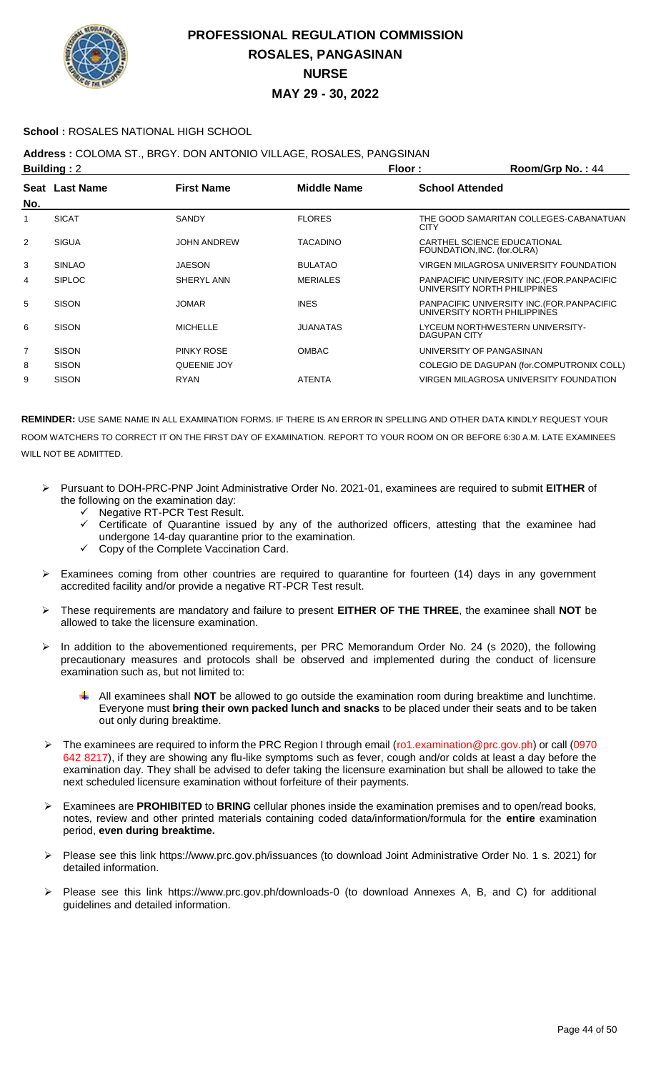# PROFESSIONAL REGULATION COMMISSION
## ROSALES, PANGASINAN
## NURSE
## MAY 29 - 30, 2022

**School :** ROSALES NATIONAL HIGH SCHOOL

**Address :** COLOMA ST., BRGY. DON ANTONIO VILLAGE, ROSALES, PANGSINAN

**Building :** 2 &nbsp;&nbsp;&nbsp;&nbsp; **Floor :** &nbsp;&nbsp;&nbsp;&nbsp; **Room/Grp No. :** 44

| Seat No. | Last Name | First Name | Middle Name | School Attended |
|---|---|---|---|---|
| 1 | SICAT | SANDY | FLORES | THE GOOD SAMARITAN COLLEGES-CABANATUAN CITY |
| 2 | SIGUA | JOHN ANDREW | TACADINO | CARTHEL SCIENCE EDUCATIONAL FOUNDATION,INC. (for.OLRA) |
| 3 | SINLAO | JAESON | BULATAO | VIRGEN MILAGROSA UNIVERSITY FOUNDATION |
| 4 | SIPLOC | SHERYL ANN | MERIALES | PANPACIFIC UNIVERSITY INC.(FOR.PANPACIFIC UNIVERSITY NORTH PHILIPPINES |
| 5 | SISON | JOMAR | INES | PANPACIFIC UNIVERSITY INC.(FOR.PANPACIFIC UNIVERSITY NORTH PHILIPPINES |
| 6 | SISON | MICHELLE | JUANATAS | LYCEUM NORTHWESTERN UNIVERSITY-DAGUPAN CITY |
| 7 | SISON | PINKY ROSE | OMBAC | UNIVERSITY OF PANGASINAN |
| 8 | SISON | QUEENIE JOY | | COLEGIO DE DAGUPAN (for.COMPUTRONIX COLL) |
| 9 | SISON | RYAN | ATENTA | VIRGEN MILAGROSA UNIVERSITY FOUNDATION |

**REMINDER:** USE SAME NAME IN ALL EXAMINATION FORMS. IF THERE IS AN ERROR IN SPELLING AND OTHER DATA KINDLY REQUEST YOUR ROOM WATCHERS TO CORRECT IT ON THE FIRST DAY OF EXAMINATION. REPORT TO YOUR ROOM ON OR BEFORE 6:30 A.M. LATE EXAMINEES WILL NOT BE ADMITTED.

- Pursuant to DOH-PRC-PNP Joint Administrative Order No. 2021-01, examinees are required to submit **EITHER** of the following on the examination day:
  - ✓ Negative RT-PCR Test Result.
  - ✓ Certificate of Quarantine issued by any of the authorized officers, attesting that the examinee had undergone 14-day quarantine prior to the examination.
  - ✓ Copy of the Complete Vaccination Card.
- Examinees coming from other countries are required to quarantine for fourteen (14) days in any government accredited facility and/or provide a negative RT-PCR Test result.
- These requirements are mandatory and failure to present **EITHER OF THE THREE**, the examinee shall **NOT** be allowed to take the licensure examination.
- In addition to the abovementioned requirements, per PRC Memorandum Order No. 24 (s 2020), the following precautionary measures and protocols shall be observed and implemented during the conduct of licensure examination such as, but not limited to:
  - All examinees shall **NOT** be allowed to go outside the examination room during breaktime and lunchtime. Everyone must **bring their own packed lunch and snacks** to be placed under their seats and to be taken out only during breaktime.
- The examinees are required to inform the PRC Region I through email (ro1.examination@prc.gov.ph) or call (0970 642 8217), if they are showing any flu-like symptoms such as fever, cough and/or colds at least a day before the examination day. They shall be advised to defer taking the licensure examination but shall be allowed to take the next scheduled licensure examination without forfeiture of their payments.
- Examinees are **PROHIBITED** to **BRING** cellular phones inside the examination premises and to open/read books, notes, review and other printed materials containing coded data/information/formula for the **entire** examination period, **even during breaktime.**
- Please see this link https://www.prc.gov.ph/issuances (to download Joint Administrative Order No. 1 s. 2021) for detailed information.
- Please see this link https://www.prc.gov.ph/downloads-0 (to download Annexes A, B, and C) for additional guidelines and detailed information.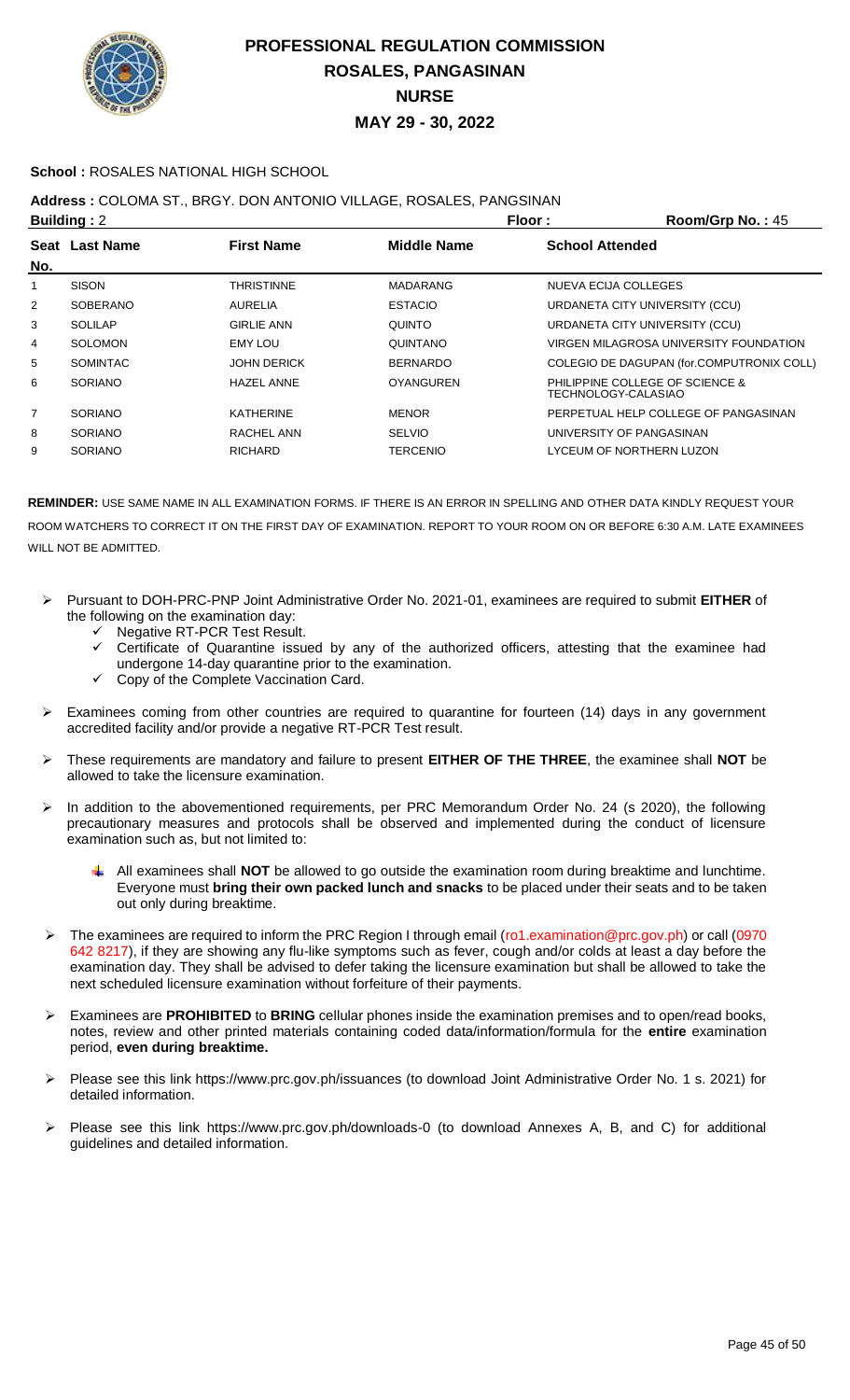# PROFESSIONAL REGULATION COMMISSION
## ROSALES, PANGASINAN
## NURSE
## MAY 29 - 30, 2022

**School :** ROSALES NATIONAL HIGH SCHOOL

**Address :** COLOMA ST., BRGY. DON ANTONIO VILLAGE, ROSALES, PANGSINAN

**Building :** 2 **Floor :** **Room/Grp No. :** 45

| Seat No. | Last Name | First Name | Middle Name | School Attended |
|---|---|---|---|---|
| 1 | SISON | THRISTINNE | MADARANG | NUEVA ECIJA COLLEGES |
| 2 | SOBERANO | AURELIA | ESTACIO | URDANETA CITY UNIVERSITY (CCU) |
| 3 | SOLILAP | GIRLIE ANN | QUINTO | URDANETA CITY UNIVERSITY (CCU) |
| 4 | SOLOMON | EMY LOU | QUINTANO | VIRGEN MILAGROSA UNIVERSITY FOUNDATION |
| 5 | SOMINTAC | JOHN DERICK | BERNARDO | COLEGIO DE DAGUPAN (for.COMPUTRONIX COLL) |
| 6 | SORIANO | HAZEL ANNE | OYANGUREN | PHILIPPINE COLLEGE OF SCIENCE & TECHNOLOGY-CALASIAO |
| 7 | SORIANO | KATHERINE | MENOR | PERPETUAL HELP COLLEGE OF PANGASINAN |
| 8 | SORIANO | RACHEL ANN | SELVIO | UNIVERSITY OF PANGASINAN |
| 9 | SORIANO | RICHARD | TERCENIO | LYCEUM OF NORTHERN LUZON |

**REMINDER:** USE SAME NAME IN ALL EXAMINATION FORMS. IF THERE IS AN ERROR IN SPELLING AND OTHER DATA KINDLY REQUEST YOUR ROOM WATCHERS TO CORRECT IT ON THE FIRST DAY OF EXAMINATION. REPORT TO YOUR ROOM ON OR BEFORE 6:30 A.M. LATE EXAMINEES WILL NOT BE ADMITTED.

- Pursuant to DOH-PRC-PNP Joint Administrative Order No. 2021-01, examinees are required to submit **EITHER** of the following on the examination day:
  - ✓ Negative RT-PCR Test Result.
  - ✓ Certificate of Quarantine issued by any of the authorized officers, attesting that the examinee had undergone 14-day quarantine prior to the examination.
  - ✓ Copy of the Complete Vaccination Card.
- Examinees coming from other countries are required to quarantine for fourteen (14) days in any government accredited facility and/or provide a negative RT-PCR Test result.
- These requirements are mandatory and failure to present **EITHER OF THE THREE**, the examinee shall **NOT** be allowed to take the licensure examination.
- In addition to the abovementioned requirements, per PRC Memorandum Order No. 24 (s 2020), the following precautionary measures and protocols shall be observed and implemented during the conduct of licensure examination such as, but not limited to:
  - All examinees shall **NOT** be allowed to go outside the examination room during breaktime and lunchtime. Everyone must **bring their own packed lunch and snacks** to be placed under their seats and to be taken out only during breaktime.
- The examinees are required to inform the PRC Region I through email (ro1.examination@prc.gov.ph) or call (0970 642 8217), if they are showing any flu-like symptoms such as fever, cough and/or colds at least a day before the examination day. They shall be advised to defer taking the licensure examination but shall be allowed to take the next scheduled licensure examination without forfeiture of their payments.
- Examinees are **PROHIBITED** to **BRING** cellular phones inside the examination premises and to open/read books, notes, review and other printed materials containing coded data/information/formula for the **entire** examination period, **even during breaktime.**
- Please see this link https://www.prc.gov.ph/issuances (to download Joint Administrative Order No. 1 s. 2021) for detailed information.
- Please see this link https://www.prc.gov.ph/downloads-0 (to download Annexes A, B, and C) for additional guidelines and detailed information.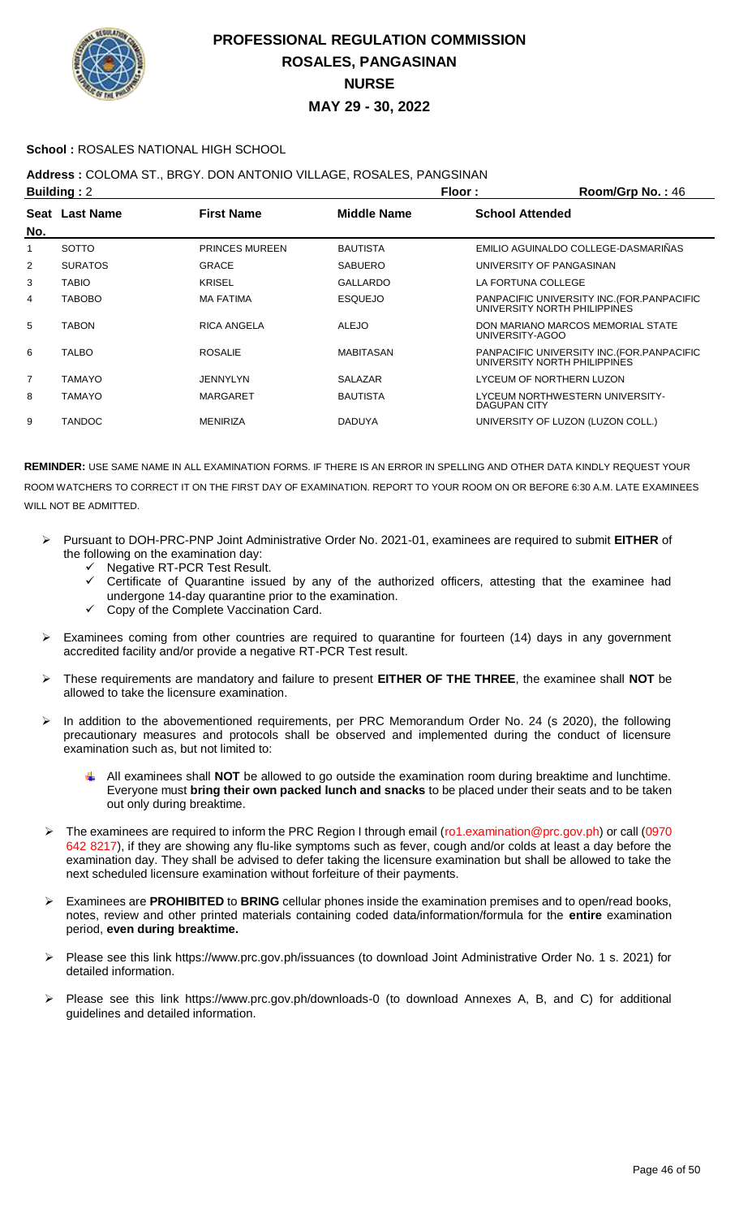# PROFESSIONAL REGULATION COMMISSION
## ROSALES, PANGASINAN
## NURSE
## MAY 29 - 30, 2022

**School :** ROSALES NATIONAL HIGH SCHOOL

**Address :** COLOMA ST., BRGY. DON ANTONIO VILLAGE, ROSALES, PANGSINAN

**Building :** 2 **Floor :** **Room/Grp No. :** 46

| Seat No. | Last Name | First Name | Middle Name | School Attended |
|---|---|---|---|---|
| 1 | SOTTO | PRINCES MUREEN | BAUTISTA | EMILIO AGUINALDO COLLEGE-DASMARIÑAS |
| 2 | SURATOS | GRACE | SABUERO | UNIVERSITY OF PANGASINAN |
| 3 | TABIO | KRISEL | GALLARDO | LA FORTUNA COLLEGE |
| 4 | TABOBO | MA FATIMA | ESQUEJO | PANPACIFIC UNIVERSITY INC.(FOR.PANPACIFIC UNIVERSITY NORTH PHILIPPINES |
| 5 | TABON | RICA ANGELA | ALEJO | DON MARIANO MARCOS MEMORIAL STATE UNIVERSITY-AGOO |
| 6 | TALBO | ROSALIE | MABITASAN | PANPACIFIC UNIVERSITY INC.(FOR.PANPACIFIC UNIVERSITY NORTH PHILIPPINES |
| 7 | TAMAYO | JENNYLYN | SALAZAR | LYCEUM OF NORTHERN LUZON |
| 8 | TAMAYO | MARGARET | BAUTISTA | LYCEUM NORTHWESTERN UNIVERSITY-DAGUPAN CITY |
| 9 | TANDOC | MENIRIZA | DADUYA | UNIVERSITY OF LUZON (LUZON COLL.) |

**REMINDER:** USE SAME NAME IN ALL EXAMINATION FORMS. IF THERE IS AN ERROR IN SPELLING AND OTHER DATA KINDLY REQUEST YOUR ROOM WATCHERS TO CORRECT IT ON THE FIRST DAY OF EXAMINATION. REPORT TO YOUR ROOM ON OR BEFORE 6:30 A.M. LATE EXAMINEES WILL NOT BE ADMITTED.

- Pursuant to DOH-PRC-PNP Joint Administrative Order No. 2021-01, examinees are required to submit **EITHER** of the following on the examination day:
  - Negative RT-PCR Test Result.
  - Certificate of Quarantine issued by any of the authorized officers, attesting that the examinee had undergone 14-day quarantine prior to the examination.
  - Copy of the Complete Vaccination Card.
- Examinees coming from other countries are required to quarantine for fourteen (14) days in any government accredited facility and/or provide a negative RT-PCR Test result.
- These requirements are mandatory and failure to present **EITHER OF THE THREE**, the examinee shall **NOT** be allowed to take the licensure examination.
- In addition to the abovementioned requirements, per PRC Memorandum Order No. 24 (s 2020), the following precautionary measures and protocols shall be observed and implemented during the conduct of licensure examination such as, but not limited to:
  - All examinees shall **NOT** be allowed to go outside the examination room during breaktime and lunchtime. Everyone must **bring their own packed lunch and snacks** to be placed under their seats and to be taken out only during breaktime.
- The examinees are required to inform the PRC Region I through email (ro1.examination@prc.gov.ph) or call (0970 642 8217), if they are showing any flu-like symptoms such as fever, cough and/or colds at least a day before the examination day. They shall be advised to defer taking the licensure examination but shall be allowed to take the next scheduled licensure examination without forfeiture of their payments.
- Examinees are **PROHIBITED** to **BRING** cellular phones inside the examination premises and to open/read books, notes, review and other printed materials containing coded data/information/formula for the **entire** examination period, **even during breaktime.**
- Please see this link https://www.prc.gov.ph/issuances (to download Joint Administrative Order No. 1 s. 2021) for detailed information.
- Please see this link https://www.prc.gov.ph/downloads-0 (to download Annexes A, B, and C) for additional guidelines and detailed information.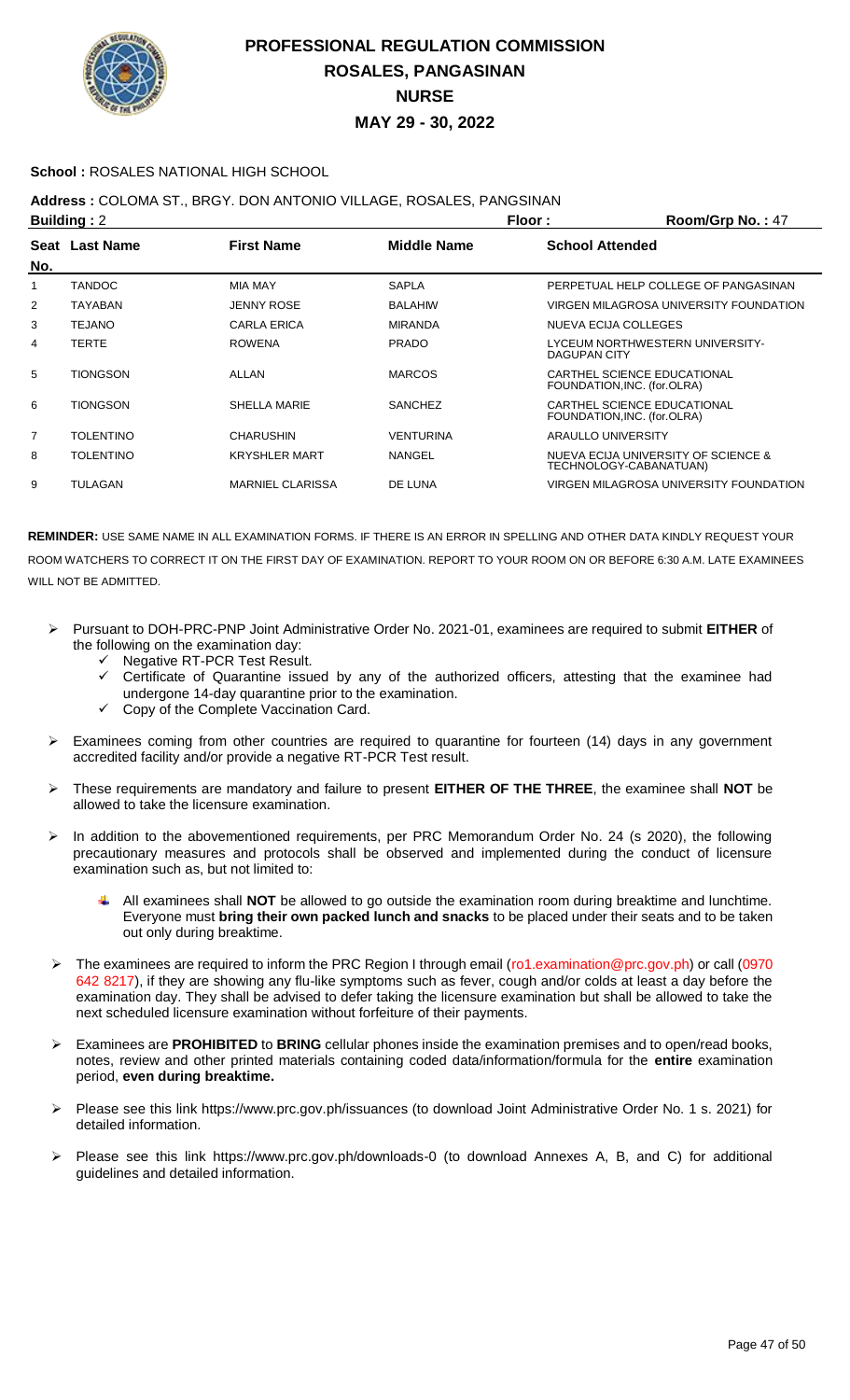# PROFESSIONAL REGULATION COMMISSION
## ROSALES, PANGASINAN
## NURSE
## MAY 29 - 30, 2022

**School :** ROSALES NATIONAL HIGH SCHOOL

**Address :** COLOMA ST., BRGY. DON ANTONIO VILLAGE, ROSALES, PANGSINAN

**Building :** 2 **Floor :** **Room/Grp No. :** 47

| Seat No. | Last Name | First Name | Middle Name | School Attended |
|---|---|---|---|---|
| 1 | TANDOC | MIA MAY | SAPLA | PERPETUAL HELP COLLEGE OF PANGASINAN |
| 2 | TAYABAN | JENNY ROSE | BALAHIW | VIRGEN MILAGROSA UNIVERSITY FOUNDATION |
| 3 | TEJANO | CARLA ERICA | MIRANDA | NUEVA ECIJA COLLEGES |
| 4 | TERTE | ROWENA | PRADO | LYCEUM NORTHWESTERN UNIVERSITY-DAGUPAN CITY |
| 5 | TIONGSON | ALLAN | MARCOS | CARTHEL SCIENCE EDUCATIONAL FOUNDATION,INC. (for.OLRA) |
| 6 | TIONGSON | SHELLA MARIE | SANCHEZ | CARTHEL SCIENCE EDUCATIONAL FOUNDATION,INC. (for.OLRA) |
| 7 | TOLENTINO | CHARUSHIN | VENTURINA | ARAULLO UNIVERSITY |
| 8 | TOLENTINO | KRYSHLER MART | NANGEL | NUEVA ECIJA UNIVERSITY OF SCIENCE & TECHNOLOGY-CABANATUAN) |
| 9 | TULAGAN | MARNIEL CLARISSA | DE LUNA | VIRGEN MILAGROSA UNIVERSITY FOUNDATION |

**REMINDER:** USE SAME NAME IN ALL EXAMINATION FORMS. IF THERE IS AN ERROR IN SPELLING AND OTHER DATA KINDLY REQUEST YOUR ROOM WATCHERS TO CORRECT IT ON THE FIRST DAY OF EXAMINATION. REPORT TO YOUR ROOM ON OR BEFORE 6:30 A.M. LATE EXAMINEES WILL NOT BE ADMITTED.

- Pursuant to DOH-PRC-PNP Joint Administrative Order No. 2021-01, examinees are required to submit **EITHER** of the following on the examination day:
  - ✓ Negative RT-PCR Test Result.
  - ✓ Certificate of Quarantine issued by any of the authorized officers, attesting that the examinee had undergone 14-day quarantine prior to the examination.
  - ✓ Copy of the Complete Vaccination Card.
- Examinees coming from other countries are required to quarantine for fourteen (14) days in any government accredited facility and/or provide a negative RT-PCR Test result.
- These requirements are mandatory and failure to present **EITHER OF THE THREE**, the examinee shall **NOT** be allowed to take the licensure examination.
- In addition to the abovementioned requirements, per PRC Memorandum Order No. 24 (s 2020), the following precautionary measures and protocols shall be observed and implemented during the conduct of licensure examination such as, but not limited to:
  - All examinees shall **NOT** be allowed to go outside the examination room during breaktime and lunchtime. Everyone must **bring their own packed lunch and snacks** to be placed under their seats and to be taken out only during breaktime.
- The examinees are required to inform the PRC Region I through email (ro1.examination@prc.gov.ph) or call (0970 642 8217), if they are showing any flu-like symptoms such as fever, cough and/or colds at least a day before the examination day. They shall be advised to defer taking the licensure examination but shall be allowed to take the next scheduled licensure examination without forfeiture of their payments.
- Examinees are **PROHIBITED** to **BRING** cellular phones inside the examination premises and to open/read books, notes, review and other printed materials containing coded data/information/formula for the **entire** examination period, **even during breaktime.**
- Please see this link https://www.prc.gov.ph/issuances (to download Joint Administrative Order No. 1 s. 2021) for detailed information.
- Please see this link https://www.prc.gov.ph/downloads-0 (to download Annexes A, B, and C) for additional guidelines and detailed information.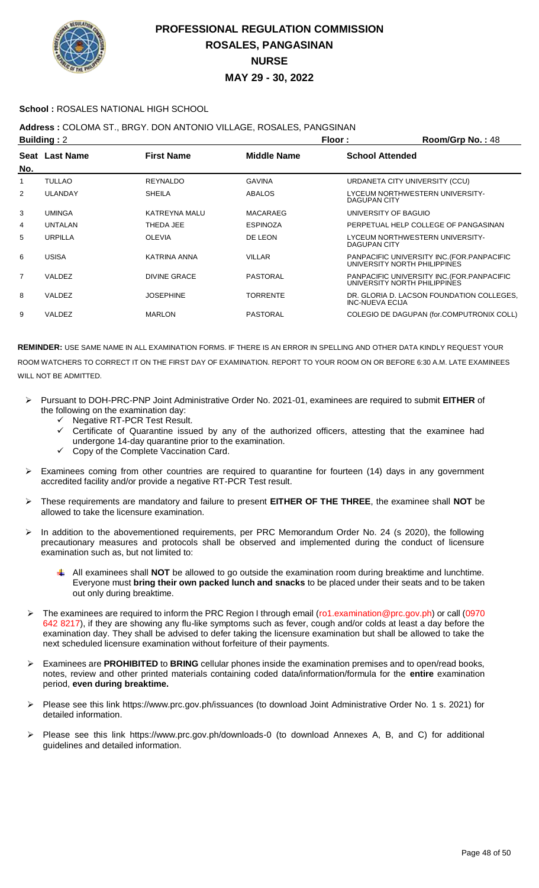# PROFESSIONAL REGULATION COMMISSION
## ROSALES, PANGASINAN
## NURSE
## MAY 29 - 30, 2022

**School :** ROSALES NATIONAL HIGH SCHOOL

**Address :** COLOMA ST., BRGY. DON ANTONIO VILLAGE, ROSALES, PANGSINAN

**Building :** 2 **Floor :** **Room/Grp No. :** 48

| Seat No. | Last Name | First Name | Middle Name | School Attended |
|---|---|---|---|---|
| 1 | TULLAO | REYNALDO | GAVINA | URDANETA CITY UNIVERSITY (CCU) |
| 2 | ULANDAY | SHEILA | ABALOS | LYCEUM NORTHWESTERN UNIVERSITY-DAGUPAN CITY |
| 3 | UMINGA | KATREYNA MALU | MACARAEG | UNIVERSITY OF BAGUIO |
| 4 | UNTALAN | THEDA JEE | ESPINOZA | PERPETUAL HELP COLLEGE OF PANGASINAN |
| 5 | URPILLA | OLEVIA | DE LEON | LYCEUM NORTHWESTERN UNIVERSITY-DAGUPAN CITY |
| 6 | USISA | KATRINA ANNA | VILLAR | PANPACIFIC UNIVERSITY INC.(FOR.PANPACIFIC UNIVERSITY NORTH PHILIPPINES |
| 7 | VALDEZ | DIVINE GRACE | PASTORAL | PANPACIFIC UNIVERSITY INC.(FOR.PANPACIFIC UNIVERSITY NORTH PHILIPPINES |
| 8 | VALDEZ | JOSEPHINE | TORRENTE | DR. GLORIA D. LACSON FOUNDATION COLLEGES, INC-NUEVA ECIJA |
| 9 | VALDEZ | MARLON | PASTORAL | COLEGIO DE DAGUPAN (for.COMPUTRONIX COLL) |

**REMINDER:** USE SAME NAME IN ALL EXAMINATION FORMS. IF THERE IS AN ERROR IN SPELLING AND OTHER DATA KINDLY REQUEST YOUR ROOM WATCHERS TO CORRECT IT ON THE FIRST DAY OF EXAMINATION. REPORT TO YOUR ROOM ON OR BEFORE 6:30 A.M. LATE EXAMINEES WILL NOT BE ADMITTED.

- Pursuant to DOH-PRC-PNP Joint Administrative Order No. 2021-01, examinees are required to submit **EITHER** of the following on the examination day:
  - Negative RT-PCR Test Result.
  - Certificate of Quarantine issued by any of the authorized officers, attesting that the examinee had undergone 14-day quarantine prior to the examination.
  - Copy of the Complete Vaccination Card.
- Examinees coming from other countries are required to quarantine for fourteen (14) days in any government accredited facility and/or provide a negative RT-PCR Test result.
- These requirements are mandatory and failure to present **EITHER OF THE THREE**, the examinee shall **NOT** be allowed to take the licensure examination.
- In addition to the abovementioned requirements, per PRC Memorandum Order No. 24 (s 2020), the following precautionary measures and protocols shall be observed and implemented during the conduct of licensure examination such as, but not limited to:
  - All examinees shall **NOT** be allowed to go outside the examination room during breaktime and lunchtime. Everyone must **bring their own packed lunch and snacks** to be placed under their seats and to be taken out only during breaktime.
- The examinees are required to inform the PRC Region I through email (ro1.examination@prc.gov.ph) or call (0970 642 8217), if they are showing any flu-like symptoms such as fever, cough and/or colds at least a day before the examination day. They shall be advised to defer taking the licensure examination but shall be allowed to take the next scheduled licensure examination without forfeiture of their payments.
- Examinees are **PROHIBITED** to **BRING** cellular phones inside the examination premises and to open/read books, notes, review and other printed materials containing coded data/information/formula for the **entire** examination period, **even during breaktime.**
- Please see this link https://www.prc.gov.ph/issuances (to download Joint Administrative Order No. 1 s. 2021) for detailed information.
- Please see this link https://www.prc.gov.ph/downloads-0 (to download Annexes A, B, and C) for additional guidelines and detailed information.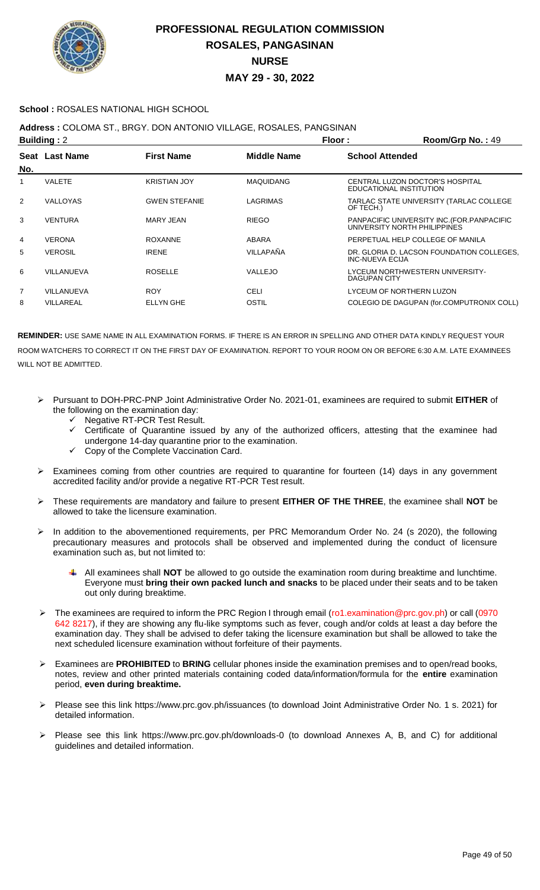# PROFESSIONAL REGULATION COMMISSION
## ROSALES, PANGASINAN
## NURSE
## MAY 29 - 30, 2022

**School :** ROSALES NATIONAL HIGH SCHOOL

**Address :** COLOMA ST., BRGY. DON ANTONIO VILLAGE, ROSALES, PANGSINAN

**Building :** 2 **Floor :** **Room/Grp No. :** 49

| Seat No. | Last Name | First Name | Middle Name | School Attended |
|---|---|---|---|---|
| 1 | VALETE | KRISTIAN JOY | MAQUIDANG | CENTRAL LUZON DOCTOR'S HOSPITAL EDUCATIONAL INSTITUTION |
| 2 | VALLOYAS | GWEN STEFANIE | LAGRIMAS | TARLAC STATE UNIVERSITY (TARLAC COLLEGE OF TECH.) |
| 3 | VENTURA | MARY JEAN | RIEGO | PANPACIFIC UNIVERSITY INC.(FOR.PANPACIFIC UNIVERSITY NORTH PHILIPPINES |
| 4 | VERONA | ROXANNE | ABARA | PERPETUAL HELP COLLEGE OF MANILA |
| 5 | VEROSIL | IRENE | VILLAPAÑA | DR. GLORIA D. LACSON FOUNDATION COLLEGES, INC-NUEVA ECIJA |
| 6 | VILLANUEVA | ROSELLE | VALLEJO | LYCEUM NORTHWESTERN UNIVERSITY-DAGUPAN CITY |
| 7 | VILLANUEVA | ROY | CELI | LYCEUM OF NORTHERN LUZON |
| 8 | VILLAREAL | ELLYN GHE | OSTIL | COLEGIO DE DAGUPAN (for.COMPUTRONIX COLL) |

**REMINDER:** USE SAME NAME IN ALL EXAMINATION FORMS. IF THERE IS AN ERROR IN SPELLING AND OTHER DATA KINDLY REQUEST YOUR ROOM WATCHERS TO CORRECT IT ON THE FIRST DAY OF EXAMINATION. REPORT TO YOUR ROOM ON OR BEFORE 6:30 A.M. LATE EXAMINEES WILL NOT BE ADMITTED.

- Pursuant to DOH-PRC-PNP Joint Administrative Order No. 2021-01, examinees are required to submit **EITHER** of the following on the examination day:
  - Negative RT-PCR Test Result.
  - Certificate of Quarantine issued by any of the authorized officers, attesting that the examinee had undergone 14-day quarantine prior to the examination.
  - Copy of the Complete Vaccination Card.
- Examinees coming from other countries are required to quarantine for fourteen (14) days in any government accredited facility and/or provide a negative RT-PCR Test result.
- These requirements are mandatory and failure to present **EITHER OF THE THREE**, the examinee shall **NOT** be allowed to take the licensure examination.
- In addition to the abovementioned requirements, per PRC Memorandum Order No. 24 (s 2020), the following precautionary measures and protocols shall be observed and implemented during the conduct of licensure examination such as, but not limited to:
  - All examinees shall **NOT** be allowed to go outside the examination room during breaktime and lunchtime. Everyone must **bring their own packed lunch and snacks** to be placed under their seats and to be taken out only during breaktime.
- The examinees are required to inform the PRC Region I through email (ro1.examination@prc.gov.ph) or call (0970 642 8217), if they are showing any flu-like symptoms such as fever, cough and/or colds at least a day before the examination day. They shall be advised to defer taking the licensure examination but shall be allowed to take the next scheduled licensure examination without forfeiture of their payments.
- Examinees are **PROHIBITED** to **BRING** cellular phones inside the examination premises and to open/read books, notes, review and other printed materials containing coded data/information/formula for the **entire** examination period, **even during breaktime.**
- Please see this link https://www.prc.gov.ph/issuances (to download Joint Administrative Order No. 1 s. 2021) for detailed information.
- Please see this link https://www.prc.gov.ph/downloads-0 (to download Annexes A, B, and C) for additional guidelines and detailed information.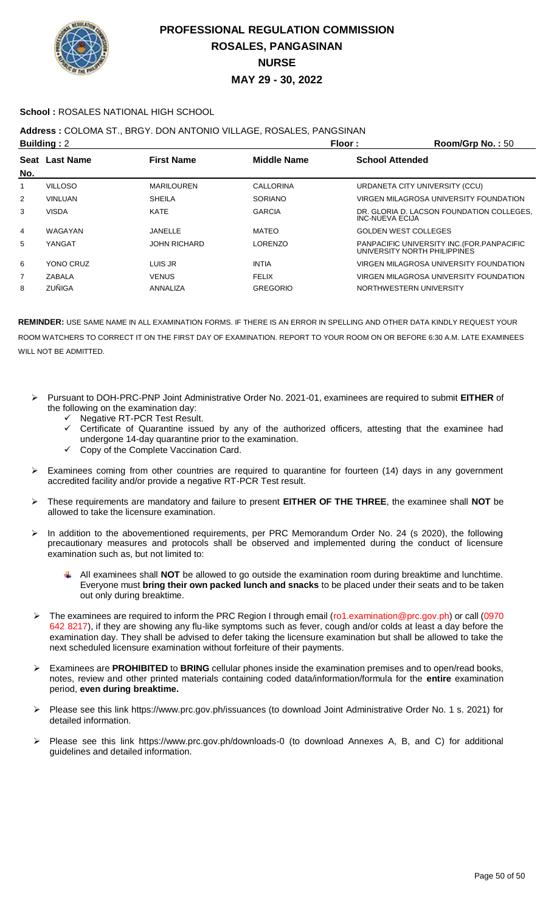# PROFESSIONAL REGULATION COMMISSION
## ROSALES, PANGASINAN
## NURSE
## MAY 29 - 30, 2022

**School :** ROSALES NATIONAL HIGH SCHOOL

**Address :** COLOMA ST., BRGY. DON ANTONIO VILLAGE, ROSALES, PANGSINAN

**Building :** 2 | **Floor :** | **Room/Grp No. :** 50

| Seat No. | Last Name | First Name | Middle Name | School Attended |
|---|---|---|---|---|
| 1 | VILLOSO | MARILOUREN | CALLORINA | URDANETA CITY UNIVERSITY (CCU) |
| 2 | VINLUAN | SHEILA | SORIANO | VIRGEN MILAGROSA UNIVERSITY FOUNDATION |
| 3 | VISDA | KATE | GARCIA | DR. GLORIA D. LACSON FOUNDATION COLLEGES, INC-NUEVA ECIJA |
| 4 | WAGAYAN | JANELLE | MATEO | GOLDEN WEST COLLEGES |
| 5 | YANGAT | JOHN RICHARD | LORENZO | PANPACIFIC UNIVERSITY INC.(FOR.PANPACIFIC UNIVERSITY NORTH PHILIPPINES |
| 6 | YONO CRUZ | LUIS JR | INTIA | VIRGEN MILAGROSA UNIVERSITY FOUNDATION |
| 7 | ZABALA | VENUS | FELIX | VIRGEN MILAGROSA UNIVERSITY FOUNDATION |
| 8 | ZUÑIGA | ANNALIZA | GREGORIO | NORTHWESTERN UNIVERSITY |

**REMINDER:** USE SAME NAME IN ALL EXAMINATION FORMS. IF THERE IS AN ERROR IN SPELLING AND OTHER DATA KINDLY REQUEST YOUR ROOM WATCHERS TO CORRECT IT ON THE FIRST DAY OF EXAMINATION. REPORT TO YOUR ROOM ON OR BEFORE 6:30 A.M. LATE EXAMINEES WILL NOT BE ADMITTED.

- Pursuant to DOH-PRC-PNP Joint Administrative Order No. 2021-01, examinees are required to submit **EITHER** of the following on the examination day:
  - ✓ Negative RT-PCR Test Result.
  - ✓ Certificate of Quarantine issued by any of the authorized officers, attesting that the examinee had undergone 14-day quarantine prior to the examination.
  - ✓ Copy of the Complete Vaccination Card.
- Examinees coming from other countries are required to quarantine for fourteen (14) days in any government accredited facility and/or provide a negative RT-PCR Test result.
- These requirements are mandatory and failure to present **EITHER OF THE THREE**, the examinee shall **NOT** be allowed to take the licensure examination.
- In addition to the abovementioned requirements, per PRC Memorandum Order No. 24 (s 2020), the following precautionary measures and protocols shall be observed and implemented during the conduct of licensure examination such as, but not limited to:
  - All examinees shall **NOT** be allowed to go outside the examination room during breaktime and lunchtime. Everyone must **bring their own packed lunch and snacks** to be placed under their seats and to be taken out only during breaktime.
- The examinees are required to inform the PRC Region I through email (ro1.examination@prc.gov.ph) or call (0970 642 8217), if they are showing any flu-like symptoms such as fever, cough and/or colds at least a day before the examination day. They shall be advised to defer taking the licensure examination but shall be allowed to take the next scheduled licensure examination without forfeiture of their payments.
- Examinees are **PROHIBITED** to **BRING** cellular phones inside the examination premises and to open/read books, notes, review and other printed materials containing coded data/information/formula for the **entire** examination period, **even during breaktime.**
- Please see this link https://www.prc.gov.ph/issuances (to download Joint Administrative Order No. 1 s. 2021) for detailed information.
- Please see this link https://www.prc.gov.ph/downloads-0 (to download Annexes A, B, and C) for additional guidelines and detailed information.